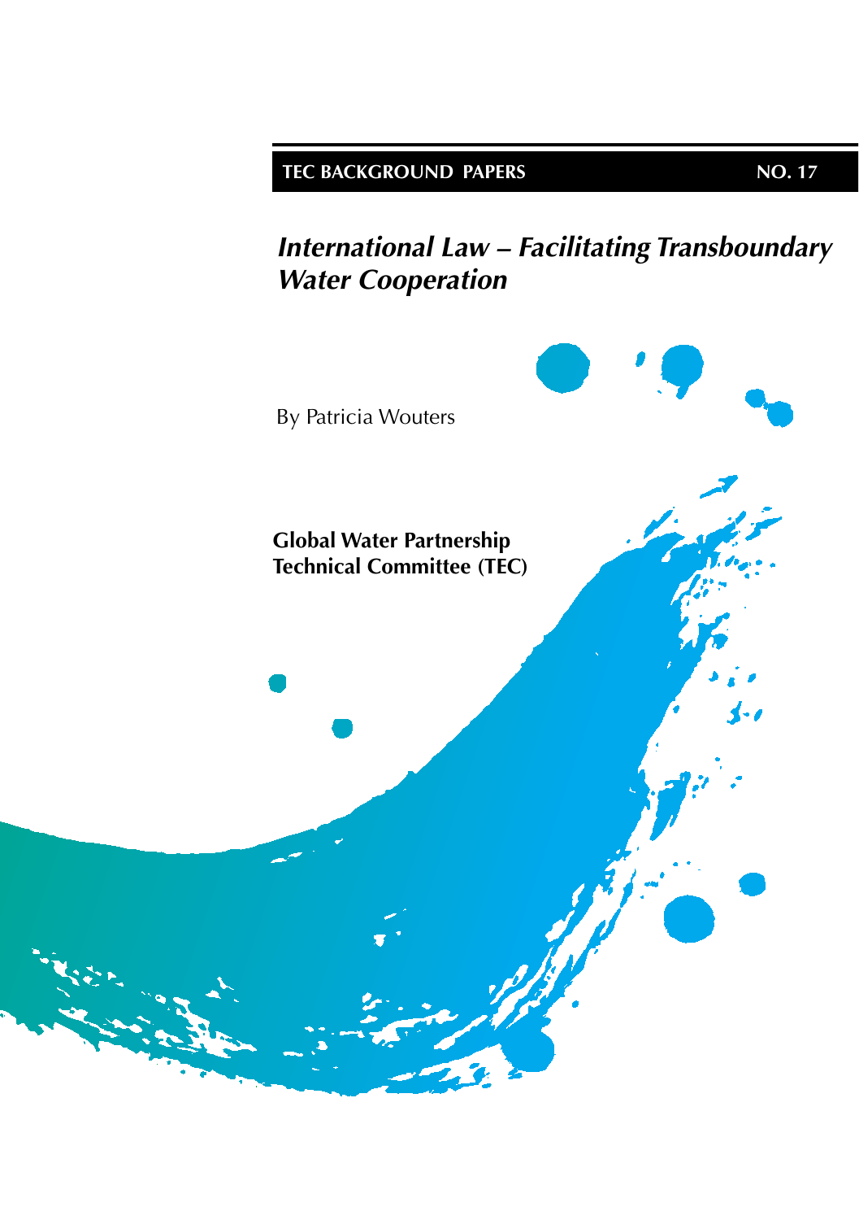**TEC BACKGROUND PAPERS** **NO. 17**

# *International Law – Facilitating Transboundary Water Cooperation*

By Patricia Wouters

**Global Water Partnership**
**Technical Committee (TEC)**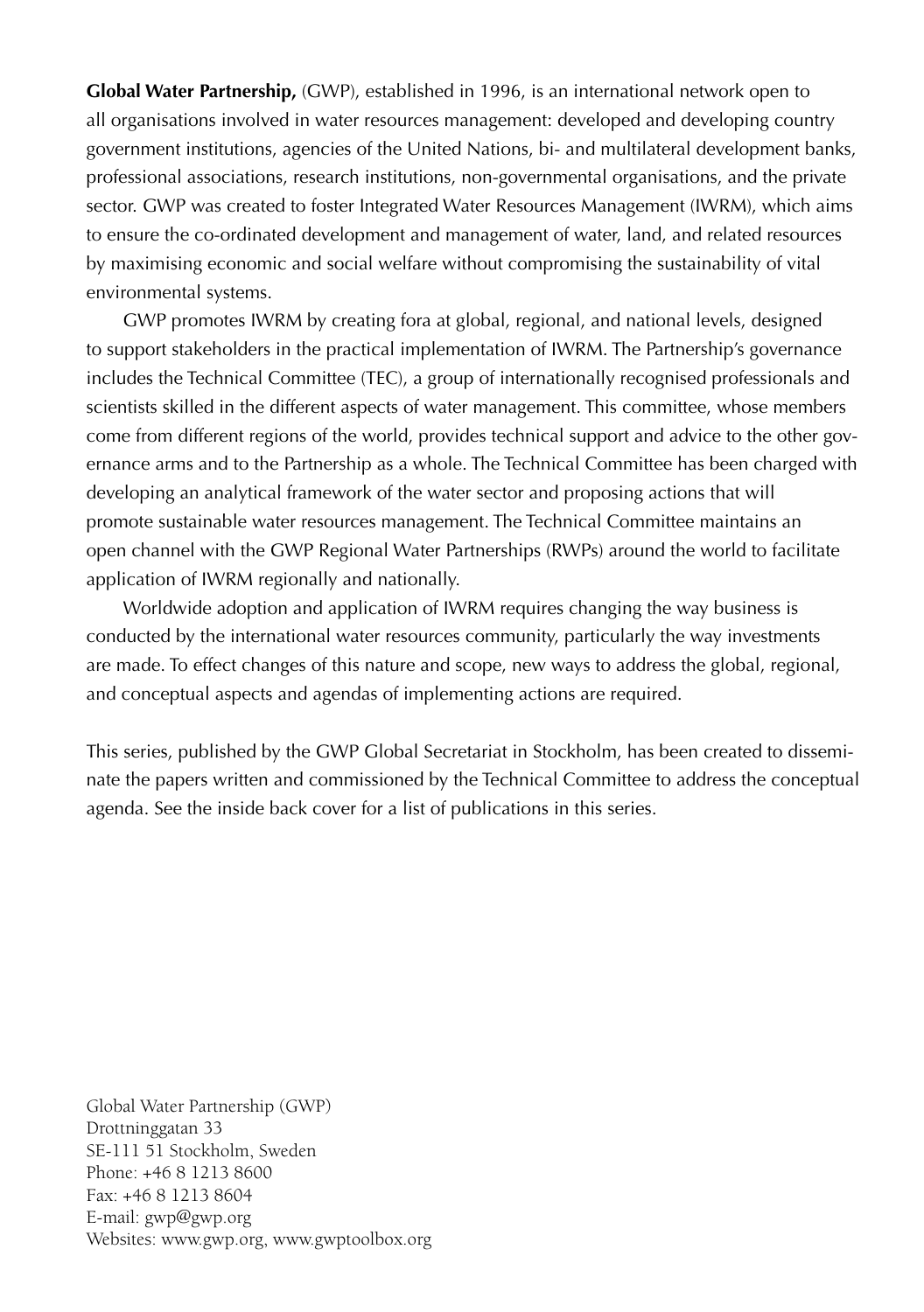**Global Water Partnership,** (GWP), established in 1996, is an international network open to all organisations involved in water resources management: developed and developing country government institutions, agencies of the United Nations, bi- and multilateral development banks, professional associations, research institutions, non-governmental organisations, and the private sector. GWP was created to foster Integrated Water Resources Management (IWRM), which aims to ensure the co-ordinated development and management of water, land, and related resources by maximising economic and social welfare without compromising the sustainability of vital environmental systems.

GWP promotes IWRM by creating fora at global, regional, and national levels, designed to support stakeholders in the practical implementation of IWRM. The Partnership's governance includes the Technical Committee (TEC), a group of internationally recognised professionals and scientists skilled in the different aspects of water management. This committee, whose members come from different regions of the world, provides technical support and advice to the other governance arms and to the Partnership as a whole. The Technical Committee has been charged with developing an analytical framework of the water sector and proposing actions that will promote sustainable water resources management. The Technical Committee maintains an open channel with the GWP Regional Water Partnerships (RWPs) around the world to facilitate application of IWRM regionally and nationally.

Worldwide adoption and application of IWRM requires changing the way business is conducted by the international water resources community, particularly the way investments are made. To effect changes of this nature and scope, new ways to address the global, regional, and conceptual aspects and agendas of implementing actions are required.

This series, published by the GWP Global Secretariat in Stockholm, has been created to disseminate the papers written and commissioned by the Technical Committee to address the conceptual agenda. See the inside back cover for a list of publications in this series.

Global Water Partnership (GWP)
Drottninggatan 33
SE-111 51 Stockholm, Sweden
Phone: +46 8 1213 8600
Fax: +46 8 1213 8604
E-mail: gwp@gwp.org
Websites: www.gwp.org, www.gwptoolbox.org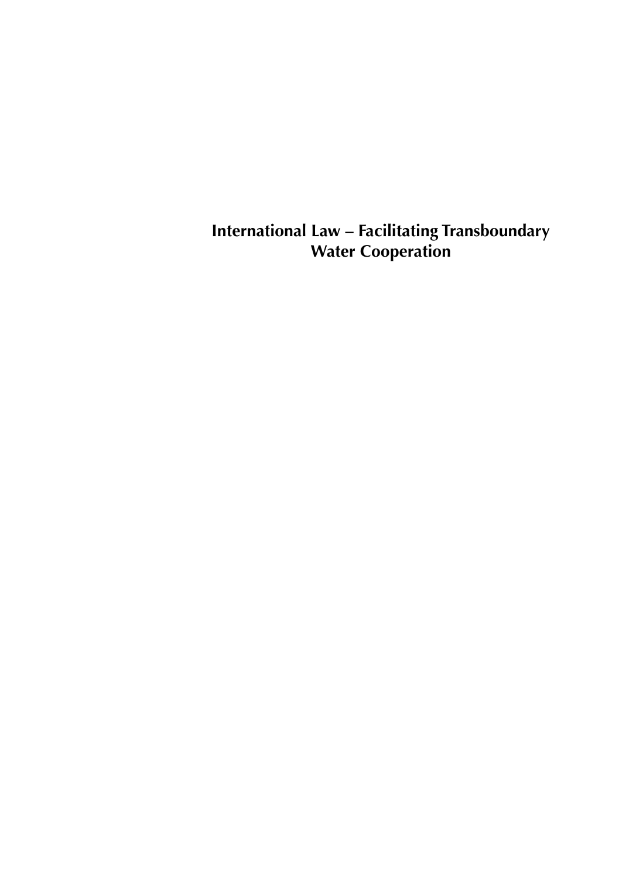# International Law – Facilitating Transboundary Water Cooperation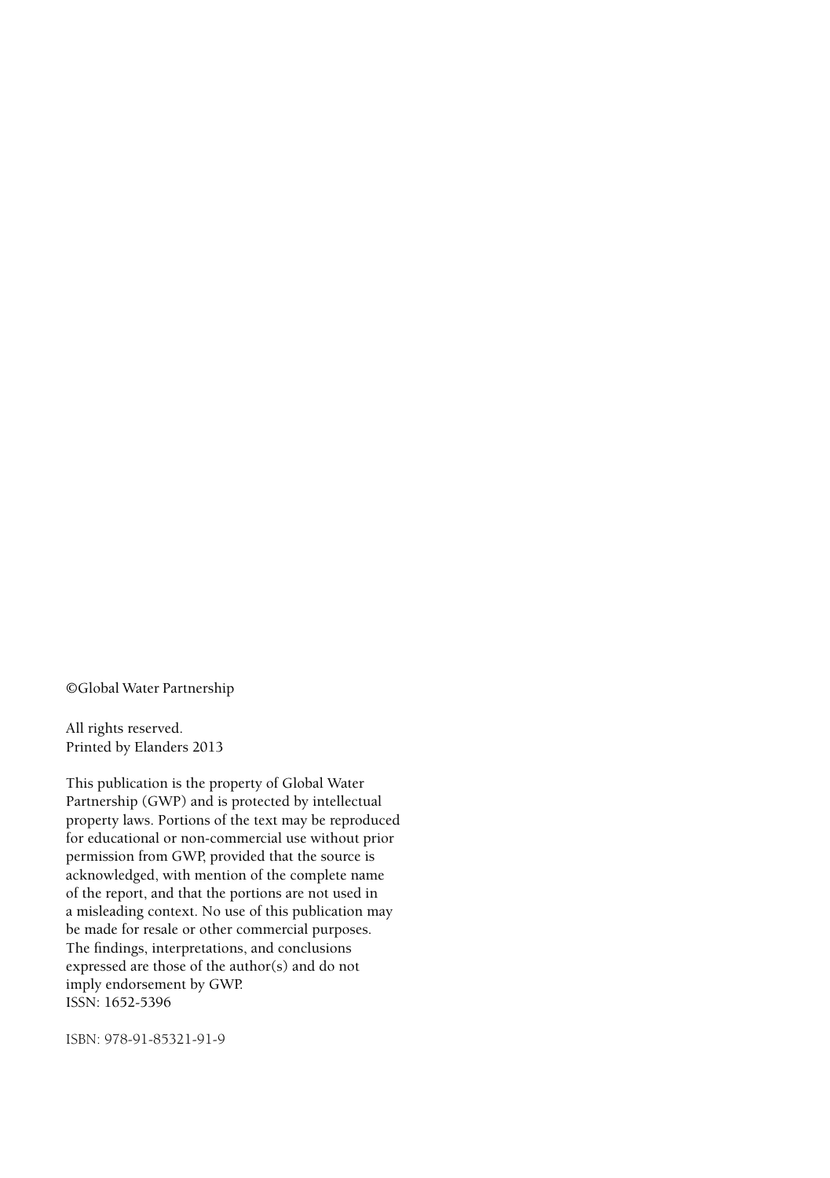©Global Water Partnership

All rights reserved.
Printed by Elanders 2013

This publication is the property of Global Water Partnership (GWP) and is protected by intellectual property laws. Portions of the text may be reproduced for educational or non-commercial use without prior permission from GWP, provided that the source is acknowledged, with mention of the complete name of the report, and that the portions are not used in a misleading context. No use of this publication may be made for resale or other commercial purposes. The findings, interpretations, and conclusions expressed are those of the author(s) and do not imply endorsement by GWP.
ISSN: 1652-5396

ISBN: 978-91-85321-91-9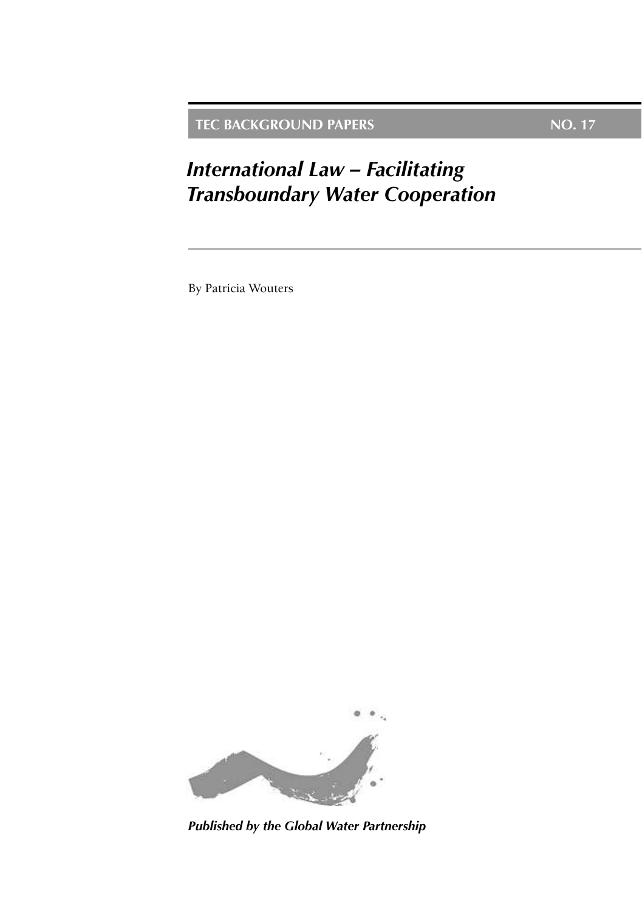**TEC BACKGROUND PAPERS** **NO. 17**

# *International Law – Facilitating Transboundary Water Cooperation*

By Patricia Wouters

***Published by the Global Water Partnership***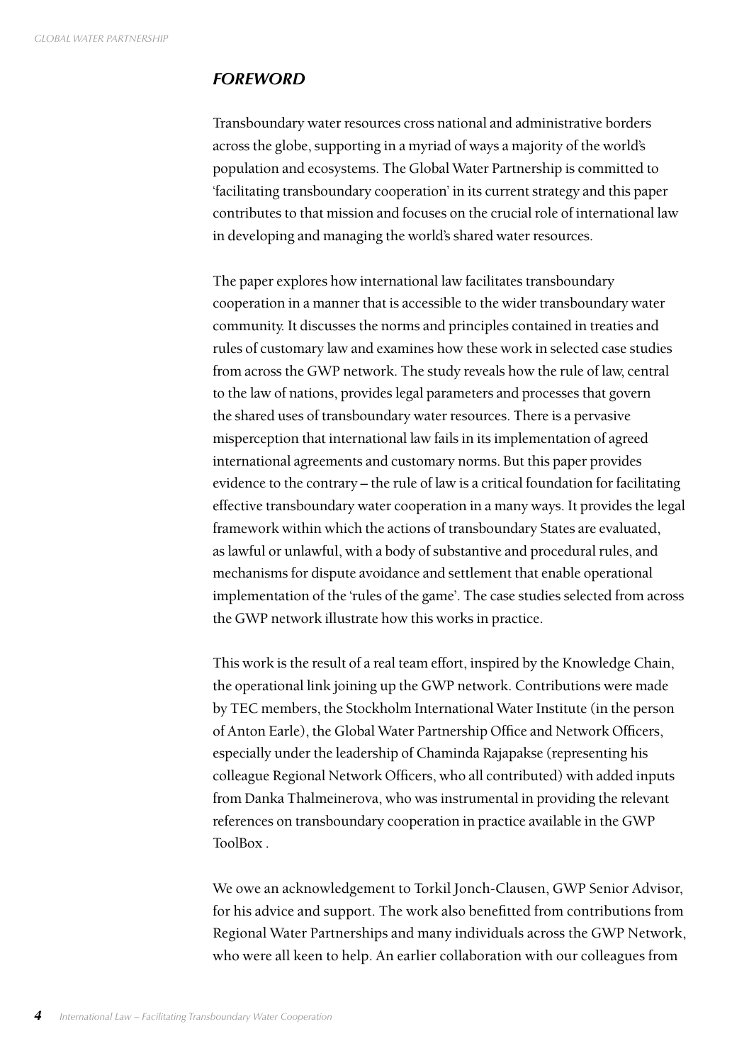## *FOREWORD*

Transboundary water resources cross national and administrative borders across the globe, supporting in a myriad of ways a majority of the world's population and ecosystems. The Global Water Partnership is committed to 'facilitating transboundary cooperation' in its current strategy and this paper contributes to that mission and focuses on the crucial role of international law in developing and managing the world's shared water resources.

The paper explores how international law facilitates transboundary cooperation in a manner that is accessible to the wider transboundary water community. It discusses the norms and principles contained in treaties and rules of customary law and examines how these work in selected case studies from across the GWP network. The study reveals how the rule of law, central to the law of nations, provides legal parameters and processes that govern the shared uses of transboundary water resources. There is a pervasive misperception that international law fails in its implementation of agreed international agreements and customary norms. But this paper provides evidence to the contrary – the rule of law is a critical foundation for facilitating effective transboundary water cooperation in a many ways. It provides the legal framework within which the actions of transboundary States are evaluated, as lawful or unlawful, with a body of substantive and procedural rules, and mechanisms for dispute avoidance and settlement that enable operational implementation of the 'rules of the game'. The case studies selected from across the GWP network illustrate how this works in practice.

This work is the result of a real team effort, inspired by the Knowledge Chain, the operational link joining up the GWP network. Contributions were made by TEC members, the Stockholm International Water Institute (in the person of Anton Earle), the Global Water Partnership Office and Network Officers, especially under the leadership of Chaminda Rajapakse (representing his colleague Regional Network Officers, who all contributed) with added inputs from Danka Thalmeinerova, who was instrumental in providing the relevant references on transboundary cooperation in practice available in the GWP ToolBox .

We owe an acknowledgement to Torkil Jonch-Clausen, GWP Senior Advisor, for his advice and support. The work also benefitted from contributions from Regional Water Partnerships and many individuals across the GWP Network, who were all keen to help. An earlier collaboration with our colleagues from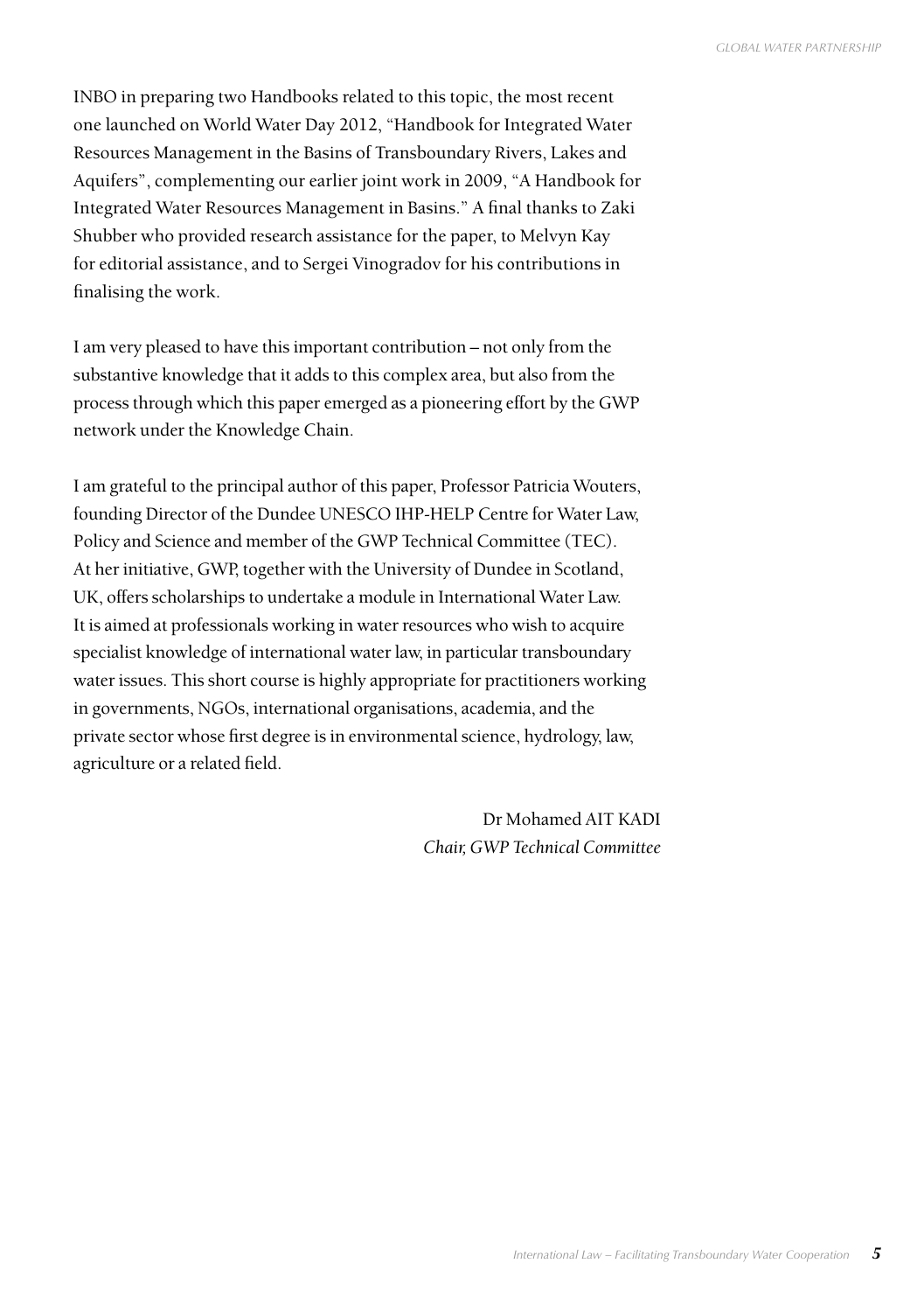INBO in preparing two Handbooks related to this topic, the most recent one launched on World Water Day 2012, "Handbook for Integrated Water Resources Management in the Basins of Transboundary Rivers, Lakes and Aquifers", complementing our earlier joint work in 2009, "A Handbook for Integrated Water Resources Management in Basins." A final thanks to Zaki Shubber who provided research assistance for the paper, to Melvyn Kay for editorial assistance, and to Sergei Vinogradov for his contributions in finalising the work.

I am very pleased to have this important contribution – not only from the substantive knowledge that it adds to this complex area, but also from the process through which this paper emerged as a pioneering effort by the GWP network under the Knowledge Chain.

I am grateful to the principal author of this paper, Professor Patricia Wouters, founding Director of the Dundee UNESCO IHP-HELP Centre for Water Law, Policy and Science and member of the GWP Technical Committee (TEC). At her initiative, GWP, together with the University of Dundee in Scotland, UK, offers scholarships to undertake a module in International Water Law. It is aimed at professionals working in water resources who wish to acquire specialist knowledge of international water law, in particular transboundary water issues. This short course is highly appropriate for practitioners working in governments, NGOs, international organisations, academia, and the private sector whose first degree is in environmental science, hydrology, law, agriculture or a related field.

Dr Mohamed AIT KADI
*Chair, GWP Technical Committee*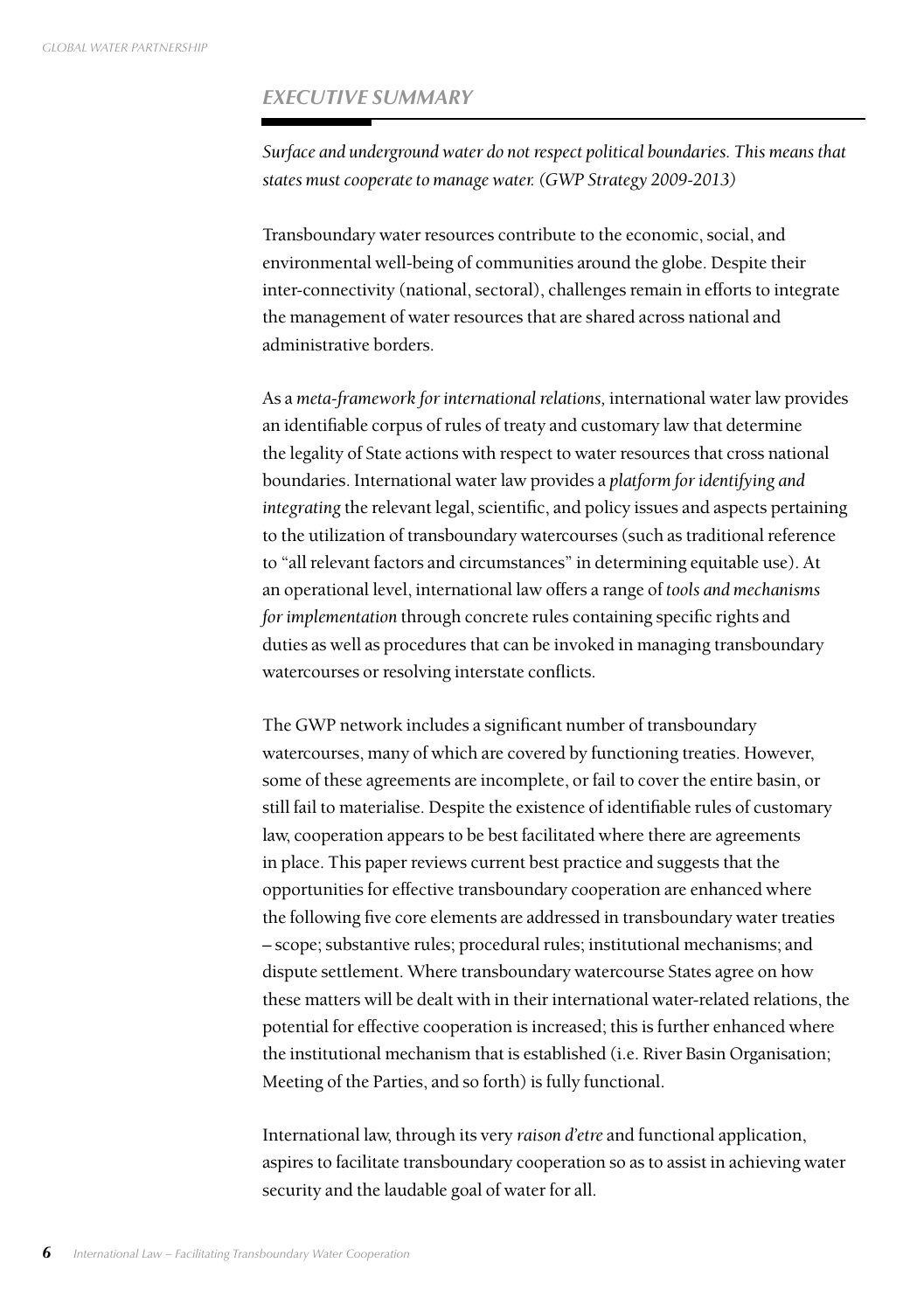## *EXECUTIVE SUMMARY*

*Surface and underground water do not respect political boundaries. This means that states must cooperate to manage water. (GWP Strategy 2009-2013)*

Transboundary water resources contribute to the economic, social, and environmental well-being of communities around the globe. Despite their inter-connectivity (national, sectoral), challenges remain in efforts to integrate the management of water resources that are shared across national and administrative borders.

As a *meta-framework for international relations,* international water law provides an identifiable corpus of rules of treaty and customary law that determine the legality of State actions with respect to water resources that cross national boundaries. International water law provides a *platform for identifying and integrating* the relevant legal, scientific, and policy issues and aspects pertaining to the utilization of transboundary watercourses (such as traditional reference to "all relevant factors and circumstances" in determining equitable use). At an operational level, international law offers a range of *tools and mechanisms for implementation* through concrete rules containing specific rights and duties as well as procedures that can be invoked in managing transboundary watercourses or resolving interstate conflicts.

The GWP network includes a significant number of transboundary watercourses, many of which are covered by functioning treaties. However, some of these agreements are incomplete, or fail to cover the entire basin, or still fail to materialise. Despite the existence of identifiable rules of customary law, cooperation appears to be best facilitated where there are agreements in place. This paper reviews current best practice and suggests that the opportunities for effective transboundary cooperation are enhanced where the following five core elements are addressed in transboundary water treaties – scope; substantive rules; procedural rules; institutional mechanisms; and dispute settlement. Where transboundary watercourse States agree on how these matters will be dealt with in their international water-related relations, the potential for effective cooperation is increased; this is further enhanced where the institutional mechanism that is established (i.e. River Basin Organisation; Meeting of the Parties, and so forth) is fully functional.

International law, through its very *raison d'etre* and functional application, aspires to facilitate transboundary cooperation so as to assist in achieving water security and the laudable goal of water for all.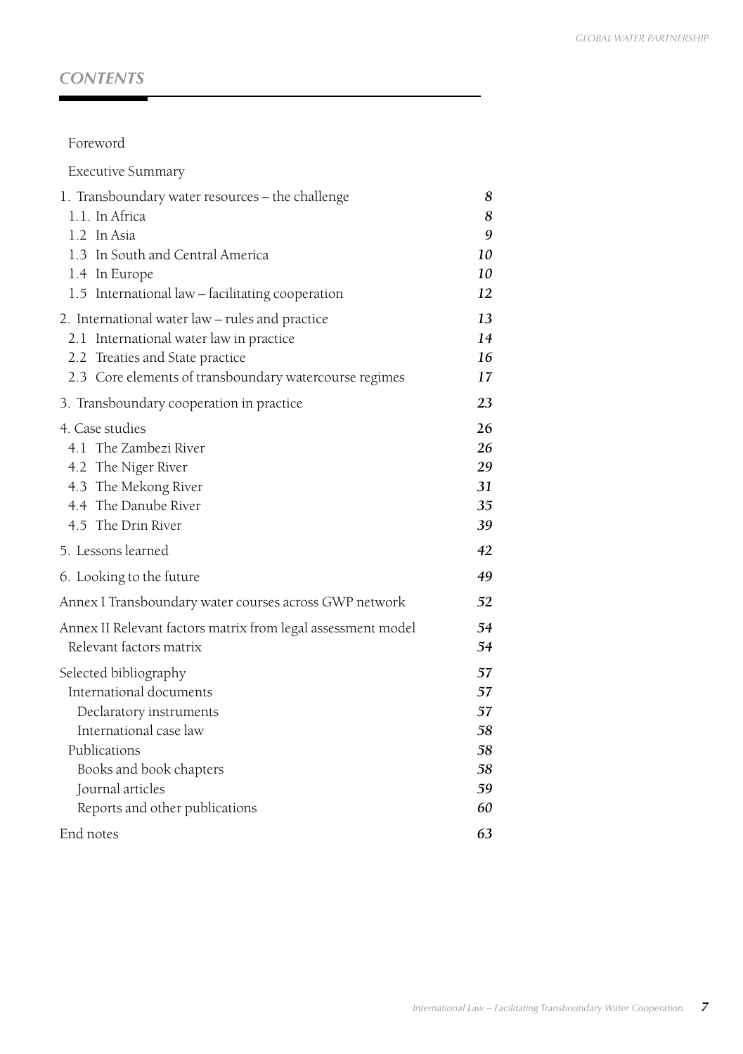## CONTENTS

| | |
|---|---|
| Foreword | |
| Executive Summary | |
| 1. Transboundary water resources – the challenge | *8* |
| 1.1. In Africa | *8* |
| 1.2 In Asia | *9* |
| 1.3 In South and Central America | *10* |
| 1.4 In Europe | *10* |
| 1.5 International law – facilitating cooperation | *12* |
| 2. International water law – rules and practice | *13* |
| 2.1 International water law in practice | *14* |
| 2.2 Treaties and State practice | *16* |
| 2.3 Core elements of transboundary watercourse regimes | *17* |
| 3. Transboundary cooperation in practice | *23* |
| 4. Case studies | *26* |
| 4.1 The Zambezi River | *26* |
| 4.2 The Niger River | *29* |
| 4.3 The Mekong River | *31* |
| 4.4 The Danube River | *35* |
| 4.5 The Drin River | *39* |
| 5. Lessons learned | *42* |
| 6. Looking to the future | *49* |
| Annex I Transboundary water courses across GWP network | *52* |
| Annex II Relevant factors matrix from legal assessment model | *54* |
| Relevant factors matrix | *54* |
| Selected bibliography | *57* |
| International documents | *57* |
| Declaratory instruments | *57* |
| International case law | *58* |
| Publications | *58* |
| Books and book chapters | *58* |
| Journal articles | *59* |
| Reports and other publications | *60* |
| End notes | *63* |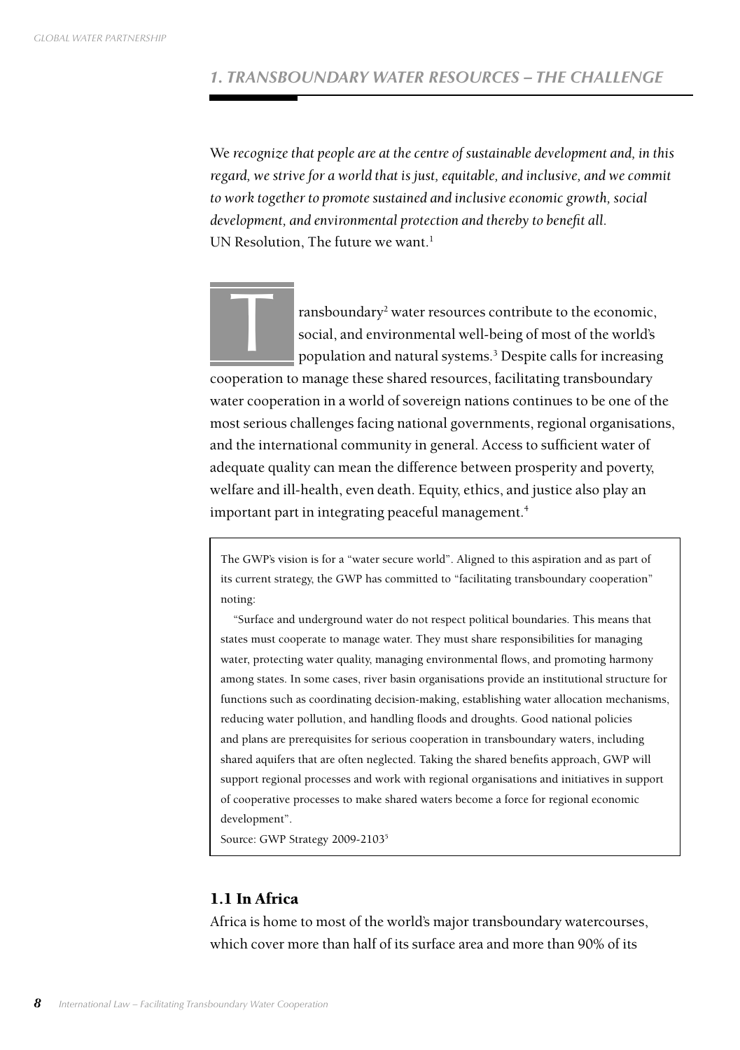## 1. TRANSBOUNDARY WATER RESOURCES – THE CHALLENGE

We *recognize that people are at the centre of sustainable development and, in this regard, we strive for a world that is just, equitable, and inclusive, and we commit to work together to promote sustained and inclusive economic growth, social development, and environmental protection and thereby to benefit all.*
UN Resolution, The future we want.[1]

Transboundary[2] water resources contribute to the economic, social, and environmental well-being of most of the world's population and natural systems.[3] Despite calls for increasing cooperation to manage these shared resources, facilitating transboundary water cooperation in a world of sovereign nations continues to be one of the most serious challenges facing national governments, regional organisations, and the international community in general. Access to sufficient water of adequate quality can mean the difference between prosperity and poverty, welfare and ill-health, even death. Equity, ethics, and justice also play an important part in integrating peaceful management.[4]

> The GWP's vision is for a "water secure world". Aligned to this aspiration and as part of its current strategy, the GWP has committed to "facilitating transboundary cooperation" noting:
>
> "Surface and underground water do not respect political boundaries. This means that states must cooperate to manage water. They must share responsibilities for managing water, protecting water quality, managing environmental flows, and promoting harmony among states. In some cases, river basin organisations provide an institutional structure for functions such as coordinating decision-making, establishing water allocation mechanisms, reducing water pollution, and handling floods and droughts. Good national policies and plans are prerequisites for serious cooperation in transboundary waters, including shared aquifers that are often neglected. Taking the shared benefits approach, GWP will support regional processes and work with regional organisations and initiatives in support of cooperative processes to make shared waters become a force for regional economic development".
>
> Source: GWP Strategy 2009-2103[5]

### 1.1 In Africa

Africa is home to most of the world's major transboundary watercourses, which cover more than half of its surface area and more than 90% of its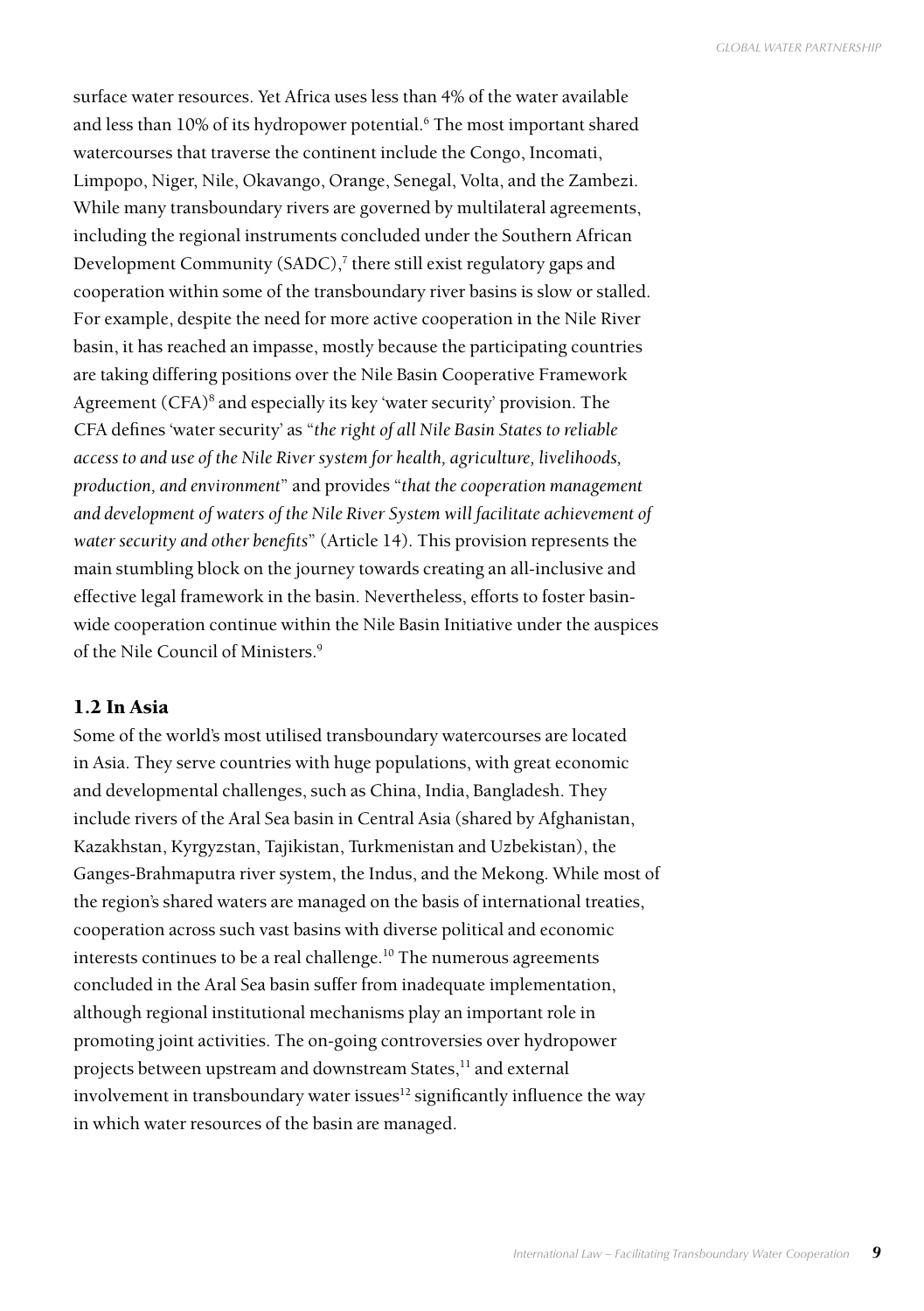surface water resources. Yet Africa uses less than 4% of the water available and less than 10% of its hydropower potential.[6] The most important shared watercourses that traverse the continent include the Congo, Incomati, Limpopo, Niger, Nile, Okavango, Orange, Senegal, Volta, and the Zambezi. While many transboundary rivers are governed by multilateral agreements, including the regional instruments concluded under the Southern African Development Community (SADC),[7] there still exist regulatory gaps and cooperation within some of the transboundary river basins is slow or stalled. For example, despite the need for more active cooperation in the Nile River basin, it has reached an impasse, mostly because the participating countries are taking differing positions over the Nile Basin Cooperative Framework Agreement (CFA)[8] and especially its key 'water security' provision. The CFA defines 'water security' as "*the right of all Nile Basin States to reliable access to and use of the Nile River system for health, agriculture, livelihoods, production, and environment*" and provides "*that the cooperation management and development of waters of the Nile River System will facilitate achievement of water security and other benefits*" (Article 14). This provision represents the main stumbling block on the journey towards creating an all-inclusive and effective legal framework in the basin. Nevertheless, efforts to foster basin-wide cooperation continue within the Nile Basin Initiative under the auspices of the Nile Council of Ministers.[9]

## 1.2 In Asia

Some of the world's most utilised transboundary watercourses are located in Asia. They serve countries with huge populations, with great economic and developmental challenges, such as China, India, Bangladesh. They include rivers of the Aral Sea basin in Central Asia (shared by Afghanistan, Kazakhstan, Kyrgyzstan, Tajikistan, Turkmenistan and Uzbekistan), the Ganges-Brahmaputra river system, the Indus, and the Mekong. While most of the region's shared waters are managed on the basis of international treaties, cooperation across such vast basins with diverse political and economic interests continues to be a real challenge.[10] The numerous agreements concluded in the Aral Sea basin suffer from inadequate implementation, although regional institutional mechanisms play an important role in promoting joint activities. The on-going controversies over hydropower projects between upstream and downstream States,[11] and external involvement in transboundary water issues[12] significantly influence the way in which water resources of the basin are managed.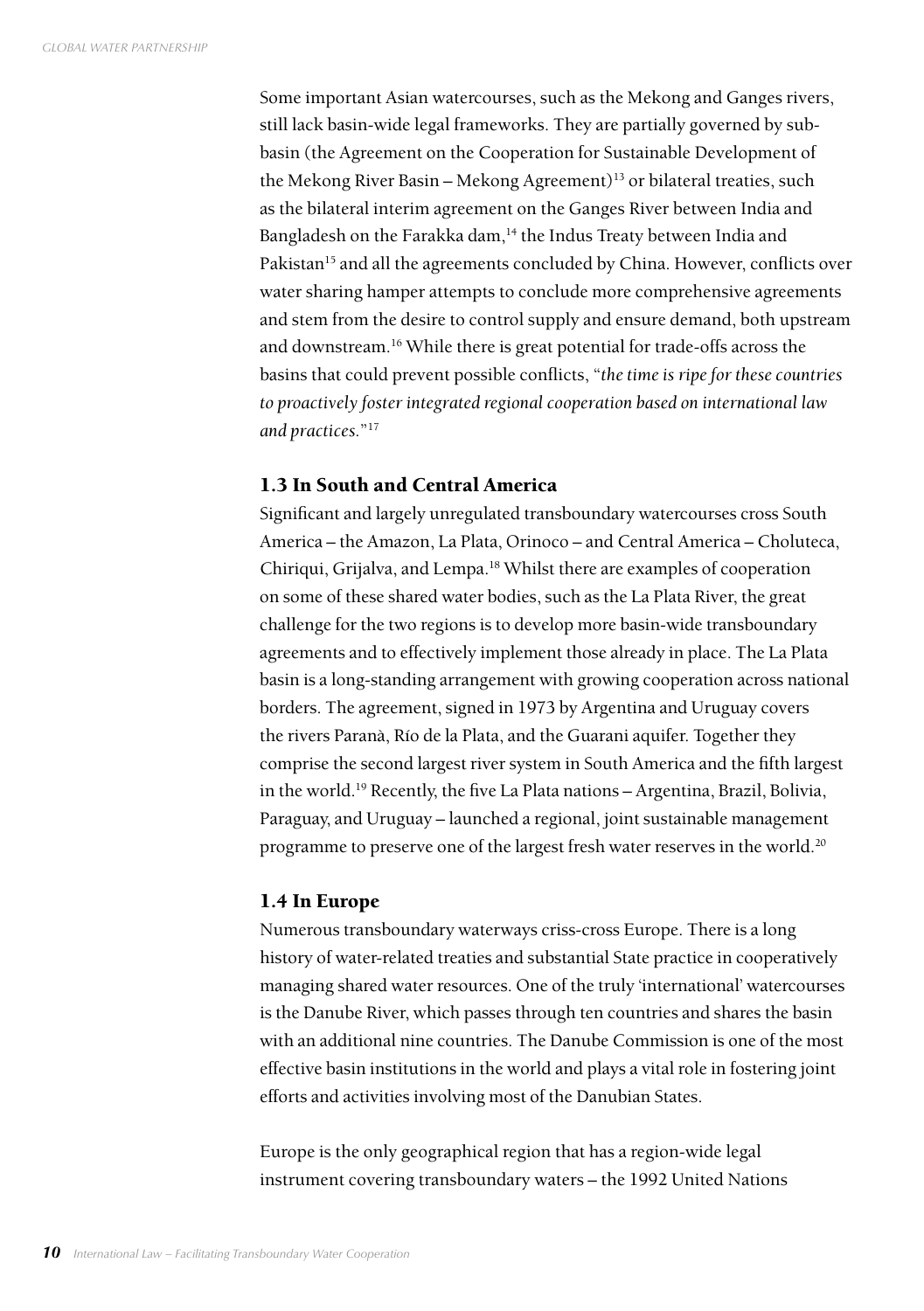Some important Asian watercourses, such as the Mekong and Ganges rivers, still lack basin-wide legal frameworks. They are partially governed by sub-basin (the Agreement on the Cooperation for Sustainable Development of the Mekong River Basin – Mekong Agreement)[13] or bilateral treaties, such as the bilateral interim agreement on the Ganges River between India and Bangladesh on the Farakka dam,[14] the Indus Treaty between India and Pakistan[15] and all the agreements concluded by China. However, conflicts over water sharing hamper attempts to conclude more comprehensive agreements and stem from the desire to control supply and ensure demand, both upstream and downstream.[16] While there is great potential for trade-offs across the basins that could prevent possible conflicts, "*the time is ripe for these countries to proactively foster integrated regional cooperation based on international law and practices.*"[17]

## 1.3 In South and Central America

Significant and largely unregulated transboundary watercourses cross South America – the Amazon, La Plata, Orinoco – and Central America – Choluteca, Chiriqui, Grijalva, and Lempa.[18] Whilst there are examples of cooperation on some of these shared water bodies, such as the La Plata River, the great challenge for the two regions is to develop more basin-wide transboundary agreements and to effectively implement those already in place. The La Plata basin is a long-standing arrangement with growing cooperation across national borders. The agreement, signed in 1973 by Argentina and Uruguay covers the rivers Paranà, Río de la Plata, and the Guarani aquifer. Together they comprise the second largest river system in South America and the fifth largest in the world.[19] Recently, the five La Plata nations – Argentina, Brazil, Bolivia, Paraguay, and Uruguay – launched a regional, joint sustainable management programme to preserve one of the largest fresh water reserves in the world.[20]

## 1.4 In Europe

Numerous transboundary waterways criss-cross Europe. There is a long history of water-related treaties and substantial State practice in cooperatively managing shared water resources. One of the truly 'international' watercourses is the Danube River, which passes through ten countries and shares the basin with an additional nine countries. The Danube Commission is one of the most effective basin institutions in the world and plays a vital role in fostering joint efforts and activities involving most of the Danubian States.

Europe is the only geographical region that has a region-wide legal instrument covering transboundary waters – the 1992 United Nations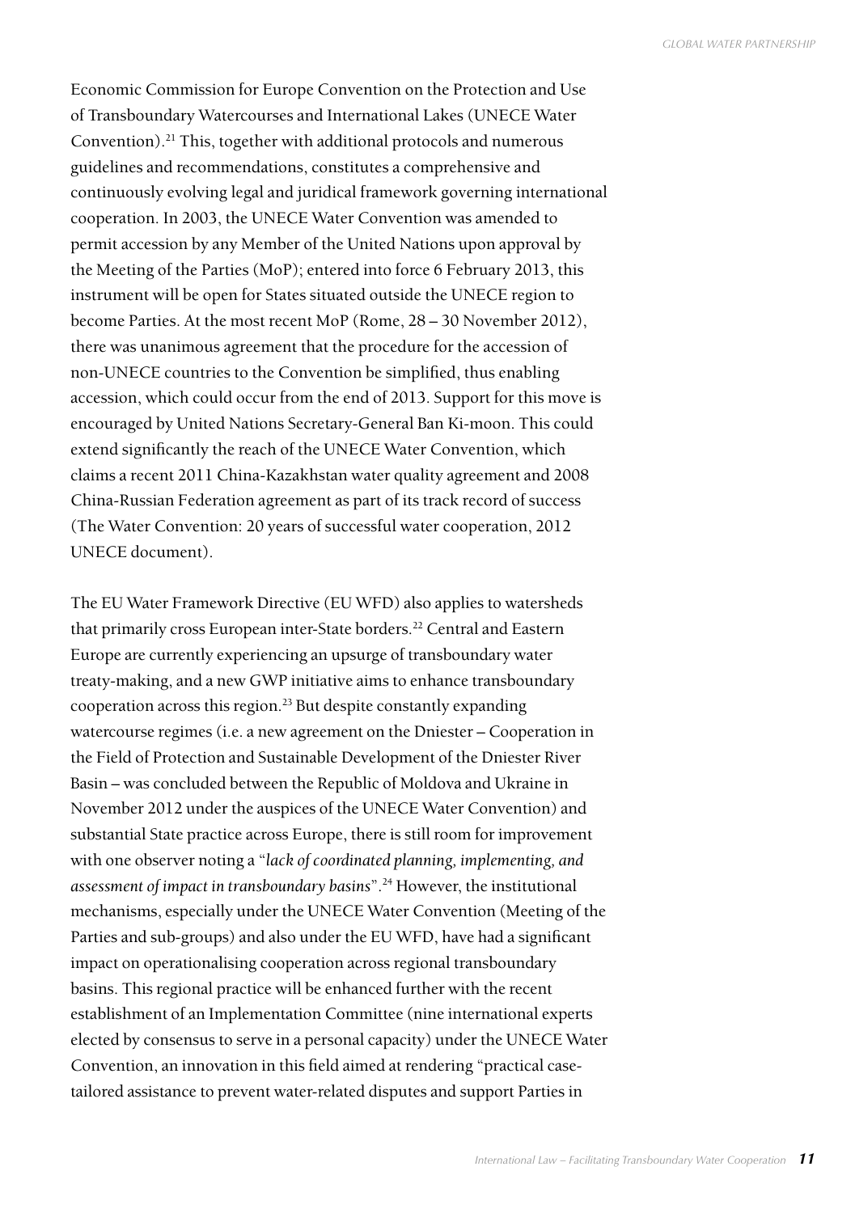Economic Commission for Europe Convention on the Protection and Use of Transboundary Watercourses and International Lakes (UNECE Water Convention).[21] This, together with additional protocols and numerous guidelines and recommendations, constitutes a comprehensive and continuously evolving legal and juridical framework governing international cooperation. In 2003, the UNECE Water Convention was amended to permit accession by any Member of the United Nations upon approval by the Meeting of the Parties (MoP); entered into force 6 February 2013, this instrument will be open for States situated outside the UNECE region to become Parties. At the most recent MoP (Rome, 28 – 30 November 2012), there was unanimous agreement that the procedure for the accession of non-UNECE countries to the Convention be simplified, thus enabling accession, which could occur from the end of 2013. Support for this move is encouraged by United Nations Secretary-General Ban Ki-moon. This could extend significantly the reach of the UNECE Water Convention, which claims a recent 2011 China-Kazakhstan water quality agreement and 2008 China-Russian Federation agreement as part of its track record of success (The Water Convention: 20 years of successful water cooperation, 2012 UNECE document).

The EU Water Framework Directive (EU WFD) also applies to watersheds that primarily cross European inter-State borders.[22] Central and Eastern Europe are currently experiencing an upsurge of transboundary water treaty-making, and a new GWP initiative aims to enhance transboundary cooperation across this region.[23] But despite constantly expanding watercourse regimes (i.e. a new agreement on the Dniester – Cooperation in the Field of Protection and Sustainable Development of the Dniester River Basin – was concluded between the Republic of Moldova and Ukraine in November 2012 under the auspices of the UNECE Water Convention) and substantial State practice across Europe, there is still room for improvement with one observer noting a "*lack of coordinated planning, implementing, and assessment of impact in transboundary basins*".[24] However, the institutional mechanisms, especially under the UNECE Water Convention (Meeting of the Parties and sub-groups) and also under the EU WFD, have had a significant impact on operationalising cooperation across regional transboundary basins. This regional practice will be enhanced further with the recent establishment of an Implementation Committee (nine international experts elected by consensus to serve in a personal capacity) under the UNECE Water Convention, an innovation in this field aimed at rendering "practical case-tailored assistance to prevent water-related disputes and support Parties in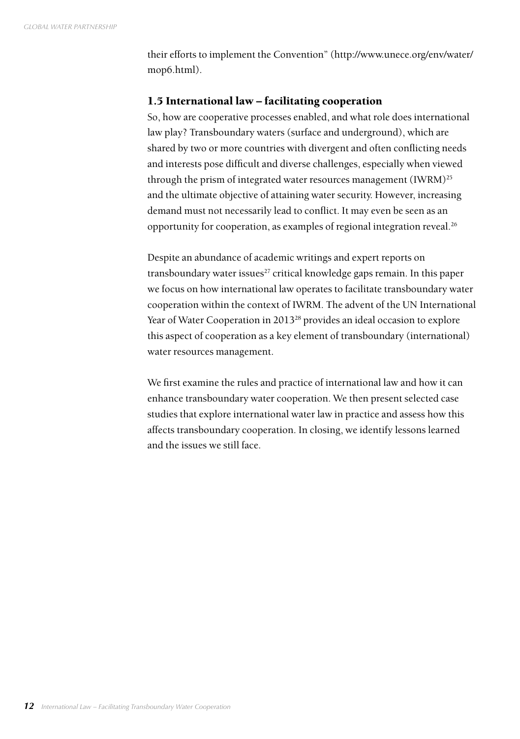their efforts to implement the Convention" (http://www.unece.org/env/water/mop6.html).

### 1.5 International law – facilitating cooperation

So, how are cooperative processes enabled, and what role does international law play? Transboundary waters (surface and underground), which are shared by two or more countries with divergent and often conflicting needs and interests pose difficult and diverse challenges, especially when viewed through the prism of integrated water resources management (IWRM)[25] and the ultimate objective of attaining water security. However, increasing demand must not necessarily lead to conflict. It may even be seen as an opportunity for cooperation, as examples of regional integration reveal.[26]

Despite an abundance of academic writings and expert reports on transboundary water issues[27] critical knowledge gaps remain. In this paper we focus on how international law operates to facilitate transboundary water cooperation within the context of IWRM. The advent of the UN International Year of Water Cooperation in 2013[28] provides an ideal occasion to explore this aspect of cooperation as a key element of transboundary (international) water resources management.

We first examine the rules and practice of international law and how it can enhance transboundary water cooperation. We then present selected case studies that explore international water law in practice and assess how this affects transboundary cooperation. In closing, we identify lessons learned and the issues we still face.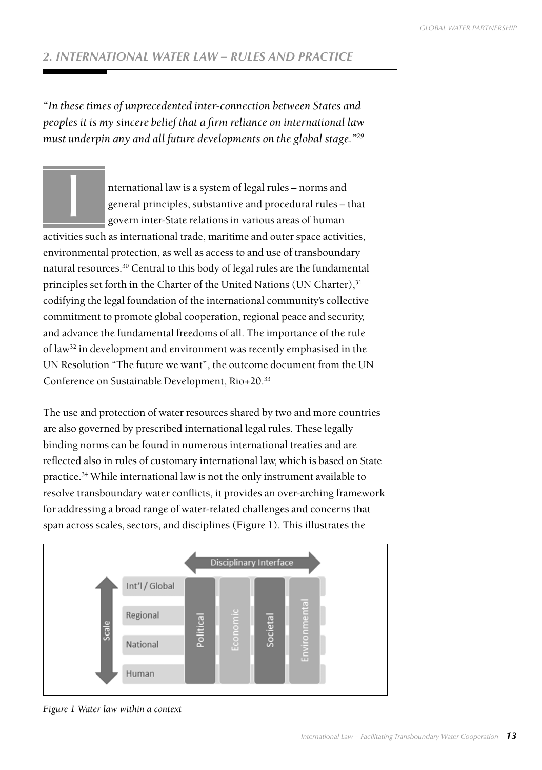## 2. INTERNATIONAL WATER LAW – RULES AND PRACTICE

*"In these times of unprecedented inter-connection between States and peoples it is my sincere belief that a firm reliance on international law must underpin any and all future developments on the global stage."*[29]

International law is a system of legal rules – norms and general principles, substantive and procedural rules – that govern inter-State relations in various areas of human activities such as international trade, maritime and outer space activities, environmental protection, as well as access to and use of transboundary natural resources.[30] Central to this body of legal rules are the fundamental principles set forth in the Charter of the United Nations (UN Charter),[31] codifying the legal foundation of the international community's collective commitment to promote global cooperation, regional peace and security, and advance the fundamental freedoms of all. The importance of the rule of law[32] in development and environment was recently emphasised in the UN Resolution "The future we want", the outcome document from the UN Conference on Sustainable Development, Rio+20.[33]

The use and protection of water resources shared by two and more countries are also governed by prescribed international legal rules. These legally binding norms can be found in numerous international treaties and are reflected also in rules of customary international law, which is based on State practice.[34] While international law is not the only instrument available to resolve transboundary water conflicts, it provides an over-arching framework for addressing a broad range of water-related challenges and concerns that span across scales, sectors, and disciplines (Figure 1). This illustrates the

*Figure 1 Water law within a context*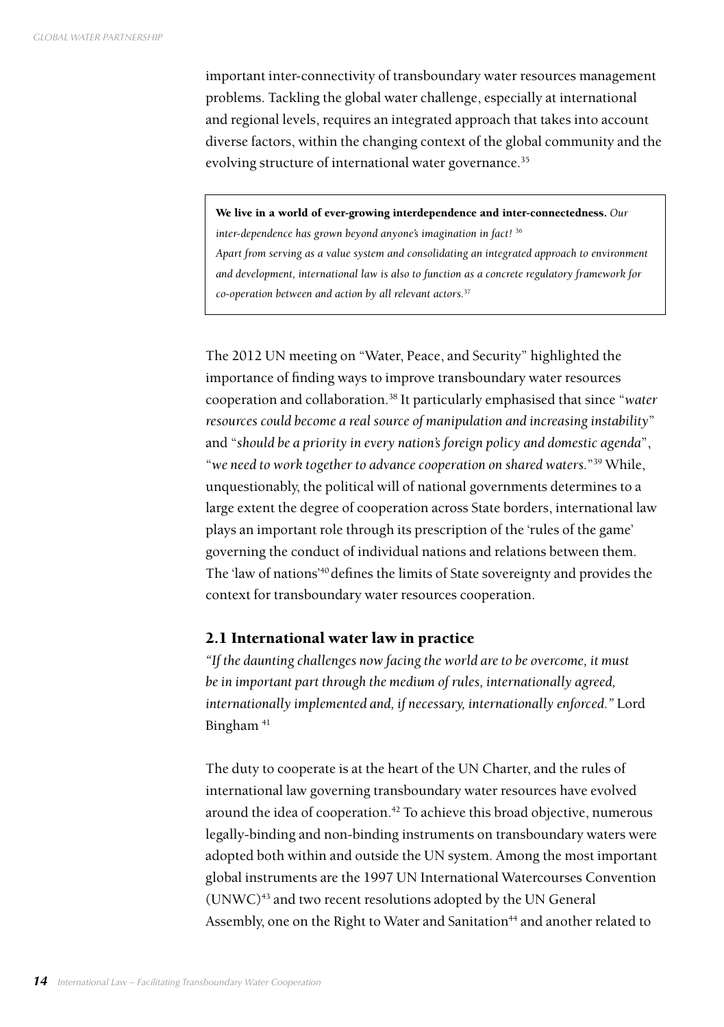important inter-connectivity of transboundary water resources management problems. Tackling the global water challenge, especially at international and regional levels, requires an integrated approach that takes into account diverse factors, within the changing context of the global community and the evolving structure of international water governance.[35]

> **We live in a world of ever-growing interdependence and inter-connectedness.** *Our inter-dependence has grown beyond anyone's imagination in fact!* [36]
> *Apart from serving as a value system and consolidating an integrated approach to environment and development, international law is also to function as a concrete regulatory framework for co-operation between and action by all relevant actors.*[37]

The 2012 UN meeting on "Water, Peace, and Security" highlighted the importance of finding ways to improve transboundary water resources cooperation and collaboration.[38] It particularly emphasised that since "*water resources could become a real source of manipulation and increasing instability*" and "*should be a priority in every nation's foreign policy and domestic agenda*", "*we need to work together to advance cooperation on shared waters.*"[39] While, unquestionably, the political will of national governments determines to a large extent the degree of cooperation across State borders, international law plays an important role through its prescription of the 'rules of the game' governing the conduct of individual nations and relations between them. The 'law of nations'[40] defines the limits of State sovereignty and provides the context for transboundary water resources cooperation.

## 2.1 International water law in practice

*"If the daunting challenges now facing the world are to be overcome, it must be in important part through the medium of rules, internationally agreed, internationally implemented and, if necessary, internationally enforced."* Lord Bingham [41]

The duty to cooperate is at the heart of the UN Charter, and the rules of international law governing transboundary water resources have evolved around the idea of cooperation.[42] To achieve this broad objective, numerous legally-binding and non-binding instruments on transboundary waters were adopted both within and outside the UN system. Among the most important global instruments are the 1997 UN International Watercourses Convention (UNWC)[43] and two recent resolutions adopted by the UN General Assembly, one on the Right to Water and Sanitation[44] and another related to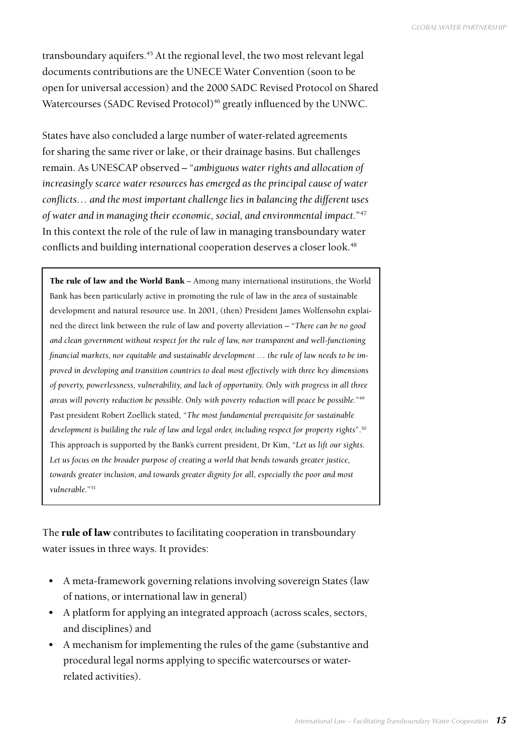transboundary aquifers.[45] At the regional level, the two most relevant legal documents contributions are the UNECE Water Convention (soon to be open for universal accession) and the 2000 SADC Revised Protocol on Shared Watercourses (SADC Revised Protocol)[46] greatly influenced by the UNWC.

States have also concluded a large number of water-related agreements for sharing the same river or lake, or their drainage basins. But challenges remain. As UNESCAP observed – "*ambiguous water rights and allocation of increasingly scarce water resources has emerged as the principal cause of water conflicts… and the most important challenge lies in balancing the different uses of water and in managing their economic, social, and environmental impact.*"[47] In this context the role of the rule of law in managing transboundary water conflicts and building international cooperation deserves a closer look.[48]

> **The rule of law and the World Bank** – Among many international institutions, the World Bank has been particularly active in promoting the rule of law in the area of sustainable development and natural resource use. In 2001, (then) President James Wolfensohn explained the direct link between the rule of law and poverty alleviation – "*There can be no good and clean government without respect for the rule of law, nor transparent and well-functioning financial markets, nor equitable and sustainable development … the rule of law needs to be improved in developing and transition countries to deal most effectively with three key dimensions of poverty, powerlessness, vulnerability, and lack of opportunity. Only with progress in all three areas will poverty reduction be possible. Only with poverty reduction will peace be possible.*"[49] Past president Robert Zoellick stated, "*The most fundamental prerequisite for sustainable development is building the rule of law and legal order, including respect for property rights*".[50] This approach is supported by the Bank's current president, Dr Kim, "*Let us lift our sights. Let us focus on the broader purpose of creating a world that bends towards greater justice, towards greater inclusion, and towards greater dignity for all, especially the poor and most vulnerable.*"[51]

The **rule of law** contributes to facilitating cooperation in transboundary water issues in three ways. It provides:

- A meta-framework governing relations involving sovereign States (law of nations, or international law in general)
- A platform for applying an integrated approach (across scales, sectors, and disciplines) and
- A mechanism for implementing the rules of the game (substantive and procedural legal norms applying to specific watercourses or water-related activities).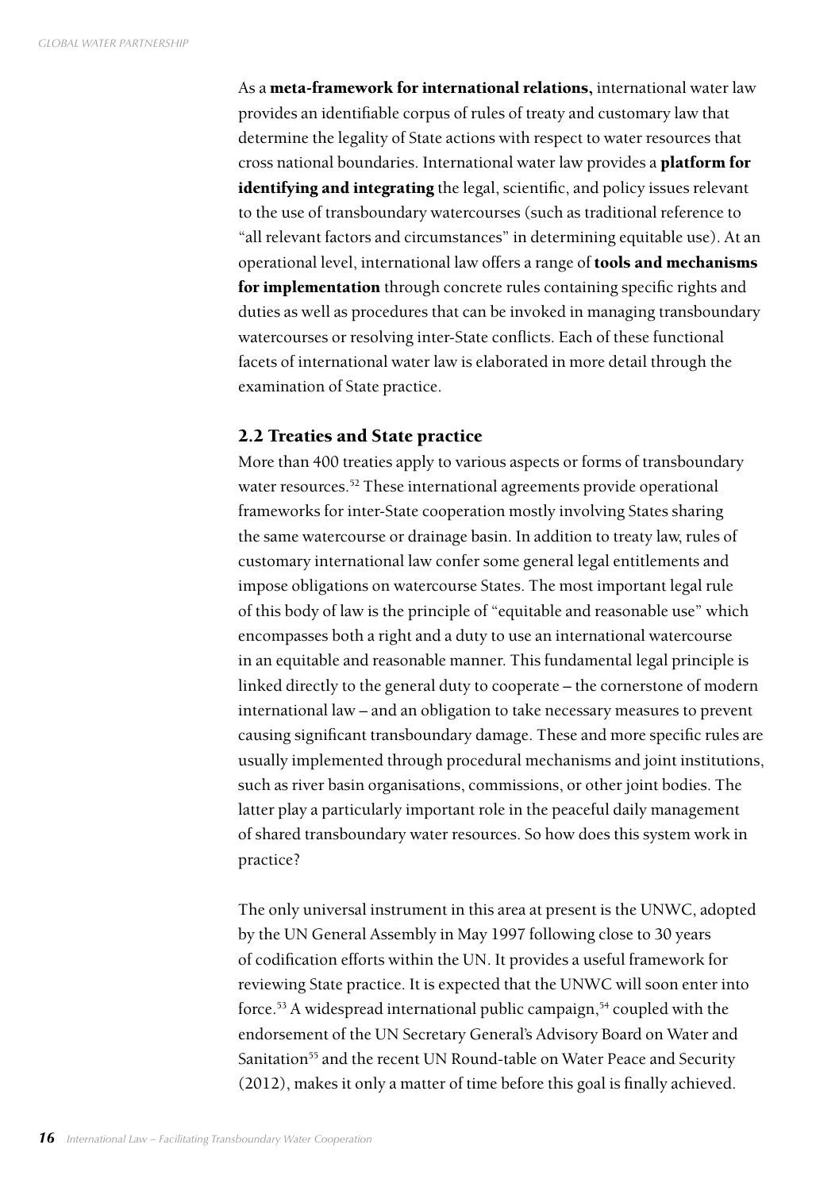As a **meta-framework for international relations,** international water law provides an identifiable corpus of rules of treaty and customary law that determine the legality of State actions with respect to water resources that cross national boundaries. International water law provides a **platform for identifying and integrating** the legal, scientific, and policy issues relevant to the use of transboundary watercourses (such as traditional reference to "all relevant factors and circumstances" in determining equitable use). At an operational level, international law offers a range of **tools and mechanisms for implementation** through concrete rules containing specific rights and duties as well as procedures that can be invoked in managing transboundary watercourses or resolving inter-State conflicts. Each of these functional facets of international water law is elaborated in more detail through the examination of State practice.

## 2.2 Treaties and State practice

More than 400 treaties apply to various aspects or forms of transboundary water resources.[52] These international agreements provide operational frameworks for inter-State cooperation mostly involving States sharing the same watercourse or drainage basin. In addition to treaty law, rules of customary international law confer some general legal entitlements and impose obligations on watercourse States. The most important legal rule of this body of law is the principle of "equitable and reasonable use" which encompasses both a right and a duty to use an international watercourse in an equitable and reasonable manner. This fundamental legal principle is linked directly to the general duty to cooperate – the cornerstone of modern international law – and an obligation to take necessary measures to prevent causing significant transboundary damage. These and more specific rules are usually implemented through procedural mechanisms and joint institutions, such as river basin organisations, commissions, or other joint bodies. The latter play a particularly important role in the peaceful daily management of shared transboundary water resources. So how does this system work in practice?

The only universal instrument in this area at present is the UNWC, adopted by the UN General Assembly in May 1997 following close to 30 years of codification efforts within the UN. It provides a useful framework for reviewing State practice. It is expected that the UNWC will soon enter into force.[53] A widespread international public campaign,[54] coupled with the endorsement of the UN Secretary General's Advisory Board on Water and Sanitation[55] and the recent UN Round-table on Water Peace and Security (2012), makes it only a matter of time before this goal is finally achieved.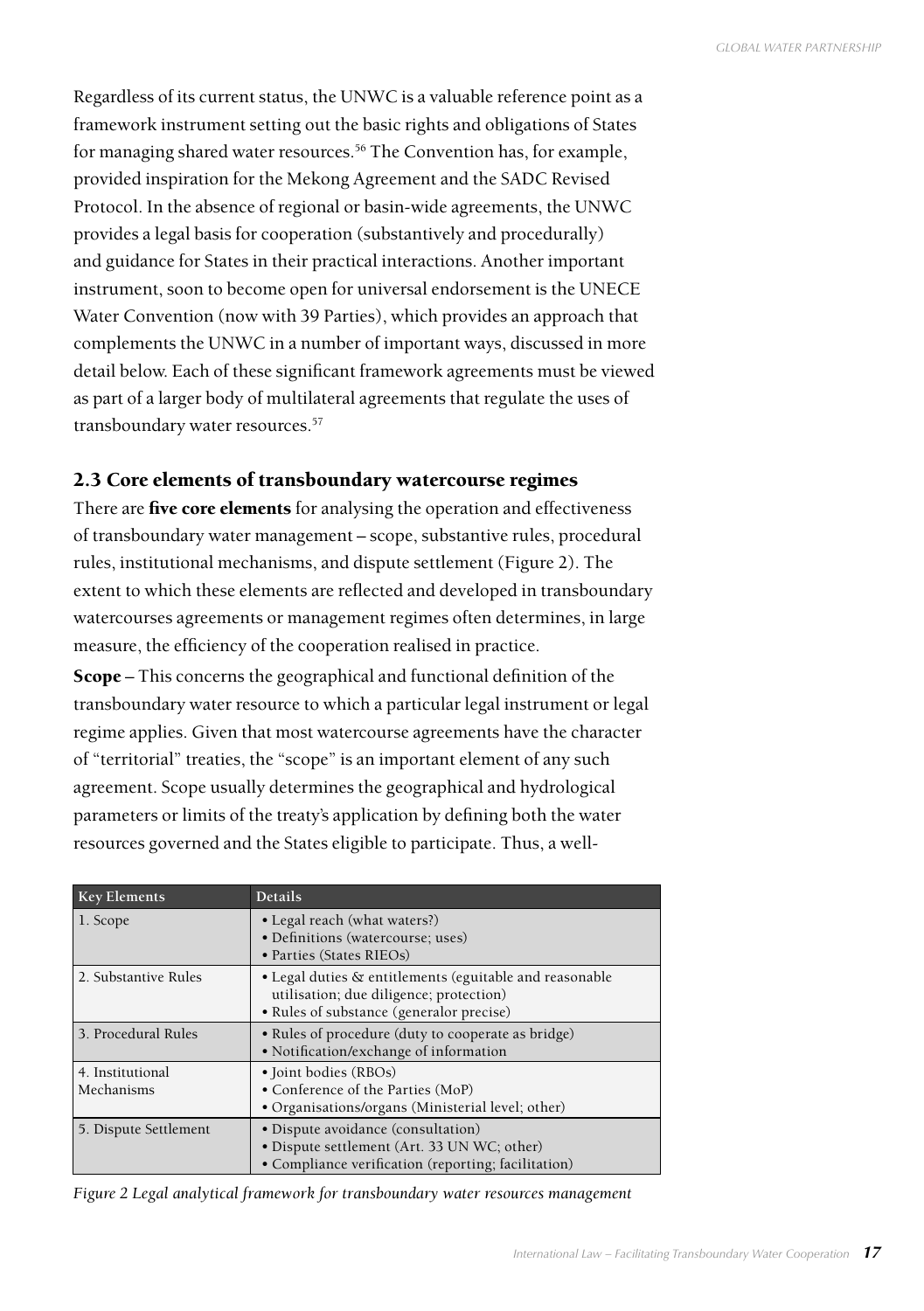Regardless of its current status, the UNWC is a valuable reference point as a framework instrument setting out the basic rights and obligations of States for managing shared water resources.[56] The Convention has, for example, provided inspiration for the Mekong Agreement and the SADC Revised Protocol. In the absence of regional or basin-wide agreements, the UNWC provides a legal basis for cooperation (substantively and procedurally) and guidance for States in their practical interactions. Another important instrument, soon to become open for universal endorsement is the UNECE Water Convention (now with 39 Parties), which provides an approach that complements the UNWC in a number of important ways, discussed in more detail below. Each of these significant framework agreements must be viewed as part of a larger body of multilateral agreements that regulate the uses of transboundary water resources.[57]

## 2.3 Core elements of transboundary watercourse regimes

There are **five core elements** for analysing the operation and effectiveness of transboundary water management – scope, substantive rules, procedural rules, institutional mechanisms, and dispute settlement (Figure 2). The extent to which these elements are reflected and developed in transboundary watercourses agreements or management regimes often determines, in large measure, the efficiency of the cooperation realised in practice.

**Scope** – This concerns the geographical and functional definition of the transboundary water resource to which a particular legal instrument or legal regime applies. Given that most watercourse agreements have the character of "territorial" treaties, the "scope" is an important element of any such agreement. Scope usually determines the geographical and hydrological parameters or limits of the treaty's application by defining both the water resources governed and the States eligible to participate. Thus, a well-

| Key Elements | Details |
|---|---|
| 1. Scope | • Legal reach (what waters?)<br>• Definitions (watercourse; uses)<br>• Parties (States RIEOs) |
| 2. Substantive Rules | • Legal duties & entitlements (eguitable and reasonable utilisation; due diligence; protection)<br>• Rules of substance (generalor precise) |
| 3. Procedural Rules | • Rules of procedure (duty to cooperate as bridge)<br>• Notification/exchange of information |
| 4. Institutional Mechanisms | • Joint bodies (RBOs)<br>• Conference of the Parties (MoP)<br>• Organisations/organs (Ministerial level; other) |
| 5. Dispute Settlement | • Dispute avoidance (consultation)<br>• Dispute settlement (Art. 33 UN WC; other)<br>• Compliance verification (reporting; facilitation) |

*Figure 2 Legal analytical framework for transboundary water resources management*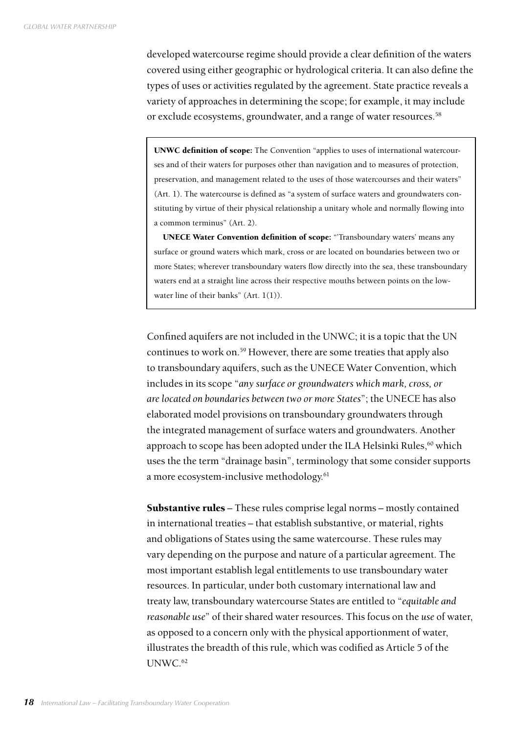developed watercourse regime should provide a clear definition of the waters covered using either geographic or hydrological criteria. It can also define the types of uses or activities regulated by the agreement. State practice reveals a variety of approaches in determining the scope; for example, it may include or exclude ecosystems, groundwater, and a range of water resources.[58]

> **UNWC definition of scope:** The Convention "applies to uses of international watercourses and of their waters for purposes other than navigation and to measures of protection, preservation, and management related to the uses of those watercourses and their waters" (Art. 1). The watercourse is defined as "a system of surface waters and groundwaters constituting by virtue of their physical relationship a unitary whole and normally flowing into a common terminus" (Art. 2).
>
> **UNECE Water Convention definition of scope:** "'Transboundary waters' means any surface or ground waters which mark, cross or are located on boundaries between two or more States; wherever transboundary waters flow directly into the sea, these transboundary waters end at a straight line across their respective mouths between points on the low-water line of their banks" (Art. 1(1)).

Confined aquifers are not included in the UNWC; it is a topic that the UN continues to work on.[59] However, there are some treaties that apply also to transboundary aquifers, such as the UNECE Water Convention, which includes in its scope "*any surface or groundwaters which mark, cross, or are located on boundaries between two or more States*"; the UNECE has also elaborated model provisions on transboundary groundwaters through the integrated management of surface waters and groundwaters. Another approach to scope has been adopted under the ILA Helsinki Rules,[60] which uses the the term "drainage basin", terminology that some consider supports a more ecosystem-inclusive methodology.[61]

**Substantive rules** – These rules comprise legal norms – mostly contained in international treaties – that establish substantive, or material, rights and obligations of States using the same watercourse. These rules may vary depending on the purpose and nature of a particular agreement. The most important establish legal entitlements to use transboundary water resources. In particular, under both customary international law and treaty law, transboundary watercourse States are entitled to "*equitable and reasonable use*" of their shared water resources. This focus on the *use* of water, as opposed to a concern only with the physical apportionment of water, illustrates the breadth of this rule, which was codified as Article 5 of the UNWC.[62]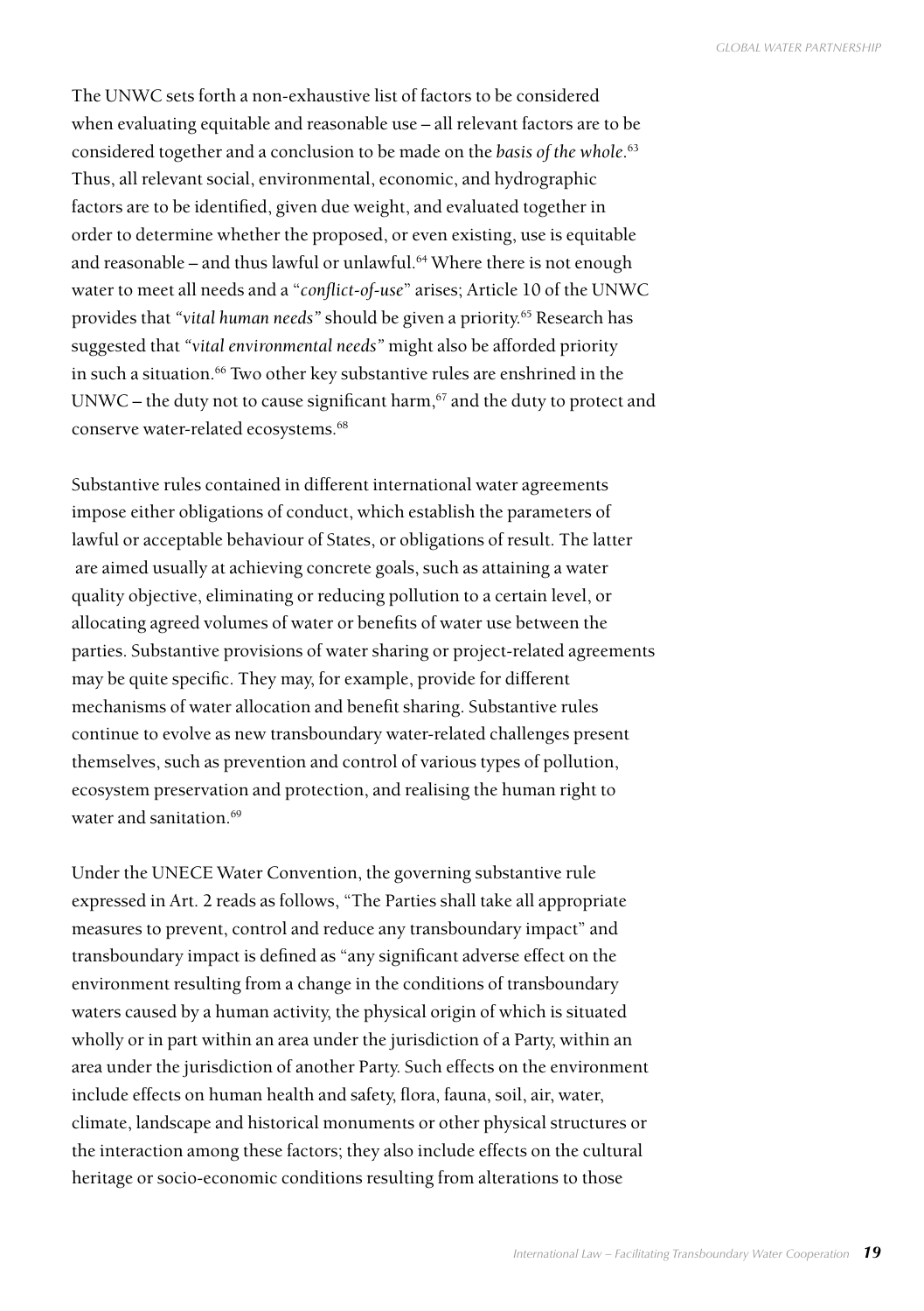The UNWC sets forth a non-exhaustive list of factors to be considered when evaluating equitable and reasonable use – all relevant factors are to be considered together and a conclusion to be made on the *basis of the whole*.[63] Thus, all relevant social, environmental, economic, and hydrographic factors are to be identified, given due weight, and evaluated together in order to determine whether the proposed, or even existing, use is equitable and reasonable – and thus lawful or unlawful.[64] Where there is not enough water to meet all needs and a "*conflict-of-use*" arises; Article 10 of the UNWC provides that *"vital human needs"* should be given a priority.[65] Research has suggested that *"vital environmental needs"* might also be afforded priority in such a situation.[66] Two other key substantive rules are enshrined in the UNWC – the duty not to cause significant harm,[67] and the duty to protect and conserve water-related ecosystems.[68]

Substantive rules contained in different international water agreements impose either obligations of conduct, which establish the parameters of lawful or acceptable behaviour of States, or obligations of result. The latter are aimed usually at achieving concrete goals, such as attaining a water quality objective, eliminating or reducing pollution to a certain level, or allocating agreed volumes of water or benefits of water use between the parties. Substantive provisions of water sharing or project-related agreements may be quite specific. They may, for example, provide for different mechanisms of water allocation and benefit sharing. Substantive rules continue to evolve as new transboundary water-related challenges present themselves, such as prevention and control of various types of pollution, ecosystem preservation and protection, and realising the human right to water and sanitation.[69]

Under the UNECE Water Convention, the governing substantive rule expressed in Art. 2 reads as follows, "The Parties shall take all appropriate measures to prevent, control and reduce any transboundary impact" and transboundary impact is defined as "any significant adverse effect on the environment resulting from a change in the conditions of transboundary waters caused by a human activity, the physical origin of which is situated wholly or in part within an area under the jurisdiction of a Party, within an area under the jurisdiction of another Party. Such effects on the environment include effects on human health and safety, flora, fauna, soil, air, water, climate, landscape and historical monuments or other physical structures or the interaction among these factors; they also include effects on the cultural heritage or socio-economic conditions resulting from alterations to those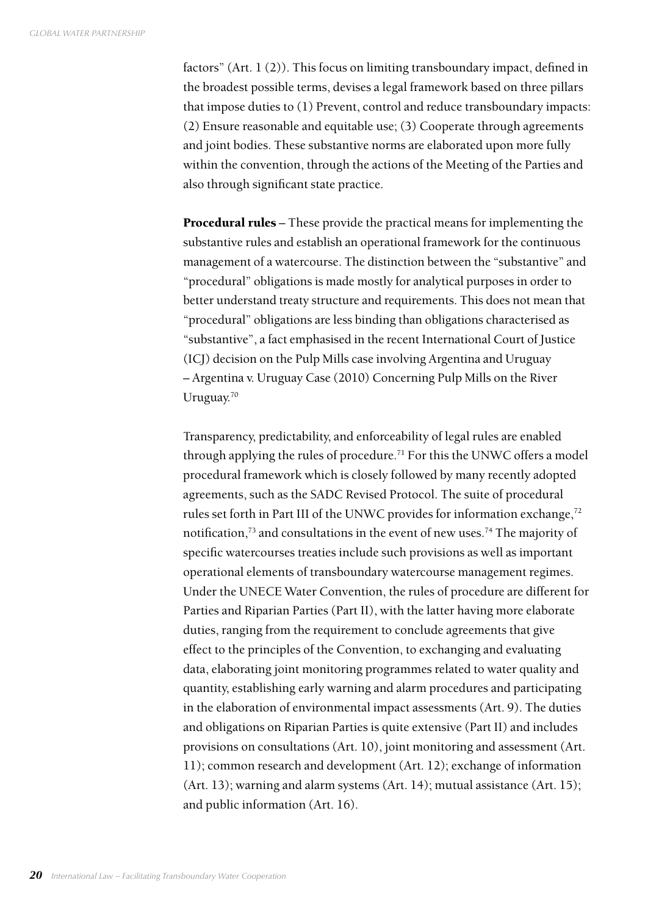factors" (Art. 1 (2)). This focus on limiting transboundary impact, defined in the broadest possible terms, devises a legal framework based on three pillars that impose duties to (1) Prevent, control and reduce transboundary impacts: (2) Ensure reasonable and equitable use; (3) Cooperate through agreements and joint bodies. These substantive norms are elaborated upon more fully within the convention, through the actions of the Meeting of the Parties and also through significant state practice.

**Procedural rules** – These provide the practical means for implementing the substantive rules and establish an operational framework for the continuous management of a watercourse. The distinction between the "substantive" and "procedural" obligations is made mostly for analytical purposes in order to better understand treaty structure and requirements. This does not mean that "procedural" obligations are less binding than obligations characterised as "substantive", a fact emphasised in the recent International Court of Justice (ICJ) decision on the Pulp Mills case involving Argentina and Uruguay – Argentina v. Uruguay Case (2010) Concerning Pulp Mills on the River Uruguay.[70]

Transparency, predictability, and enforceability of legal rules are enabled through applying the rules of procedure.[71] For this the UNWC offers a model procedural framework which is closely followed by many recently adopted agreements, such as the SADC Revised Protocol. The suite of procedural rules set forth in Part III of the UNWC provides for information exchange,[72] notification,[73] and consultations in the event of new uses.[74] The majority of specific watercourses treaties include such provisions as well as important operational elements of transboundary watercourse management regimes. Under the UNECE Water Convention, the rules of procedure are different for Parties and Riparian Parties (Part II), with the latter having more elaborate duties, ranging from the requirement to conclude agreements that give effect to the principles of the Convention, to exchanging and evaluating data, elaborating joint monitoring programmes related to water quality and quantity, establishing early warning and alarm procedures and participating in the elaboration of environmental impact assessments (Art. 9). The duties and obligations on Riparian Parties is quite extensive (Part II) and includes provisions on consultations (Art. 10), joint monitoring and assessment (Art. 11); common research and development (Art. 12); exchange of information (Art. 13); warning and alarm systems (Art. 14); mutual assistance (Art. 15); and public information (Art. 16).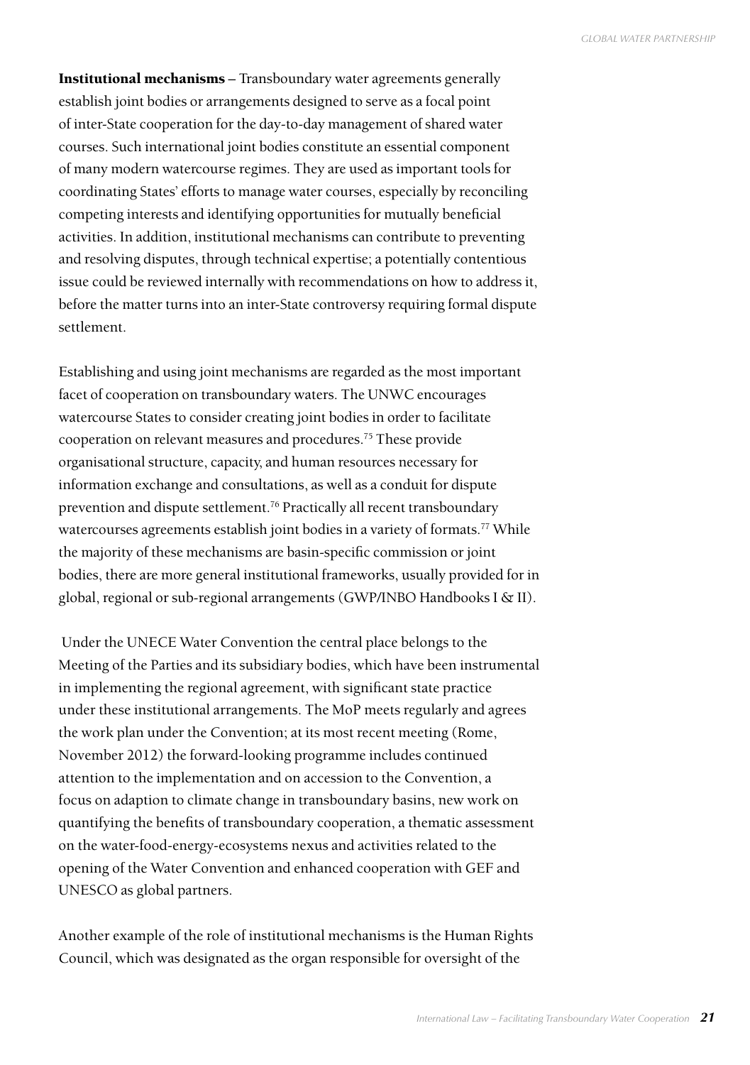**Institutional mechanisms** – Transboundary water agreements generally establish joint bodies or arrangements designed to serve as a focal point of inter-State cooperation for the day-to-day management of shared water courses. Such international joint bodies constitute an essential component of many modern watercourse regimes. They are used as important tools for coordinating States' efforts to manage water courses, especially by reconciling competing interests and identifying opportunities for mutually beneficial activities. In addition, institutional mechanisms can contribute to preventing and resolving disputes, through technical expertise; a potentially contentious issue could be reviewed internally with recommendations on how to address it, before the matter turns into an inter-State controversy requiring formal dispute settlement.

Establishing and using joint mechanisms are regarded as the most important facet of cooperation on transboundary waters. The UNWC encourages watercourse States to consider creating joint bodies in order to facilitate cooperation on relevant measures and procedures.[75] These provide organisational structure, capacity, and human resources necessary for information exchange and consultations, as well as a conduit for dispute prevention and dispute settlement.[76] Practically all recent transboundary watercourses agreements establish joint bodies in a variety of formats.[77] While the majority of these mechanisms are basin-specific commission or joint bodies, there are more general institutional frameworks, usually provided for in global, regional or sub-regional arrangements (GWP/INBO Handbooks I & II).

Under the UNECE Water Convention the central place belongs to the Meeting of the Parties and its subsidiary bodies, which have been instrumental in implementing the regional agreement, with significant state practice under these institutional arrangements. The MoP meets regularly and agrees the work plan under the Convention; at its most recent meeting (Rome, November 2012) the forward-looking programme includes continued attention to the implementation and on accession to the Convention, a focus on adaption to climate change in transboundary basins, new work on quantifying the benefits of transboundary cooperation, a thematic assessment on the water-food-energy-ecosystems nexus and activities related to the opening of the Water Convention and enhanced cooperation with GEF and UNESCO as global partners.

Another example of the role of institutional mechanisms is the Human Rights Council, which was designated as the organ responsible for oversight of the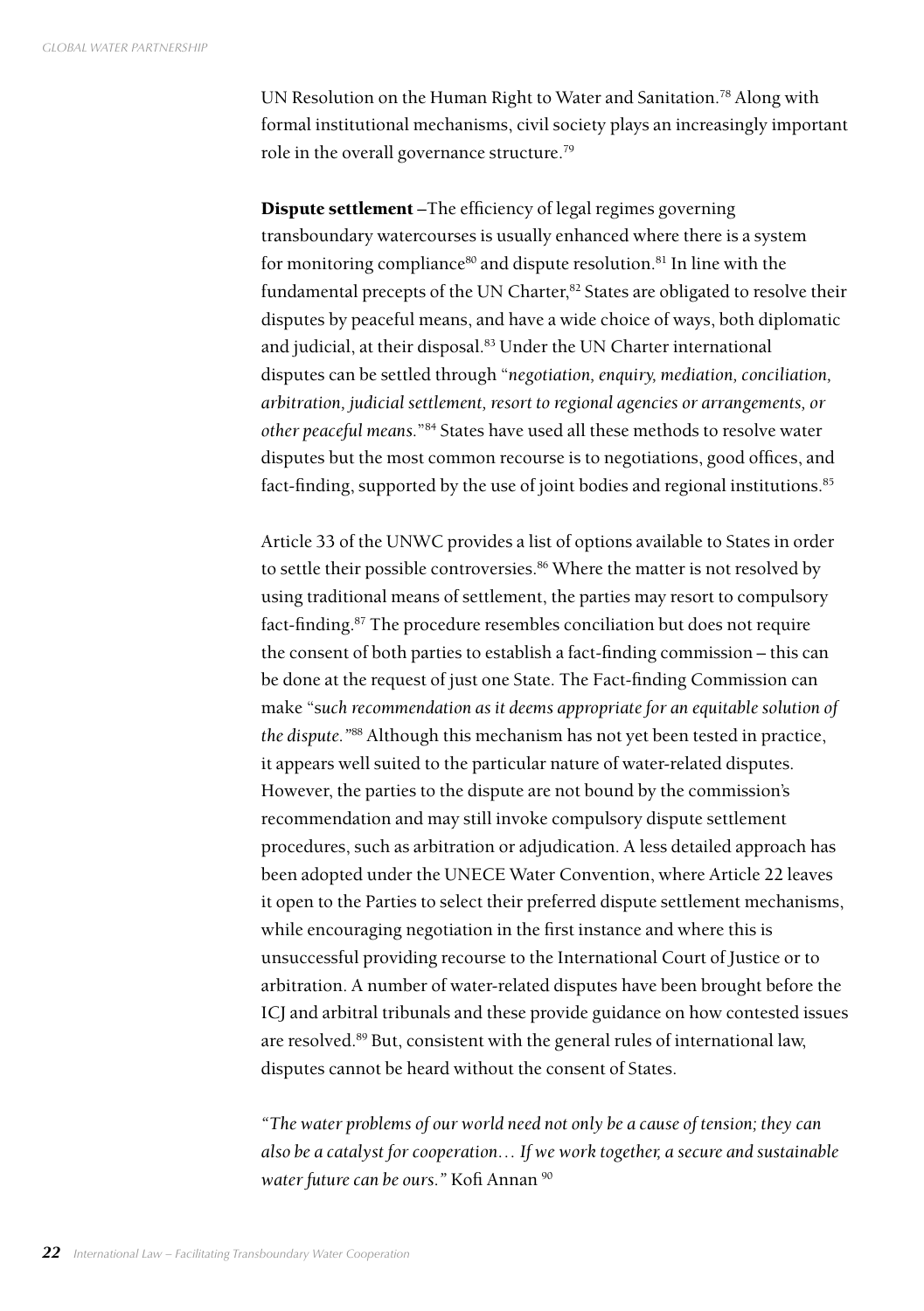UN Resolution on the Human Right to Water and Sanitation.[78] Along with formal institutional mechanisms, civil society plays an increasingly important role in the overall governance structure.[79]

**Dispute settlement** –The efficiency of legal regimes governing transboundary watercourses is usually enhanced where there is a system for monitoring compliance[80] and dispute resolution.[81] In line with the fundamental precepts of the UN Charter,[82] States are obligated to resolve their disputes by peaceful means, and have a wide choice of ways, both diplomatic and judicial, at their disposal.[83] Under the UN Charter international disputes can be settled through "*negotiation, enquiry, mediation, conciliation, arbitration, judicial settlement, resort to regional agencies or arrangements, or other peaceful means.*"[84] States have used all these methods to resolve water disputes but the most common recourse is to negotiations, good offices, and fact-finding, supported by the use of joint bodies and regional institutions.[85]

Article 33 of the UNWC provides a list of options available to States in order to settle their possible controversies.[86] Where the matter is not resolved by using traditional means of settlement, the parties may resort to compulsory fact-finding.[87] The procedure resembles conciliation but does not require the consent of both parties to establish a fact-finding commission – this can be done at the request of just one State. The Fact-finding Commission can make "*such recommendation as it deems appropriate for an equitable solution of the dispute.*"[88] Although this mechanism has not yet been tested in practice, it appears well suited to the particular nature of water-related disputes. However, the parties to the dispute are not bound by the commission's recommendation and may still invoke compulsory dispute settlement procedures, such as arbitration or adjudication. A less detailed approach has been adopted under the UNECE Water Convention, where Article 22 leaves it open to the Parties to select their preferred dispute settlement mechanisms, while encouraging negotiation in the first instance and where this is unsuccessful providing recourse to the International Court of Justice or to arbitration. A number of water-related disputes have been brought before the ICJ and arbitral tribunals and these provide guidance on how contested issues are resolved.[89] But, consistent with the general rules of international law, disputes cannot be heard without the consent of States.

*"The water problems of our world need not only be a cause of tension; they can also be a catalyst for cooperation… If we work together, a secure and sustainable water future can be ours."* Kofi Annan [90]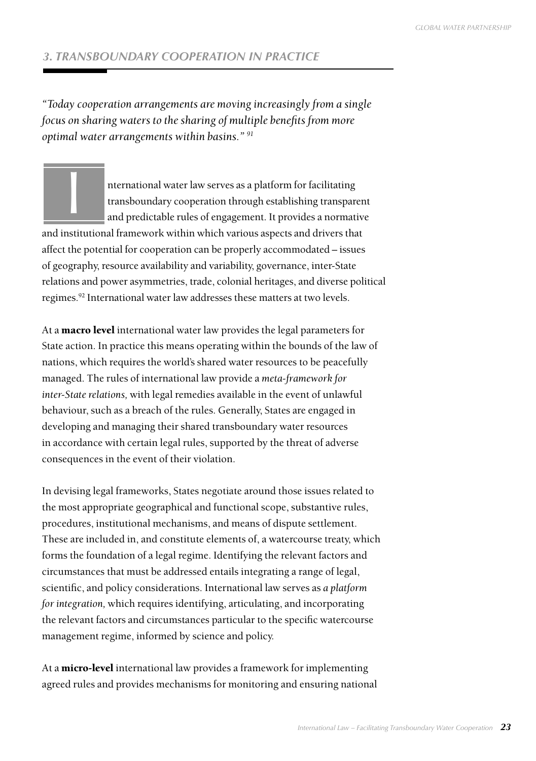## *3. TRANSBOUNDARY COOPERATION IN PRACTICE*

*"Today cooperation arrangements are moving increasingly from a single focus on sharing waters to the sharing of multiple benefits from more optimal water arrangements within basins."* [91]

International water law serves as a platform for facilitating transboundary cooperation through establishing transparent and predictable rules of engagement. It provides a normative and institutional framework within which various aspects and drivers that affect the potential for cooperation can be properly accommodated – issues of geography, resource availability and variability, governance, inter-State relations and power asymmetries, trade, colonial heritages, and diverse political regimes.[92] International water law addresses these matters at two levels.

At a **macro level** international water law provides the legal parameters for State action. In practice this means operating within the bounds of the law of nations, which requires the world's shared water resources to be peacefully managed. The rules of international law provide a *meta-framework for inter-State relations,* with legal remedies available in the event of unlawful behaviour, such as a breach of the rules. Generally, States are engaged in developing and managing their shared transboundary water resources in accordance with certain legal rules, supported by the threat of adverse consequences in the event of their violation.

In devising legal frameworks, States negotiate around those issues related to the most appropriate geographical and functional scope, substantive rules, procedures, institutional mechanisms, and means of dispute settlement. These are included in, and constitute elements of, a watercourse treaty, which forms the foundation of a legal regime. Identifying the relevant factors and circumstances that must be addressed entails integrating a range of legal, scientific, and policy considerations. International law serves as *a platform for integration,* which requires identifying, articulating, and incorporating the relevant factors and circumstances particular to the specific watercourse management regime, informed by science and policy.

At a **micro-level** international law provides a framework for implementing agreed rules and provides mechanisms for monitoring and ensuring national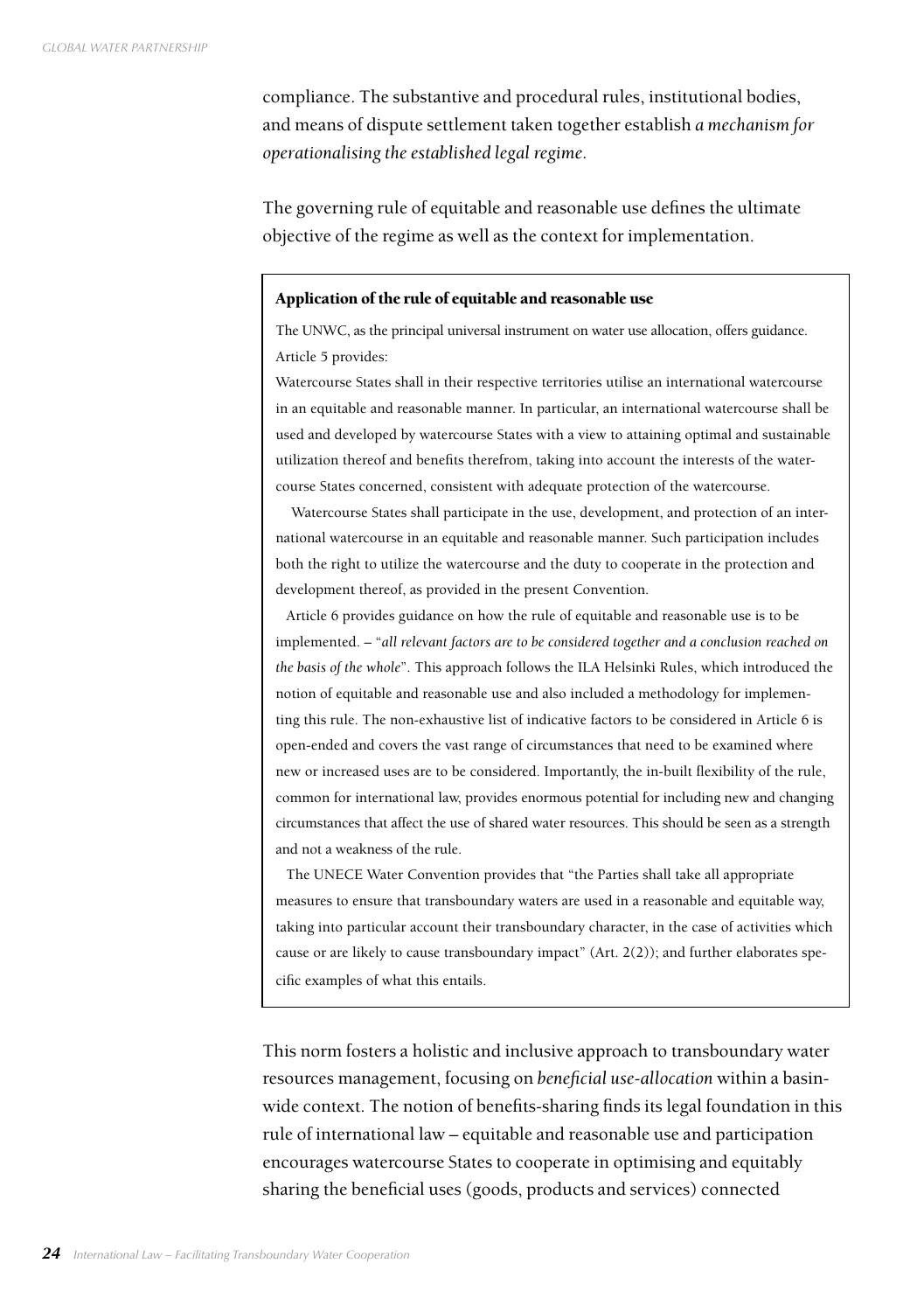compliance. The substantive and procedural rules, institutional bodies, and means of dispute settlement taken together establish *a mechanism for operationalising the established legal regime*.

The governing rule of equitable and reasonable use defines the ultimate objective of the regime as well as the context for implementation.

> **Application of the rule of equitable and reasonable use**
>
> The UNWC, as the principal universal instrument on water use allocation, offers guidance. Article 5 provides:
>
> Watercourse States shall in their respective territories utilise an international watercourse in an equitable and reasonable manner. In particular, an international watercourse shall be used and developed by watercourse States with a view to attaining optimal and sustainable utilization thereof and benefits therefrom, taking into account the interests of the watercourse States concerned, consistent with adequate protection of the watercourse.
>
> Watercourse States shall participate in the use, development, and protection of an international watercourse in an equitable and reasonable manner. Such participation includes both the right to utilize the watercourse and the duty to cooperate in the protection and development thereof, as provided in the present Convention.
>
> Article 6 provides guidance on how the rule of equitable and reasonable use is to be implemented. – "*all relevant factors are to be considered together and a conclusion reached on the basis of the whole*". This approach follows the ILA Helsinki Rules, which introduced the notion of equitable and reasonable use and also included a methodology for implementing this rule. The non-exhaustive list of indicative factors to be considered in Article 6 is open-ended and covers the vast range of circumstances that need to be examined where new or increased uses are to be considered. Importantly, the in-built flexibility of the rule, common for international law, provides enormous potential for including new and changing circumstances that affect the use of shared water resources. This should be seen as a strength and not a weakness of the rule.
>
> The UNECE Water Convention provides that "the Parties shall take all appropriate measures to ensure that transboundary waters are used in a reasonable and equitable way, taking into particular account their transboundary character, in the case of activities which cause or are likely to cause transboundary impact" (Art. 2(2)); and further elaborates specific examples of what this entails.

This norm fosters a holistic and inclusive approach to transboundary water resources management, focusing on *beneficial use-allocation* within a basin-wide context. The notion of benefits-sharing finds its legal foundation in this rule of international law – equitable and reasonable use and participation encourages watercourse States to cooperate in optimising and equitably sharing the beneficial uses (goods, products and services) connected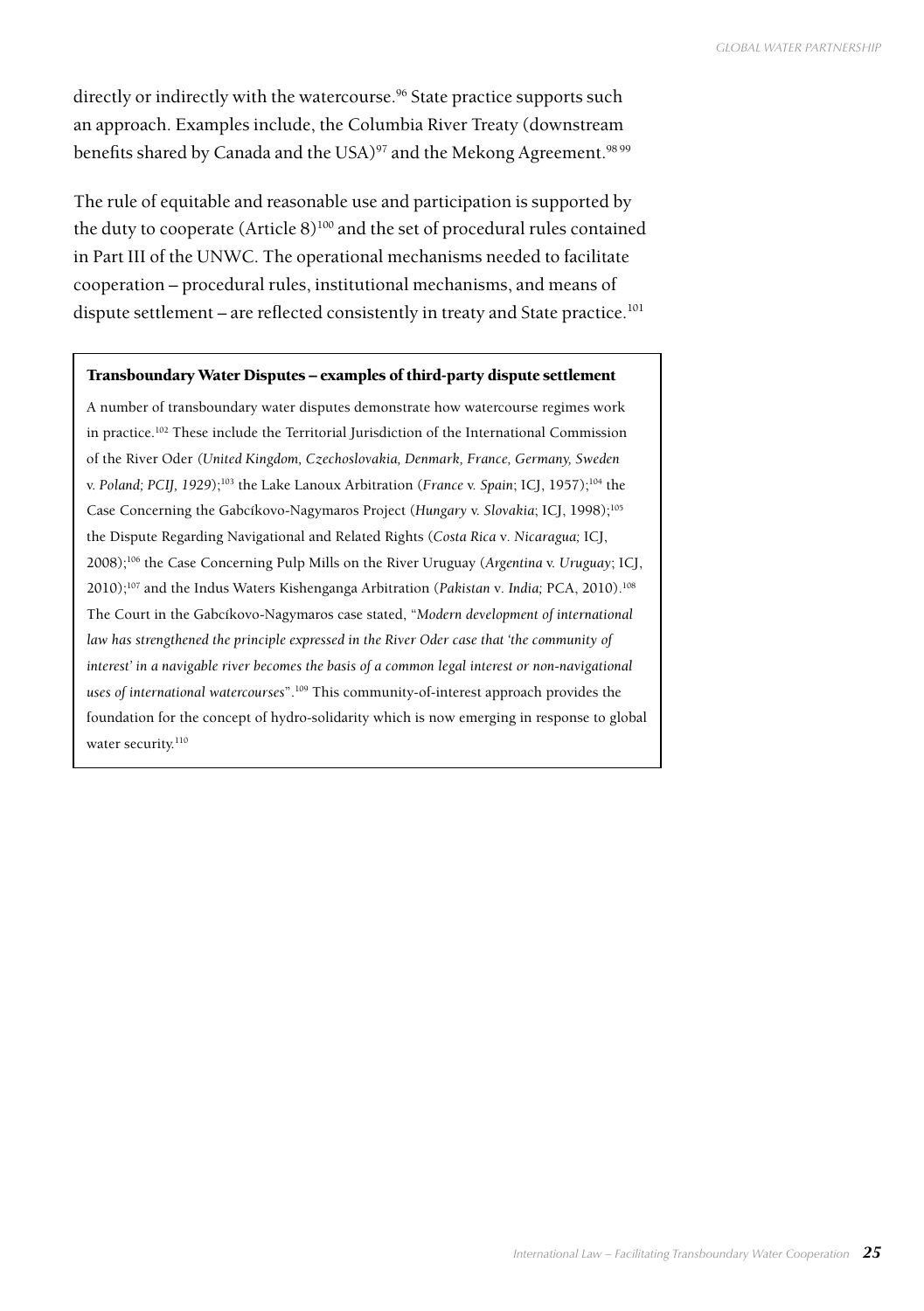directly or indirectly with the watercourse.[96] State practice supports such an approach. Examples include, the Columbia River Treaty (downstream benefits shared by Canada and the USA)[97] and the Mekong Agreement.[98 99]

The rule of equitable and reasonable use and participation is supported by the duty to cooperate (Article 8)[100] and the set of procedural rules contained in Part III of the UNWC. The operational mechanisms needed to facilitate cooperation – procedural rules, institutional mechanisms, and means of dispute settlement – are reflected consistently in treaty and State practice.[101]

**Transboundary Water Disputes – examples of third-party dispute settlement**

A number of transboundary water disputes demonstrate how watercourse regimes work in practice.[102] These include the Territorial Jurisdiction of the International Commission of the River Oder *(United Kingdom, Czechoslovakia, Denmark, France, Germany, Sweden* v. *Poland; PCIJ, 1929*);[103] the Lake Lanoux Arbitration (*France* v. *Spain*; ICJ, 1957);[104] the Case Concerning the Gabcíkovo-Nagymaros Project (*Hungary* v. *Slovakia*; ICJ, 1998);[105] the Dispute Regarding Navigational and Related Rights (*Costa Rica* v. *Nicaragua;* ICJ, 2008);[106] the Case Concerning Pulp Mills on the River Uruguay (*Argentina* v. *Uruguay*; ICJ, 2010);[107] and the Indus Waters Kishenganga Arbitration (*Pakistan* v. *India;* PCA, 2010).[108] The Court in the Gabcíkovo-Nagymaros case stated, "*Modern development of international law has strengthened the principle expressed in the River Oder case that 'the community of interest' in a navigable river becomes the basis of a common legal interest or non-navigational uses of international watercourses*".[109] This community-of-interest approach provides the foundation for the concept of hydro-solidarity which is now emerging in response to global water security.[110]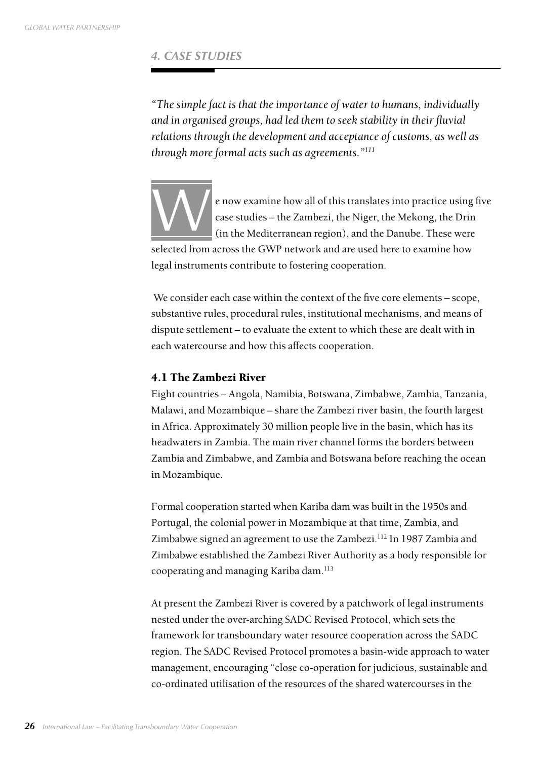## 4. CASE STUDIES

*"The simple fact is that the importance of water to humans, individually and in organised groups, had led them to seek stability in their fluvial relations through the development and acceptance of customs, as well as through more formal acts such as agreements."[111]*

We now examine how all of this translates into practice using five case studies – the Zambezi, the Niger, the Mekong, the Drin (in the Mediterranean region), and the Danube. These were selected from across the GWP network and are used here to examine how legal instruments contribute to fostering cooperation.

We consider each case within the context of the five core elements – scope, substantive rules, procedural rules, institutional mechanisms, and means of dispute settlement – to evaluate the extent to which these are dealt with in each watercourse and how this affects cooperation.

### 4.1 The Zambezi River

Eight countries – Angola, Namibia, Botswana, Zimbabwe, Zambia, Tanzania, Malawi, and Mozambique – share the Zambezi river basin, the fourth largest in Africa. Approximately 30 million people live in the basin, which has its headwaters in Zambia. The main river channel forms the borders between Zambia and Zimbabwe, and Zambia and Botswana before reaching the ocean in Mozambique.

Formal cooperation started when Kariba dam was built in the 1950s and Portugal, the colonial power in Mozambique at that time, Zambia, and Zimbabwe signed an agreement to use the Zambezi.[112] In 1987 Zambia and Zimbabwe established the Zambezi River Authority as a body responsible for cooperating and managing Kariba dam.[113]

At present the Zambezi River is covered by a patchwork of legal instruments nested under the over-arching SADC Revised Protocol, which sets the framework for transboundary water resource cooperation across the SADC region. The SADC Revised Protocol promotes a basin-wide approach to water management, encouraging "close co-operation for judicious, sustainable and co-ordinated utilisation of the resources of the shared watercourses in the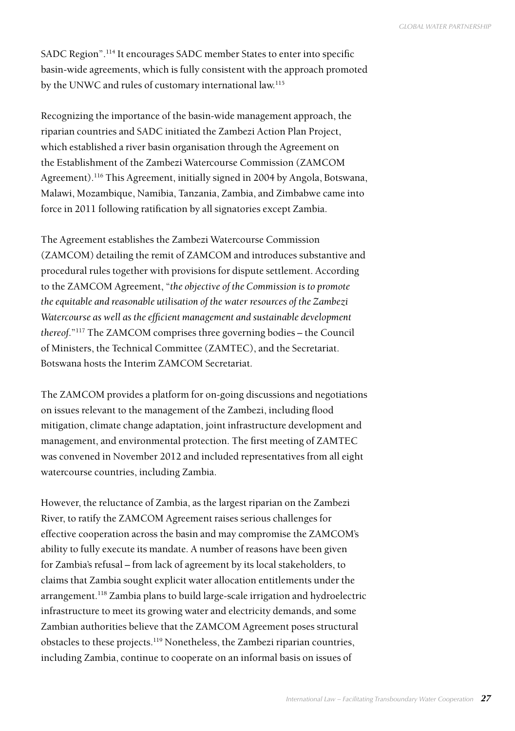SADC Region".[114] It encourages SADC member States to enter into specific basin-wide agreements, which is fully consistent with the approach promoted by the UNWC and rules of customary international law.[115]

Recognizing the importance of the basin-wide management approach, the riparian countries and SADC initiated the Zambezi Action Plan Project, which established a river basin organisation through the Agreement on the Establishment of the Zambezi Watercourse Commission (ZAMCOM Agreement).[116] This Agreement, initially signed in 2004 by Angola, Botswana, Malawi, Mozambique, Namibia, Tanzania, Zambia, and Zimbabwe came into force in 2011 following ratification by all signatories except Zambia.

The Agreement establishes the Zambezi Watercourse Commission (ZAMCOM) detailing the remit of ZAMCOM and introduces substantive and procedural rules together with provisions for dispute settlement. According to the ZAMCOM Agreement, "*the objective of the Commission is to promote the equitable and reasonable utilisation of the water resources of the Zambezi Watercourse as well as the efficient management and sustainable development thereof*."[117] The ZAMCOM comprises three governing bodies – the Council of Ministers, the Technical Committee (ZAMTEC), and the Secretariat. Botswana hosts the Interim ZAMCOM Secretariat.

The ZAMCOM provides a platform for on-going discussions and negotiations on issues relevant to the management of the Zambezi, including flood mitigation, climate change adaptation, joint infrastructure development and management, and environmental protection. The first meeting of ZAMTEC was convened in November 2012 and included representatives from all eight watercourse countries, including Zambia.

However, the reluctance of Zambia, as the largest riparian on the Zambezi River, to ratify the ZAMCOM Agreement raises serious challenges for effective cooperation across the basin and may compromise the ZAMCOM's ability to fully execute its mandate. A number of reasons have been given for Zambia's refusal – from lack of agreement by its local stakeholders, to claims that Zambia sought explicit water allocation entitlements under the arrangement.[118] Zambia plans to build large-scale irrigation and hydroelectric infrastructure to meet its growing water and electricity demands, and some Zambian authorities believe that the ZAMCOM Agreement poses structural obstacles to these projects.[119] Nonetheless, the Zambezi riparian countries, including Zambia, continue to cooperate on an informal basis on issues of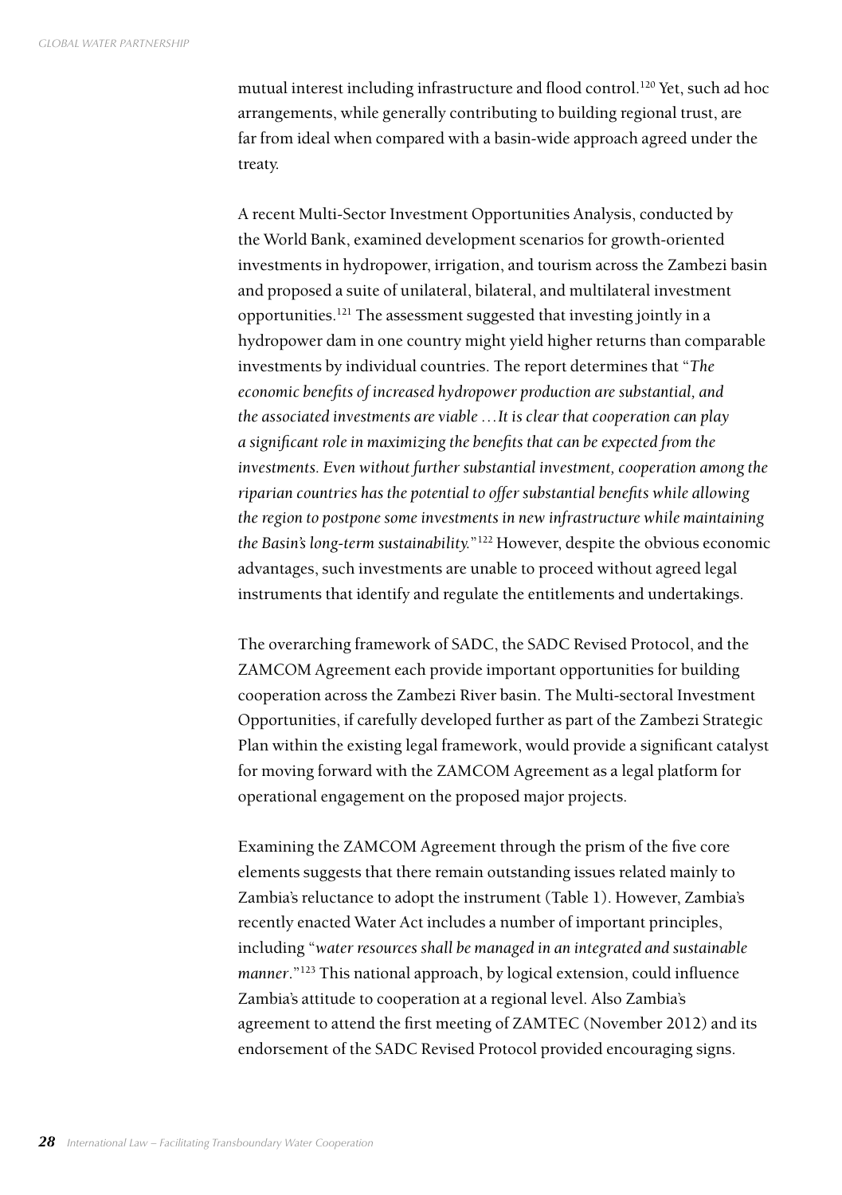mutual interest including infrastructure and flood control.[120] Yet, such ad hoc arrangements, while generally contributing to building regional trust, are far from ideal when compared with a basin-wide approach agreed under the treaty.

A recent Multi-Sector Investment Opportunities Analysis, conducted by the World Bank, examined development scenarios for growth-oriented investments in hydropower, irrigation, and tourism across the Zambezi basin and proposed a suite of unilateral, bilateral, and multilateral investment opportunities.[121] The assessment suggested that investing jointly in a hydropower dam in one country might yield higher returns than comparable investments by individual countries. The report determines that "*The economic benefits of increased hydropower production are substantial, and the associated investments are viable …It is clear that cooperation can play a significant role in maximizing the benefits that can be expected from the investments. Even without further substantial investment, cooperation among the riparian countries has the potential to offer substantial benefits while allowing the region to postpone some investments in new infrastructure while maintaining the Basin's long-term sustainability.*"[122] However, despite the obvious economic advantages, such investments are unable to proceed without agreed legal instruments that identify and regulate the entitlements and undertakings.

The overarching framework of SADC, the SADC Revised Protocol, and the ZAMCOM Agreement each provide important opportunities for building cooperation across the Zambezi River basin. The Multi-sectoral Investment Opportunities, if carefully developed further as part of the Zambezi Strategic Plan within the existing legal framework, would provide a significant catalyst for moving forward with the ZAMCOM Agreement as a legal platform for operational engagement on the proposed major projects.

Examining the ZAMCOM Agreement through the prism of the five core elements suggests that there remain outstanding issues related mainly to Zambia's reluctance to adopt the instrument (Table 1). However, Zambia's recently enacted Water Act includes a number of important principles, including "*water resources shall be managed in an integrated and sustainable manner*."[123] This national approach, by logical extension, could influence Zambia's attitude to cooperation at a regional level. Also Zambia's agreement to attend the first meeting of ZAMTEC (November 2012) and its endorsement of the SADC Revised Protocol provided encouraging signs.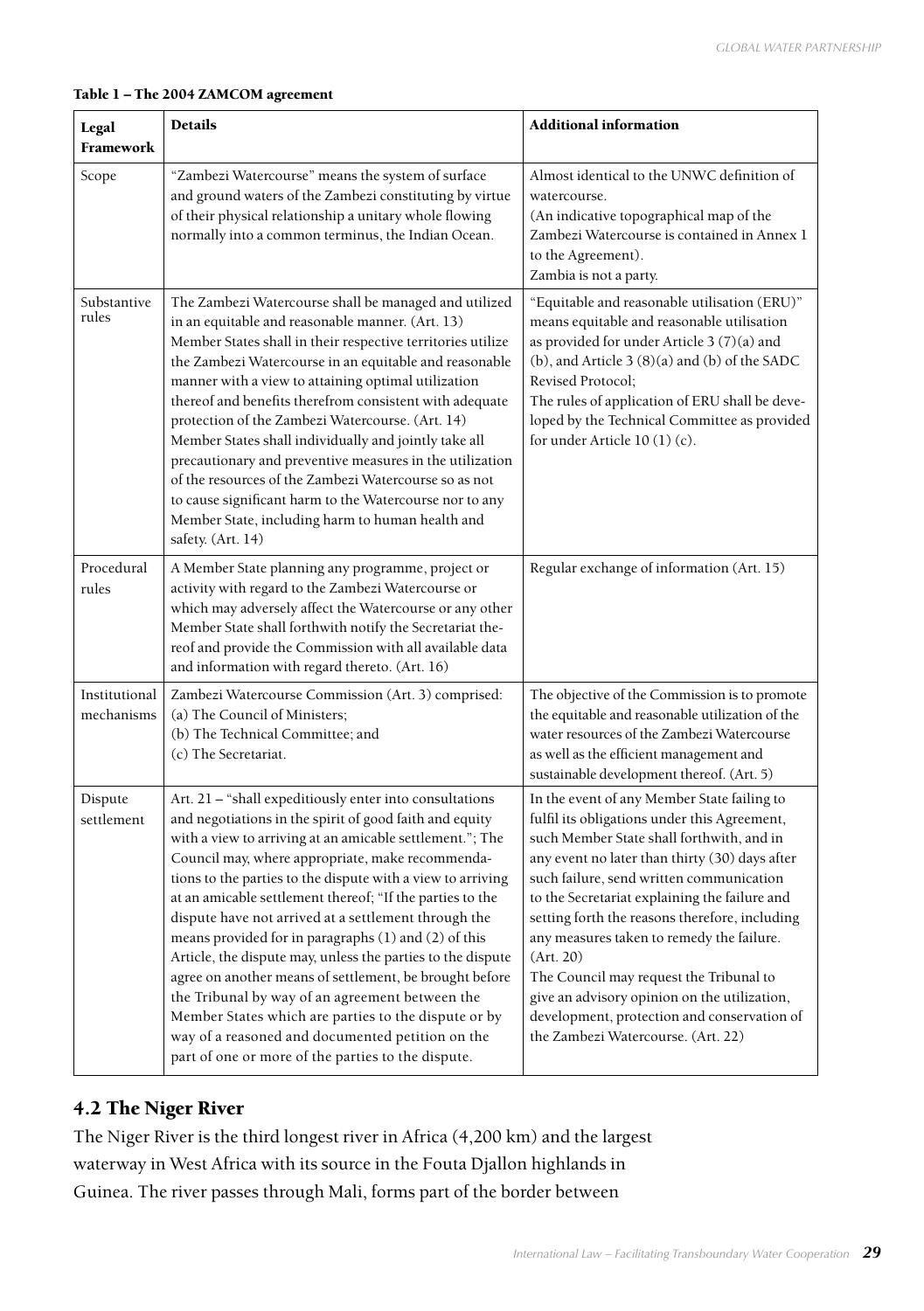**Table 1 – The 2004 ZAMCOM agreement**

| Legal Framework | Details | Additional information |
|---|---|---|
| Scope | "Zambezi Watercourse" means the system of surface and ground waters of the Zambezi constituting by virtue of their physical relationship a unitary whole flowing normally into a common terminus, the Indian Ocean. | Almost identical to the UNWC definition of watercourse.<br>(An indicative topographical map of the Zambezi Watercourse is contained in Annex 1 to the Agreement).<br>Zambia is not a party. |
| Substantive rules | The Zambezi Watercourse shall be managed and utilized in an equitable and reasonable manner. (Art. 13)<br>Member States shall in their respective territories utilize the Zambezi Watercourse in an equitable and reasonable manner with a view to attaining optimal utilization thereof and benefits therefrom consistent with adequate protection of the Zambezi Watercourse. (Art. 14)<br>Member States shall individually and jointly take all precautionary and preventive measures in the utilization of the resources of the Zambezi Watercourse so as not to cause significant harm to the Watercourse nor to any Member State, including harm to human health and safety. (Art. 14) | "Equitable and reasonable utilisation (ERU)" means equitable and reasonable utilisation as provided for under Article 3 (7)(a) and (b), and Article 3 (8)(a) and (b) of the SADC Revised Protocol;<br>The rules of application of ERU shall be developed by the Technical Committee as provided for under Article 10 (1) (c). |
| Procedural rules | A Member State planning any programme, project or activity with regard to the Zambezi Watercourse or which may adversely affect the Watercourse or any other Member State shall forthwith notify the Secretariat thereof and provide the Commission with all available data and information with regard thereto. (Art. 16) | Regular exchange of information (Art. 15) |
| Institutional mechanisms | Zambezi Watercourse Commission (Art. 3) comprised:<br>(a) The Council of Ministers;<br>(b) The Technical Committee; and<br>(c) The Secretariat. | The objective of the Commission is to promote the equitable and reasonable utilization of the water resources of the Zambezi Watercourse as well as the efficient management and sustainable development thereof. (Art. 5) |
| Dispute settlement | Art. 21 – "shall expeditiously enter into consultations and negotiations in the spirit of good faith and equity with a view to arriving at an amicable settlement."; The Council may, where appropriate, make recommendations to the parties to the dispute with a view to arriving at an amicable settlement thereof; "If the parties to the dispute have not arrived at a settlement through the means provided for in paragraphs (1) and (2) of this Article, the dispute may, unless the parties to the dispute agree on another means of settlement, be brought before the Tribunal by way of an agreement between the Member States which are parties to the dispute or by way of a reasoned and documented petition on the part of one or more of the parties to the dispute. | In the event of any Member State failing to fulfil its obligations under this Agreement, such Member State shall forthwith, and in any event no later than thirty (30) days after such failure, send written communication to the Secretariat explaining the failure and setting forth the reasons therefore, including any measures taken to remedy the failure. (Art. 20)<br>The Council may request the Tribunal to give an advisory opinion on the utilization, development, protection and conservation of the Zambezi Watercourse. (Art. 22) |

## 4.2 The Niger River

The Niger River is the third longest river in Africa (4,200 km) and the largest waterway in West Africa with its source in the Fouta Djallon highlands in Guinea. The river passes through Mali, forms part of the border between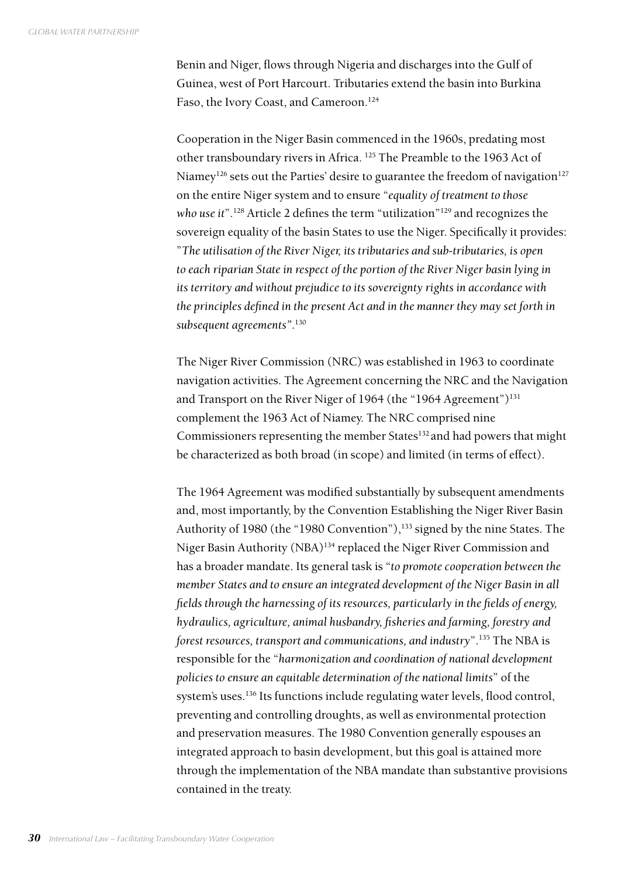Benin and Niger, flows through Nigeria and discharges into the Gulf of Guinea, west of Port Harcourt. Tributaries extend the basin into Burkina Faso, the Ivory Coast, and Cameroon.[124]

Cooperation in the Niger Basin commenced in the 1960s, predating most other transboundary rivers in Africa. [125] The Preamble to the 1963 Act of Niamey[126] sets out the Parties' desire to guarantee the freedom of navigation[127] on the entire Niger system and to ensure "*equality of treatment to those who use it*".[128] Article 2 defines the term "utilization"[129] and recognizes the sovereign equality of the basin States to use the Niger. Specifically it provides: "*The utilisation of the River Niger, its tributaries and sub-tributaries, is open to each riparian State in respect of the portion of the River Niger basin lying in its territory and without prejudice to its sovereignty rights in accordance with the principles defined in the present Act and in the manner they may set forth in subsequent agreements*".[130]

The Niger River Commission (NRC) was established in 1963 to coordinate navigation activities. The Agreement concerning the NRC and the Navigation and Transport on the River Niger of 1964 (the "1964 Agreement")[131] complement the 1963 Act of Niamey. The NRC comprised nine Commissioners representing the member States[132] and had powers that might be characterized as both broad (in scope) and limited (in terms of effect).

The 1964 Agreement was modified substantially by subsequent amendments and, most importantly, by the Convention Establishing the Niger River Basin Authority of 1980 (the "1980 Convention"),[133] signed by the nine States. The Niger Basin Authority (NBA)[134] replaced the Niger River Commission and has a broader mandate. Its general task is "*to promote cooperation between the member States and to ensure an integrated development of the Niger Basin in all fields through the harnessing of its resources, particularly in the fields of energy, hydraulics, agriculture, animal husbandry, fisheries and farming, forestry and forest resources, transport and communications, and industry*".[135] The NBA is responsible for the "*harmonization and coordination of national development policies to ensure an equitable determination of the national limits*" of the system's uses.[136] Its functions include regulating water levels, flood control, preventing and controlling droughts, as well as environmental protection and preservation measures. The 1980 Convention generally espouses an integrated approach to basin development, but this goal is attained more through the implementation of the NBA mandate than substantive provisions contained in the treaty.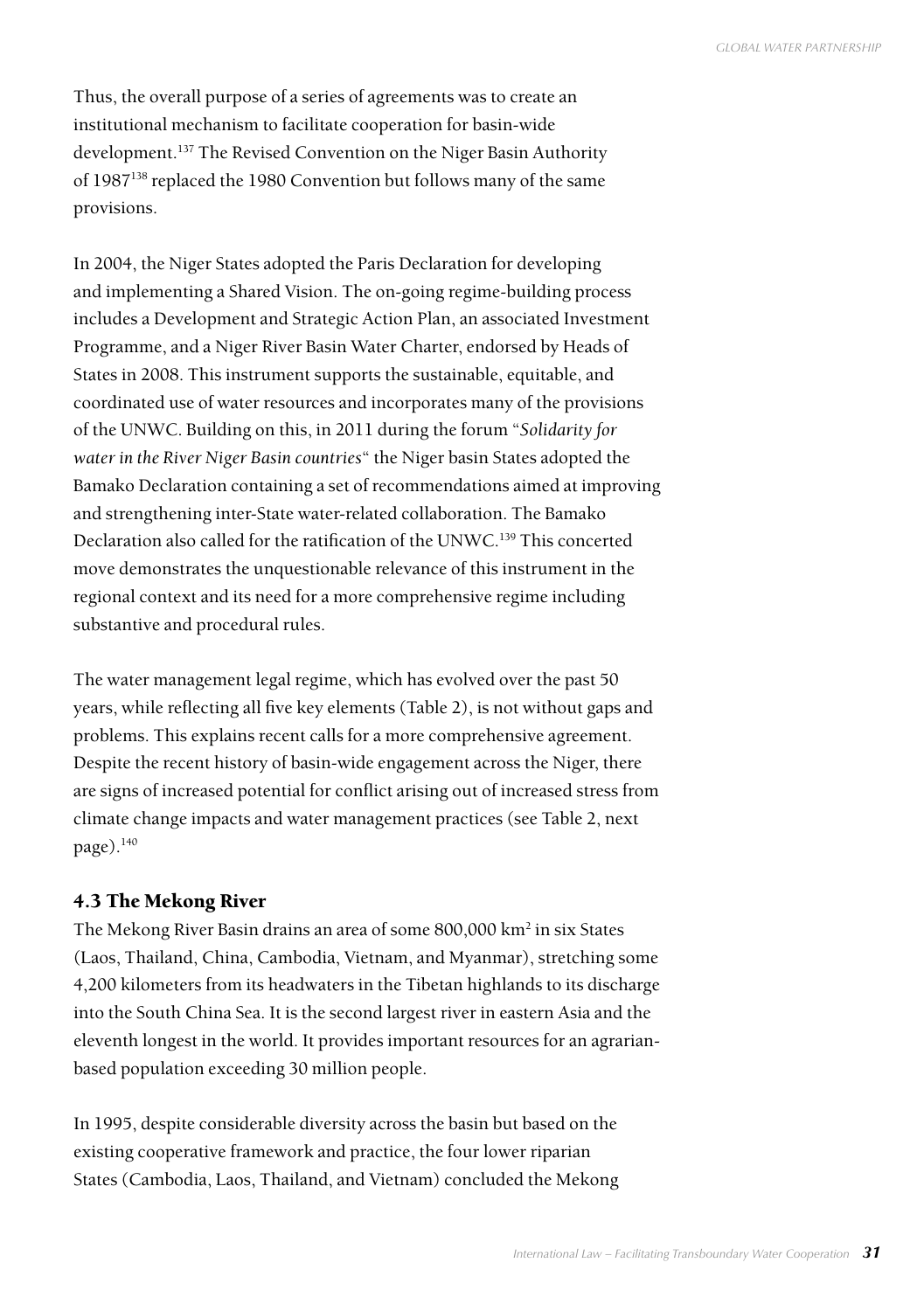Thus, the overall purpose of a series of agreements was to create an institutional mechanism to facilitate cooperation for basin-wide development.[137] The Revised Convention on the Niger Basin Authority of 1987[138] replaced the 1980 Convention but follows many of the same provisions.

In 2004, the Niger States adopted the Paris Declaration for developing and implementing a Shared Vision. The on-going regime-building process includes a Development and Strategic Action Plan, an associated Investment Programme, and a Niger River Basin Water Charter, endorsed by Heads of States in 2008. This instrument supports the sustainable, equitable, and coordinated use of water resources and incorporates many of the provisions of the UNWC. Building on this, in 2011 during the forum "*Solidarity for water in the River Niger Basin countries*" the Niger basin States adopted the Bamako Declaration containing a set of recommendations aimed at improving and strengthening inter-State water-related collaboration. The Bamako Declaration also called for the ratification of the UNWC.[139] This concerted move demonstrates the unquestionable relevance of this instrument in the regional context and its need for a more comprehensive regime including substantive and procedural rules.

The water management legal regime, which has evolved over the past 50 years, while reflecting all five key elements (Table 2), is not without gaps and problems. This explains recent calls for a more comprehensive agreement. Despite the recent history of basin-wide engagement across the Niger, there are signs of increased potential for conflict arising out of increased stress from climate change impacts and water management practices (see Table 2, next page).[140]

### 4.3 The Mekong River

The Mekong River Basin drains an area of some 800,000 km$^2$ in six States (Laos, Thailand, China, Cambodia, Vietnam, and Myanmar), stretching some 4,200 kilometers from its headwaters in the Tibetan highlands to its discharge into the South China Sea. It is the second largest river in eastern Asia and the eleventh longest in the world. It provides important resources for an agrarian-based population exceeding 30 million people.

In 1995, despite considerable diversity across the basin but based on the existing cooperative framework and practice, the four lower riparian States (Cambodia, Laos, Thailand, and Vietnam) concluded the Mekong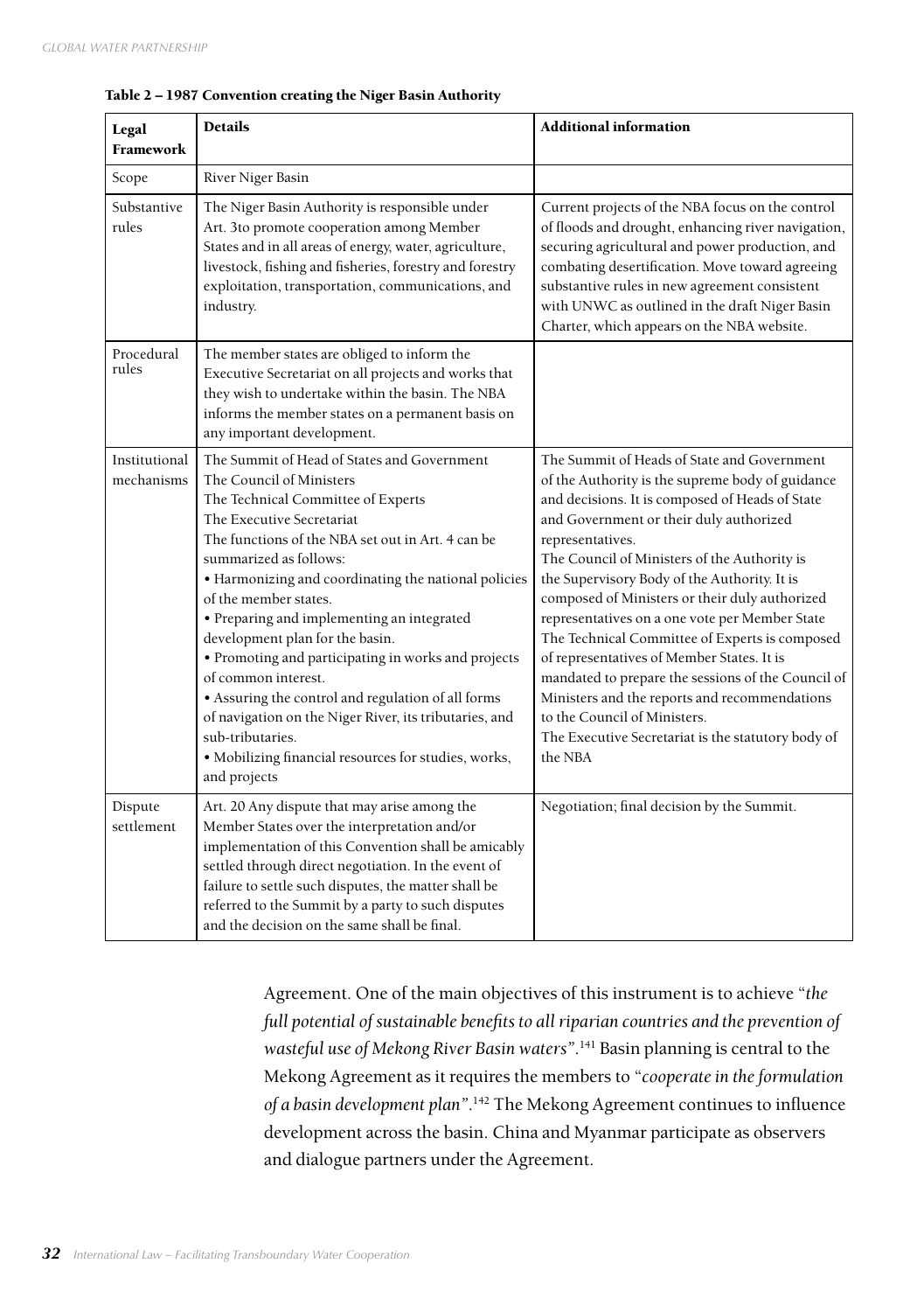**Table 2 – 1987 Convention creating the Niger Basin Authority**

| Legal Framework | Details | Additional information |
|---|---|---|
| Scope | River Niger Basin | |
| Substantive rules | The Niger Basin Authority is responsible under Art. 3to promote cooperation among Member States and in all areas of energy, water, agriculture, livestock, fishing and fisheries, forestry and forestry exploitation, transportation, communications, and industry. | Current projects of the NBA focus on the control of floods and drought, enhancing river navigation, securing agricultural and power production, and combating desertification. Move toward agreeing substantive rules in new agreement consistent with UNWC as outlined in the draft Niger Basin Charter, which appears on the NBA website. |
| Procedural rules | The member states are obliged to inform the Executive Secretariat on all projects and works that they wish to undertake within the basin. The NBA informs the member states on a permanent basis on any important development. | |
| Institutional mechanisms | The Summit of Head of States and Government<br>The Council of Ministers<br>The Technical Committee of Experts<br>The Executive Secretariat<br>The functions of the NBA set out in Art. 4 can be summarized as follows:<br>• Harmonizing and coordinating the national policies of the member states.<br>• Preparing and implementing an integrated development plan for the basin.<br>• Promoting and participating in works and projects of common interest.<br>• Assuring the control and regulation of all forms of navigation on the Niger River, its tributaries, and sub-tributaries.<br>• Mobilizing financial resources for studies, works, and projects | The Summit of Heads of State and Government of the Authority is the supreme body of guidance and decisions. It is composed of Heads of State and Government or their duly authorized representatives.<br>The Council of Ministers of the Authority is the Supervisory Body of the Authority. It is composed of Ministers or their duly authorized representatives on a one vote per Member State<br>The Technical Committee of Experts is composed of representatives of Member States. It is mandated to prepare the sessions of the Council of Ministers and the reports and recommendations to the Council of Ministers.<br>The Executive Secretariat is the statutory body of the NBA |
| Dispute settlement | Art. 20 Any dispute that may arise among the Member States over the interpretation and/or implementation of this Convention shall be amicably settled through direct negotiation. In the event of failure to settle such disputes, the matter shall be referred to the Summit by a party to such disputes and the decision on the same shall be final. | Negotiation; final decision by the Summit. |

Agreement. One of the main objectives of this instrument is to achieve "*the full potential of sustainable benefits to all riparian countries and the prevention of wasteful use of Mekong River Basin waters*".[141] Basin planning is central to the Mekong Agreement as it requires the members to "*cooperate in the formulation of a basin development plan*".[142] The Mekong Agreement continues to influence development across the basin. China and Myanmar participate as observers and dialogue partners under the Agreement.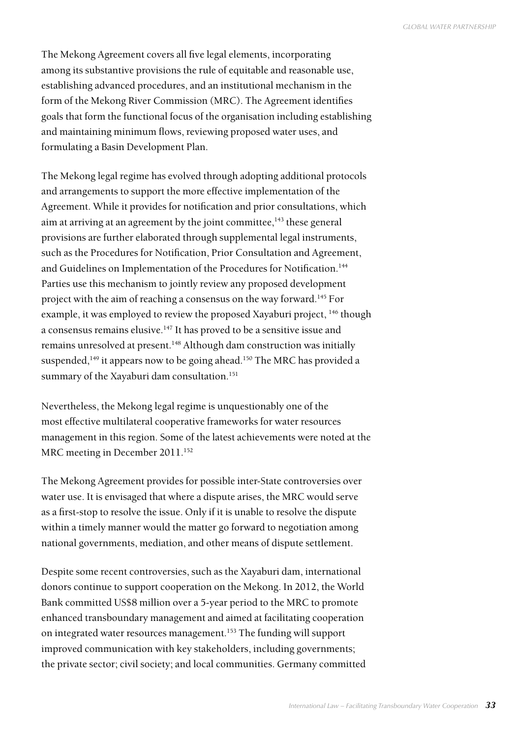The Mekong Agreement covers all five legal elements, incorporating among its substantive provisions the rule of equitable and reasonable use, establishing advanced procedures, and an institutional mechanism in the form of the Mekong River Commission (MRC). The Agreement identifies goals that form the functional focus of the organisation including establishing and maintaining minimum flows, reviewing proposed water uses, and formulating a Basin Development Plan.

The Mekong legal regime has evolved through adopting additional protocols and arrangements to support the more effective implementation of the Agreement. While it provides for notification and prior consultations, which aim at arriving at an agreement by the joint committee,[143] these general provisions are further elaborated through supplemental legal instruments, such as the Procedures for Notification, Prior Consultation and Agreement, and Guidelines on Implementation of the Procedures for Notification.[144] Parties use this mechanism to jointly review any proposed development project with the aim of reaching a consensus on the way forward.[145] For example, it was employed to review the proposed Xayaburi project, [146] though a consensus remains elusive.[147] It has proved to be a sensitive issue and remains unresolved at present.[148] Although dam construction was initially suspended,[149] it appears now to be going ahead.[150] The MRC has provided a summary of the Xayaburi dam consultation.[151]

Nevertheless, the Mekong legal regime is unquestionably one of the most effective multilateral cooperative frameworks for water resources management in this region. Some of the latest achievements were noted at the MRC meeting in December 2011.[152]

The Mekong Agreement provides for possible inter-State controversies over water use. It is envisaged that where a dispute arises, the MRC would serve as a first-stop to resolve the issue. Only if it is unable to resolve the dispute within a timely manner would the matter go forward to negotiation among national governments, mediation, and other means of dispute settlement.

Despite some recent controversies, such as the Xayaburi dam, international donors continue to support cooperation on the Mekong. In 2012, the World Bank committed US$8 million over a 5-year period to the MRC to promote enhanced transboundary management and aimed at facilitating cooperation on integrated water resources management.[153] The funding will support improved communication with key stakeholders, including governments; the private sector; civil society; and local communities. Germany committed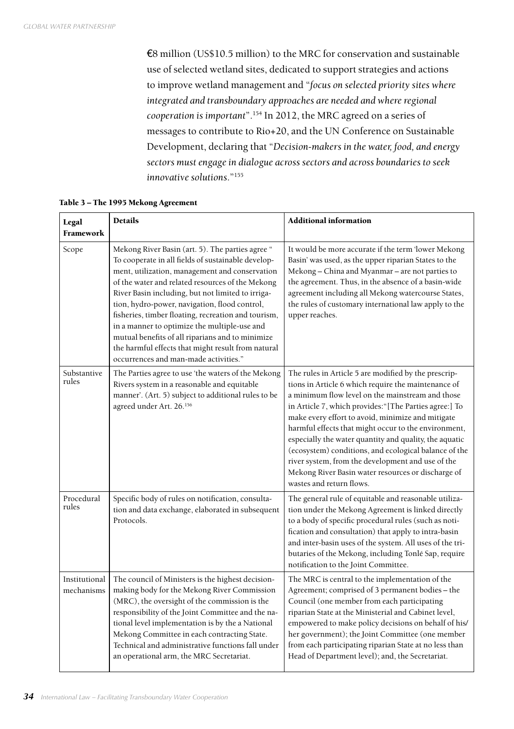€8 million (US$10.5 million) to the MRC for conservation and sustainable use of selected wetland sites, dedicated to support strategies and actions to improve wetland management and "*focus on selected priority sites where integrated and transboundary approaches are needed and where regional cooperation is important*".[154] In 2012, the MRC agreed on a series of messages to contribute to Rio+20, and the UN Conference on Sustainable Development, declaring that "*Decision-makers in the water, food, and energy sectors must engage in dialogue across sectors and across boundaries to seek innovative solutions*."[155]

**Table 3 – The 1995 Mekong Agreement**

| Legal Framework | Details | Additional information |
|---|---|---|
| Scope | Mekong River Basin (art. 5). The parties agree " To cooperate in all fields of sustainable development, utilization, management and conservation of the water and related resources of the Mekong River Basin including, but not limited to irrigation, hydro-power, navigation, flood control, fisheries, timber floating, recreation and tourism, in a manner to optimize the multiple-use and mutual benefits of all riparians and to minimize the harmful effects that might result from natural occurrences and man-made activities." | It would be more accurate if the term 'lower Mekong Basin' was used, as the upper riparian States to the Mekong – China and Myanmar – are not parties to the agreement. Thus, in the absence of a basin-wide agreement including all Mekong watercourse States, the rules of customary international law apply to the upper reaches. |
| Substantive rules | The Parties agree to use 'the waters of the Mekong Rivers system in a reasonable and equitable manner'. (Art. 5) subject to additional rules to be agreed under Art. 26.[156] | The rules in Article 5 are modified by the prescriptions in Article 6 which require the maintenance of a minimum flow level on the mainstream and those in Article 7, which provides: "[The Parties agree:] To make every effort to avoid, minimize and mitigate harmful effects that might occur to the environment, especially the water quantity and quality, the aquatic (ecosystem) conditions, and ecological balance of the river system, from the development and use of the Mekong River Basin water resources or discharge of wastes and return flows. |
| Procedural rules | Specific body of rules on notification, consultation and data exchange, elaborated in subsequent Protocols. | The general rule of equitable and reasonable utilization under the Mekong Agreement is linked directly to a body of specific procedural rules (such as notification and consultation) that apply to intra-basin and inter-basin uses of the system. All uses of the tributaries of the Mekong, including Tonlé Sap, require notification to the Joint Committee. |
| Institutional mechanisms | The council of Ministers is the highest decision-making body for the Mekong River Commission (MRC), the oversight of the commission is the responsibility of the Joint Committee and the national level implementation is by the a National Mekong Committee in each contracting State. Technical and administrative functions fall under an operational arm, the MRC Secretariat. | The MRC is central to the implementation of the Agreement; comprised of 3 permanent bodies – the Council (one member from each participating riparian State at the Ministerial and Cabinet level, empowered to make policy decisions on behalf of his/her government); the Joint Committee (one member from each participating riparian State at no less than Head of Department level); and, the Secretariat. |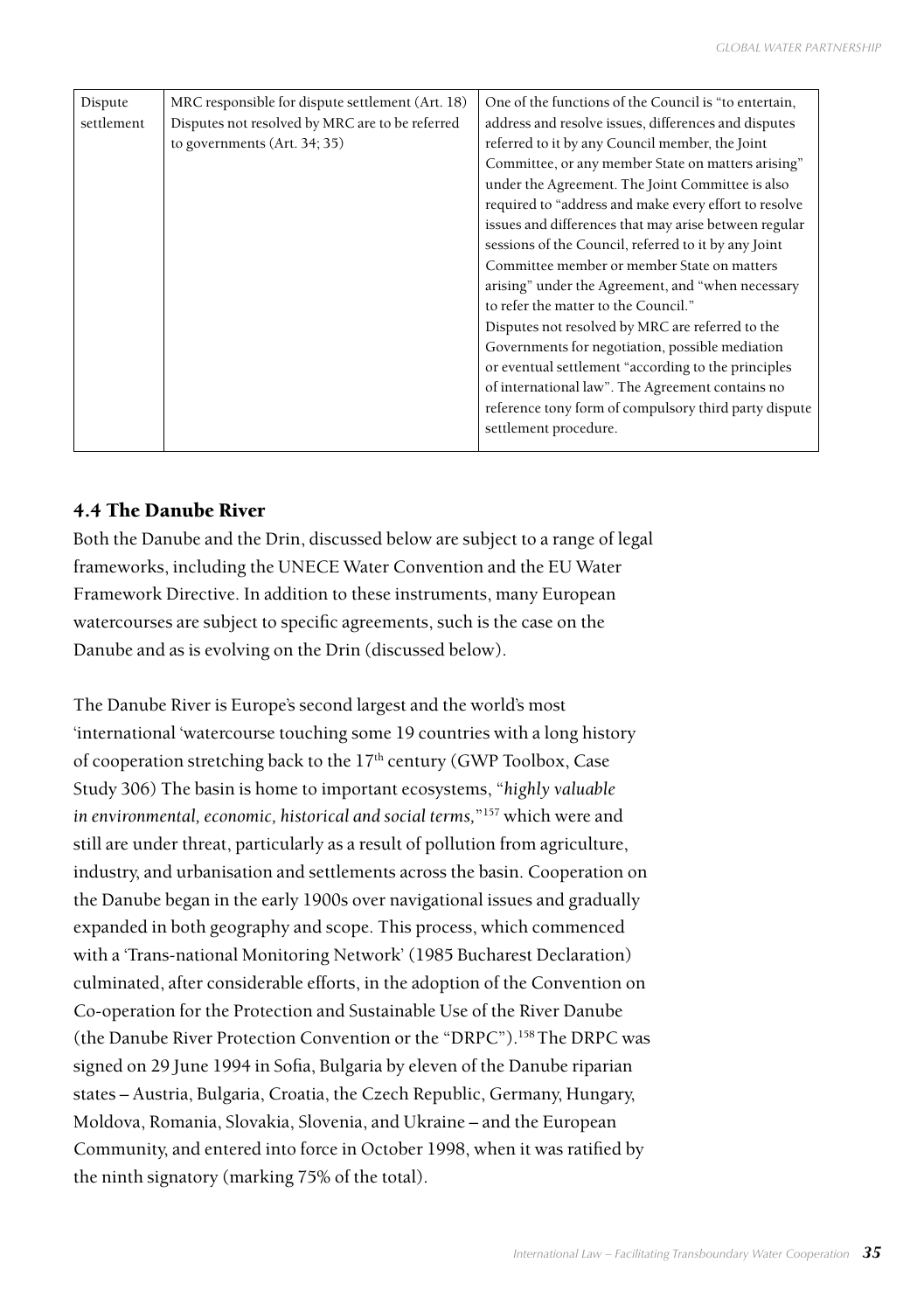| Dispute settlement | MRC responsible for dispute settlement (Art. 18) Disputes not resolved by MRC are to be referred to governments (Art. 34; 35) | One of the functions of the Council is "to entertain, address and resolve issues, differences and disputes referred to it by any Council member, the Joint Committee, or any member State on matters arising" under the Agreement. The Joint Committee is also required to "address and make every effort to resolve issues and differences that may arise between regular sessions of the Council, referred to it by any Joint Committee member or member State on matters arising" under the Agreement, and "when necessary to refer the matter to the Council." Disputes not resolved by MRC are referred to the Governments for negotiation, possible mediation or eventual settlement "according to the principles of international law". The Agreement contains no reference tony form of compulsory third party dispute settlement procedure. |
|---|---|---|

## 4.4 The Danube River

Both the Danube and the Drin, discussed below are subject to a range of legal frameworks, including the UNECE Water Convention and the EU Water Framework Directive. In addition to these instruments, many European watercourses are subject to specific agreements, such is the case on the Danube and as is evolving on the Drin (discussed below).

The Danube River is Europe's second largest and the world's most 'international 'watercourse touching some 19 countries with a long history of cooperation stretching back to the 17th century (GWP Toolbox, Case Study 306) The basin is home to important ecosystems, "*highly valuable in environmental, economic, historical and social terms,*"[157] which were and still are under threat, particularly as a result of pollution from agriculture, industry, and urbanisation and settlements across the basin. Cooperation on the Danube began in the early 1900s over navigational issues and gradually expanded in both geography and scope. This process, which commenced with a 'Trans-national Monitoring Network' (1985 Bucharest Declaration) culminated, after considerable efforts, in the adoption of the Convention on Co-operation for the Protection and Sustainable Use of the River Danube (the Danube River Protection Convention or the "DRPC").[158] The DRPC was signed on 29 June 1994 in Sofia, Bulgaria by eleven of the Danube riparian states – Austria, Bulgaria, Croatia, the Czech Republic, Germany, Hungary, Moldova, Romania, Slovakia, Slovenia, and Ukraine – and the European Community, and entered into force in October 1998, when it was ratified by the ninth signatory (marking 75% of the total).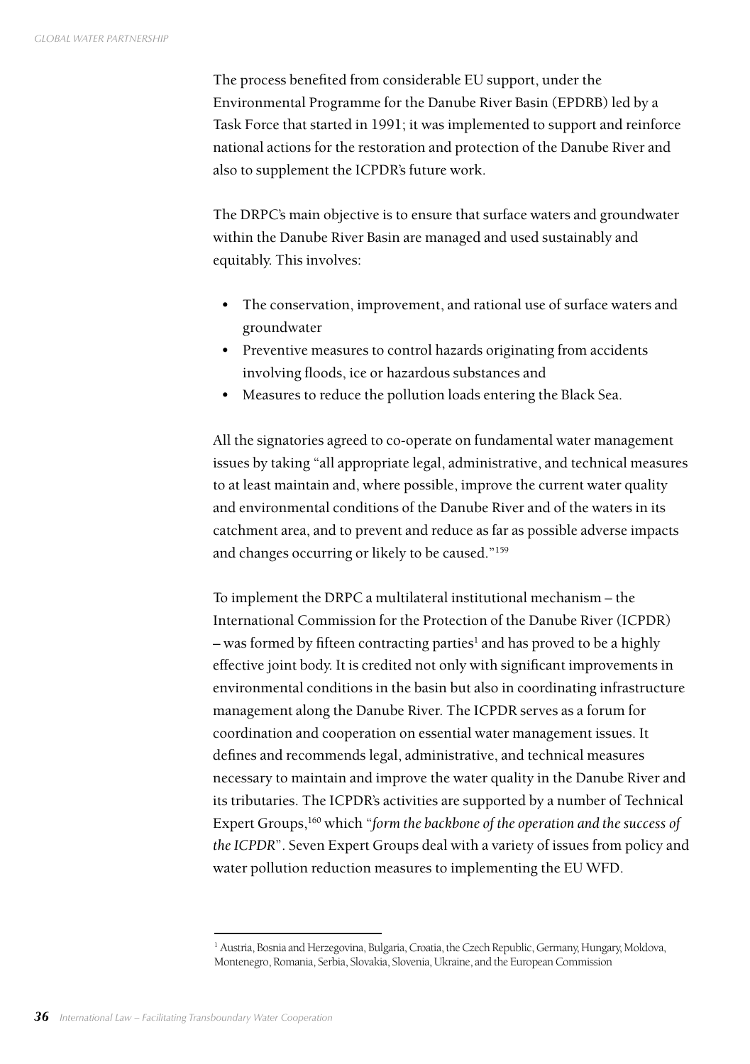The process benefited from considerable EU support, under the Environmental Programme for the Danube River Basin (EPDRB) led by a Task Force that started in 1991; it was implemented to support and reinforce national actions for the restoration and protection of the Danube River and also to supplement the ICPDR's future work.

The DRPC's main objective is to ensure that surface waters and groundwater within the Danube River Basin are managed and used sustainably and equitably. This involves:

- The conservation, improvement, and rational use of surface waters and groundwater
- Preventive measures to control hazards originating from accidents involving floods, ice or hazardous substances and
- Measures to reduce the pollution loads entering the Black Sea.

All the signatories agreed to co-operate on fundamental water management issues by taking "all appropriate legal, administrative, and technical measures to at least maintain and, where possible, improve the current water quality and environmental conditions of the Danube River and of the waters in its catchment area, and to prevent and reduce as far as possible adverse impacts and changes occurring or likely to be caused."[159]

To implement the DRPC a multilateral institutional mechanism – the International Commission for the Protection of the Danube River (ICPDR) – was formed by fifteen contracting parties[1] and has proved to be a highly effective joint body. It is credited not only with significant improvements in environmental conditions in the basin but also in coordinating infrastructure management along the Danube River. The ICPDR serves as a forum for coordination and cooperation on essential water management issues. It defines and recommends legal, administrative, and technical measures necessary to maintain and improve the water quality in the Danube River and its tributaries. The ICPDR's activities are supported by a number of Technical Expert Groups,[160] which "*form the backbone of the operation and the success of the ICPDR*". Seven Expert Groups deal with a variety of issues from policy and water pollution reduction measures to implementing the EU WFD.

---

[1] Austria, Bosnia and Herzegovina, Bulgaria, Croatia, the Czech Republic, Germany, Hungary, Moldova, Montenegro, Romania, Serbia, Slovakia, Slovenia, Ukraine, and the European Commission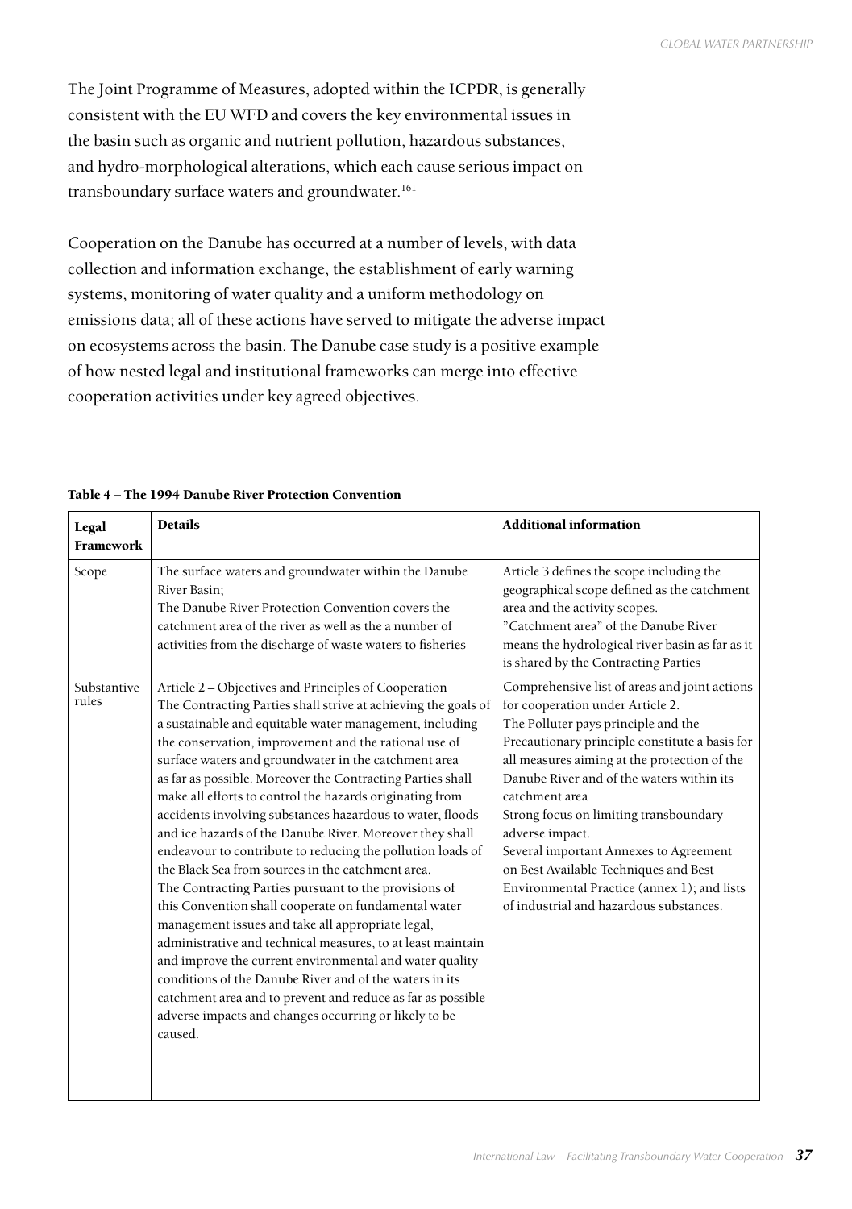The Joint Programme of Measures, adopted within the ICPDR, is generally consistent with the EU WFD and covers the key environmental issues in the basin such as organic and nutrient pollution, hazardous substances, and hydro-morphological alterations, which each cause serious impact on transboundary surface waters and groundwater.[161]

Cooperation on the Danube has occurred at a number of levels, with data collection and information exchange, the establishment of early warning systems, monitoring of water quality and a uniform methodology on emissions data; all of these actions have served to mitigate the adverse impact on ecosystems across the basin. The Danube case study is a positive example of how nested legal and institutional frameworks can merge into effective cooperation activities under key agreed objectives.

**Table 4 – The 1994 Danube River Protection Convention**

| Legal Framework | Details | Additional information |
|---|---|---|
| Scope | The surface waters and groundwater within the Danube River Basin;<br>The Danube River Protection Convention covers the catchment area of the river as well as the a number of activities from the discharge of waste waters to fisheries | Article 3 defines the scope including the geographical scope defined as the catchment area and the activity scopes.<br>"Catchment area" of the Danube River means the hydrological river basin as far as it is shared by the Contracting Parties |
| Substantive rules | Article 2 – Objectives and Principles of Cooperation<br>The Contracting Parties shall strive at achieving the goals of a sustainable and equitable water management, including the conservation, improvement and the rational use of surface waters and groundwater in the catchment area as far as possible. Moreover the Contracting Parties shall make all efforts to control the hazards originating from accidents involving substances hazardous to water, floods and ice hazards of the Danube River. Moreover they shall endeavour to contribute to reducing the pollution loads of the Black Sea from sources in the catchment area.<br>The Contracting Parties pursuant to the provisions of this Convention shall cooperate on fundamental water management issues and take all appropriate legal, administrative and technical measures, to at least maintain and improve the current environmental and water quality conditions of the Danube River and of the waters in its catchment area and to prevent and reduce as far as possible adverse impacts and changes occurring or likely to be caused. | Comprehensive list of areas and joint actions for cooperation under Article 2.<br>The Polluter pays principle and the Precautionary principle constitute a basis for all measures aiming at the protection of the Danube River and of the waters within its catchment area<br>Strong focus on limiting transboundary adverse impact.<br>Several important Annexes to Agreement on Best Available Techniques and Best Environmental Practice (annex 1); and lists of industrial and hazardous substances. |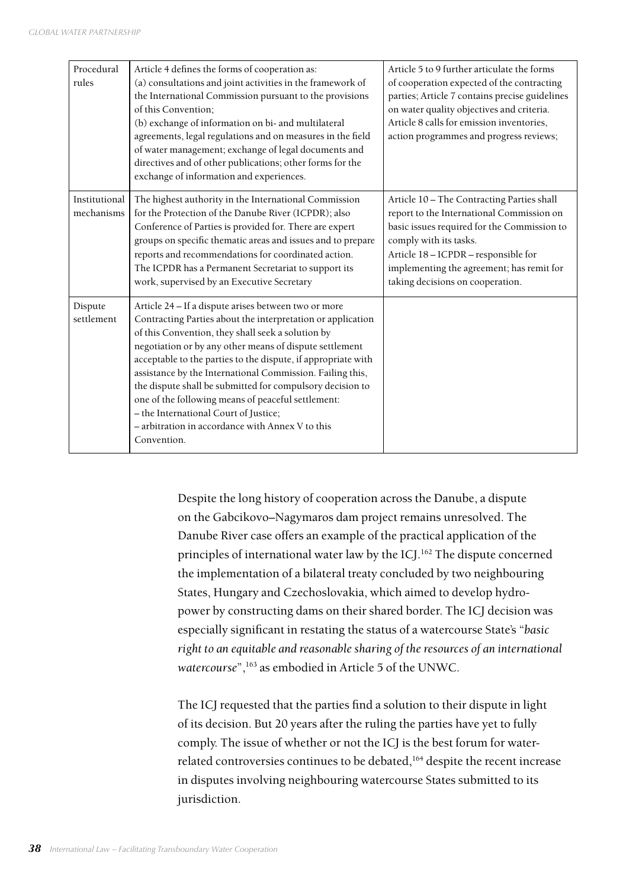| | | |
|---|---|---|
| Procedural rules | Article 4 defines the forms of cooperation as: (a) consultations and joint activities in the framework of the International Commission pursuant to the provisions of this Convention; (b) exchange of information on bi- and multilateral agreements, legal regulations and on measures in the field of water management; exchange of legal documents and directives and of other publications; other forms for the exchange of information and experiences. | Article 5 to 9 further articulate the forms of cooperation expected of the contracting parties; Article 7 contains precise guidelines on water quality objectives and criteria. Article 8 calls for emission inventories, action programmes and progress reviews; |
| Institutional mechanisms | The highest authority in the International Commission for the Protection of the Danube River (ICPDR); also Conference of Parties is provided for. There are expert groups on specific thematic areas and issues and to prepare reports and recommendations for coordinated action. The ICPDR has a Permanent Secretariat to support its work, supervised by an Executive Secretary | Article 10 – The Contracting Parties shall report to the International Commission on basic issues required for the Commission to comply with its tasks. Article 18 – ICPDR – responsible for implementing the agreement; has remit for taking decisions on cooperation. |
| Dispute settlement | Article 24 – If a dispute arises between two or more Contracting Parties about the interpretation or application of this Convention, they shall seek a solution by negotiation or by any other means of dispute settlement acceptable to the parties to the dispute, if appropriate with assistance by the International Commission. Failing this, the dispute shall be submitted for compulsory decision to one of the following means of peaceful settlement: – the International Court of Justice; – arbitration in accordance with Annex V to this Convention. | |

Despite the long history of cooperation across the Danube, a dispute on the Gabcikovo–Nagymaros dam project remains unresolved. The Danube River case offers an example of the practical application of the principles of international water law by the ICJ.[162] The dispute concerned the implementation of a bilateral treaty concluded by two neighbouring States, Hungary and Czechoslovakia, which aimed to develop hydropower by constructing dams on their shared border. The ICJ decision was especially significant in restating the status of a watercourse State's "*basic right to an equitable and reasonable sharing of the resources of an international watercourse*",[163] as embodied in Article 5 of the UNWC.

The ICJ requested that the parties find a solution to their dispute in light of its decision. But 20 years after the ruling the parties have yet to fully comply. The issue of whether or not the ICJ is the best forum for water-related controversies continues to be debated,[164] despite the recent increase in disputes involving neighbouring watercourse States submitted to its jurisdiction.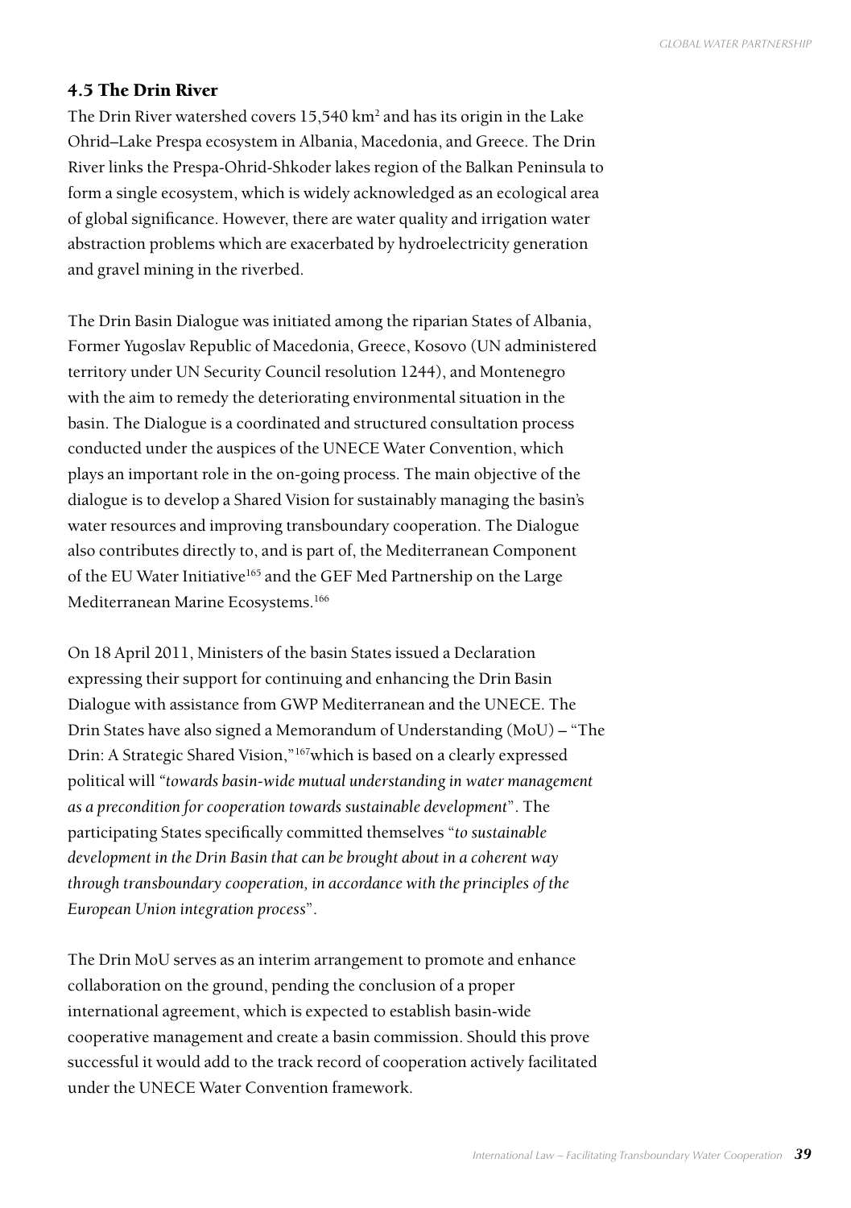## 4.5 The Drin River

The Drin River watershed covers 15,540 km$^2$ and has its origin in the Lake Ohrid–Lake Prespa ecosystem in Albania, Macedonia, and Greece. The Drin River links the Prespa-Ohrid-Shkoder lakes region of the Balkan Peninsula to form a single ecosystem, which is widely acknowledged as an ecological area of global significance. However, there are water quality and irrigation water abstraction problems which are exacerbated by hydroelectricity generation and gravel mining in the riverbed.

The Drin Basin Dialogue was initiated among the riparian States of Albania, Former Yugoslav Republic of Macedonia, Greece, Kosovo (UN administered territory under UN Security Council resolution 1244), and Montenegro with the aim to remedy the deteriorating environmental situation in the basin. The Dialogue is a coordinated and structured consultation process conducted under the auspices of the UNECE Water Convention, which plays an important role in the on-going process. The main objective of the dialogue is to develop a Shared Vision for sustainably managing the basin's water resources and improving transboundary cooperation. The Dialogue also contributes directly to, and is part of, the Mediterranean Component of the EU Water Initiative[165] and the GEF Med Partnership on the Large Mediterranean Marine Ecosystems.[166]

On 18 April 2011, Ministers of the basin States issued a Declaration expressing their support for continuing and enhancing the Drin Basin Dialogue with assistance from GWP Mediterranean and the UNECE. The Drin States have also signed a Memorandum of Understanding (MoU) – "The Drin: A Strategic Shared Vision,"[167]which is based on a clearly expressed political will "*towards basin-wide mutual understanding in water management as a precondition for cooperation towards sustainable development*". The participating States specifically committed themselves "*to sustainable development in the Drin Basin that can be brought about in a coherent way through transboundary cooperation, in accordance with the principles of the European Union integration process*".

The Drin MoU serves as an interim arrangement to promote and enhance collaboration on the ground, pending the conclusion of a proper international agreement, which is expected to establish basin-wide cooperative management and create a basin commission. Should this prove successful it would add to the track record of cooperation actively facilitated under the UNECE Water Convention framework.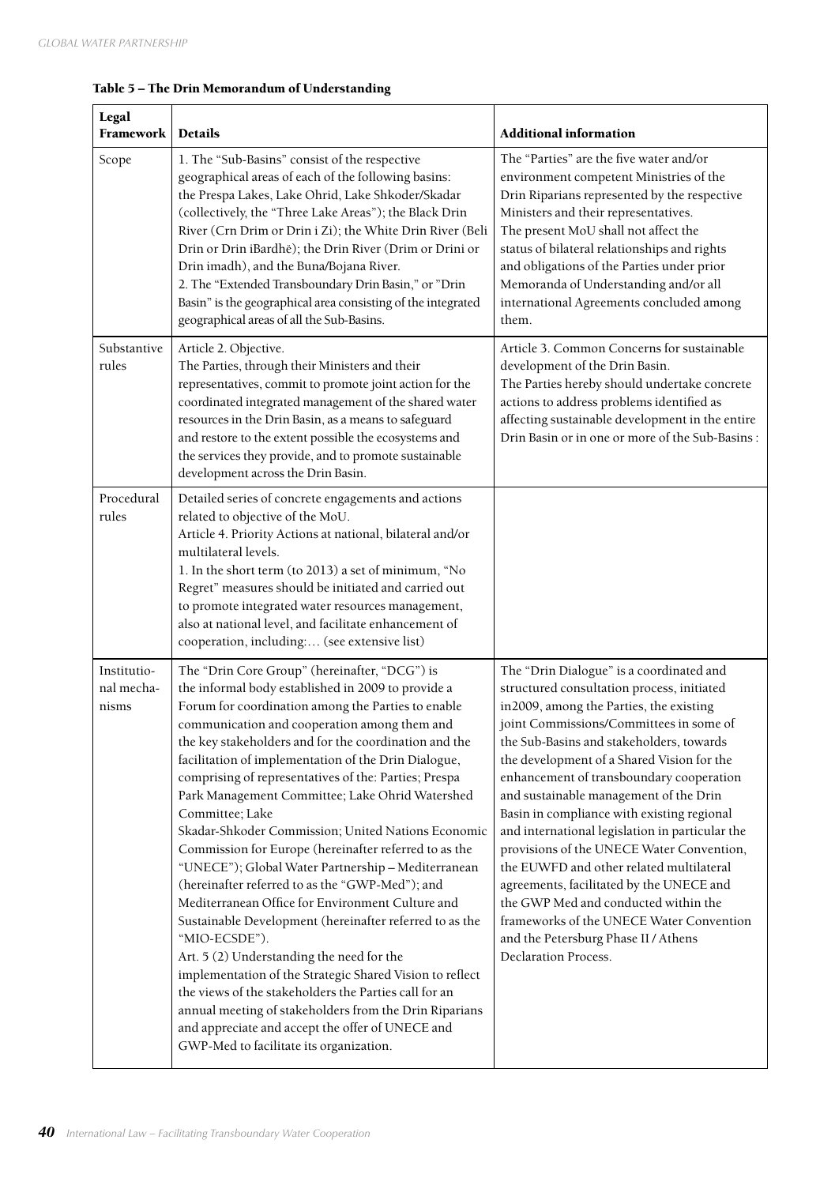**Table 5 – The Drin Memorandum of Understanding**

| Legal Framework | Details | Additional information |
|---|---|---|
| Scope | 1. The "Sub-Basins" consist of the respective geographical areas of each of the following basins: the Prespa Lakes, Lake Ohrid, Lake Shkoder/Skadar (collectively, the "Three Lake Areas"); the Black Drin River (Crn Drim or Drin i Zi); the White Drin River (Beli Drin or Drin iBardhë); the Drin River (Drim or Drini or Drin imadh), and the Buna/Bojana River.<br>2. The "Extended Transboundary Drin Basin," or "Drin Basin" is the geographical area consisting of the integrated geographical areas of all the Sub-Basins. | The "Parties" are the five water and/or environment competent Ministries of the Drin Riparians represented by the respective Ministers and their representatives.<br>The present MoU shall not affect the status of bilateral relationships and rights and obligations of the Parties under prior Memoranda of Understanding and/or all international Agreements concluded among them. |
| Substantive rules | Article 2. Objective.<br>The Parties, through their Ministers and their representatives, commit to promote joint action for the coordinated integrated management of the shared water resources in the Drin Basin, as a means to safeguard and restore to the extent possible the ecosystems and the services they provide, and to promote sustainable development across the Drin Basin. | Article 3. Common Concerns for sustainable development of the Drin Basin.<br>The Parties hereby should undertake concrete actions to address problems identified as affecting sustainable development in the entire Drin Basin or in one or more of the Sub-Basins : |
| Procedural rules | Detailed series of concrete engagements and actions related to objective of the MoU.<br>Article 4. Priority Actions at national, bilateral and/or multilateral levels.<br>1. In the short term (to 2013) a set of minimum, "No Regret" measures should be initiated and carried out to promote integrated water resources management, also at national level, and facilitate enhancement of cooperation, including:… (see extensive list) | |
| Institutional mechanisms | The "Drin Core Group" (hereinafter, "DCG") is the informal body established in 2009 to provide a Forum for coordination among the Parties to enable communication and cooperation among them and the key stakeholders and for the coordination and the facilitation of implementation of the Drin Dialogue, comprising of representatives of the: Parties; Prespa Park Management Committee; Lake Ohrid Watershed Committee; Lake Skadar-Shkoder Commission; United Nations Economic Commission for Europe (hereinafter referred to as the "UNECE"); Global Water Partnership – Mediterranean (hereinafter referred to as the "GWP-Med"); and Mediterranean Office for Environment Culture and Sustainable Development (hereinafter referred to as the "MIO-ECSDE").<br>Art. 5 (2) Understanding the need for the implementation of the Strategic Shared Vision to reflect the views of the stakeholders the Parties call for an annual meeting of stakeholders from the Drin Riparians and appreciate and accept the offer of UNECE and GWP-Med to facilitate its organization. | The "Drin Dialogue" is a coordinated and structured consultation process, initiated in2009, among the Parties, the existing joint Commissions/Committees in some of the Sub-Basins and stakeholders, towards the development of a Shared Vision for the enhancement of transboundary cooperation and sustainable management of the Drin Basin in compliance with existing regional and international legislation in particular the provisions of the UNECE Water Convention, the EUWFD and other related multilateral agreements, facilitated by the UNECE and the GWP Med and conducted within the frameworks of the UNECE Water Convention and the Petersburg Phase II / Athens Declaration Process. |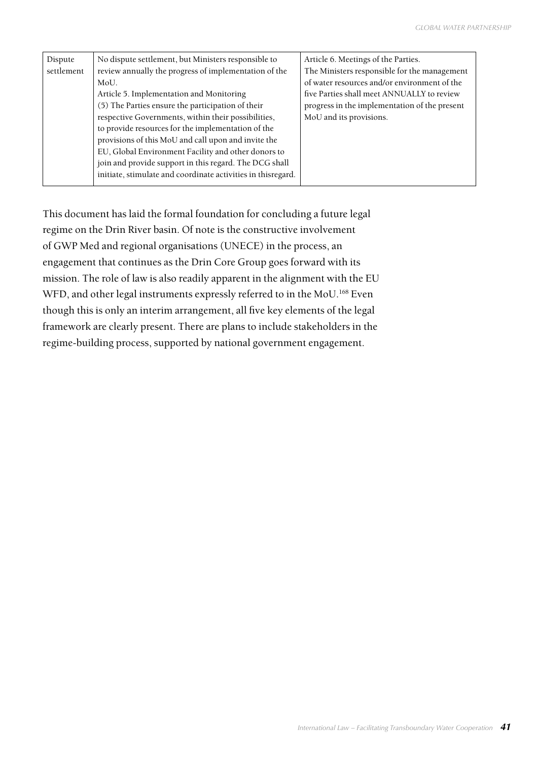| Dispute settlement | No dispute settlement, but Ministers responsible to review annually the progress of implementation of the MoU.<br>Article 5. Implementation and Monitoring<br>(5) The Parties ensure the participation of their respective Governments, within their possibilities, to provide resources for the implementation of the provisions of this MoU and call upon and invite the EU, Global Environment Facility and other donors to join and provide support in this regard. The DCG shall initiate, stimulate and coordinate activities in thisregard. | Article 6. Meetings of the Parties.<br>The Ministers responsible for the management of water resources and/or environment of the five Parties shall meet ANNUALLY to review progress in the implementation of the present MoU and its provisions. |
|---|---|---|

This document has laid the formal foundation for concluding a future legal regime on the Drin River basin. Of note is the constructive involvement of GWP Med and regional organisations (UNECE) in the process, an engagement that continues as the Drin Core Group goes forward with its mission. The role of law is also readily apparent in the alignment with the EU WFD, and other legal instruments expressly referred to in the MoU.[168] Even though this is only an interim arrangement, all five key elements of the legal framework are clearly present. There are plans to include stakeholders in the regime-building process, supported by national government engagement.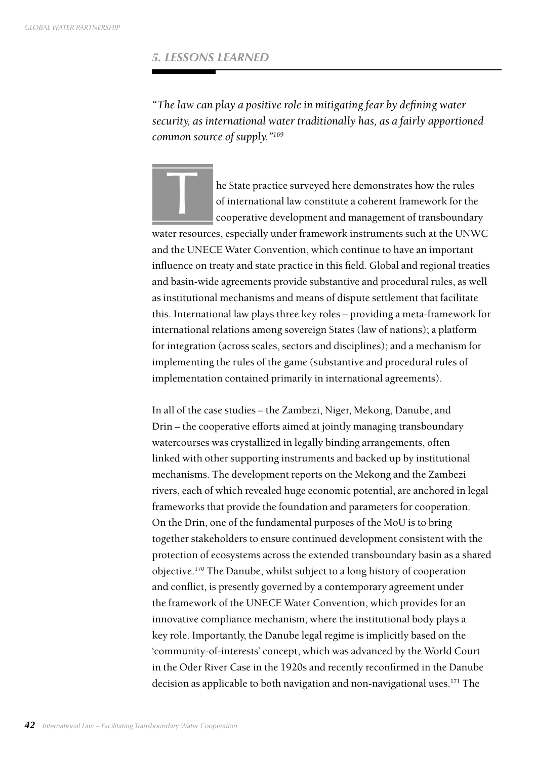## 5. LESSONS LEARNED

*"The law can play a positive role in mitigating fear by defining water security, as international water traditionally has, as a fairly apportioned common source of supply."*[169]

The State practice surveyed here demonstrates how the rules of international law constitute a coherent framework for the cooperative development and management of transboundary water resources, especially under framework instruments such at the UNWC and the UNECE Water Convention, which continue to have an important influence on treaty and state practice in this field. Global and regional treaties and basin-wide agreements provide substantive and procedural rules, as well as institutional mechanisms and means of dispute settlement that facilitate this. International law plays three key roles – providing a meta-framework for international relations among sovereign States (law of nations); a platform for integration (across scales, sectors and disciplines); and a mechanism for implementing the rules of the game (substantive and procedural rules of implementation contained primarily in international agreements).

In all of the case studies – the Zambezi, Niger, Mekong, Danube, and Drin – the cooperative efforts aimed at jointly managing transboundary watercourses was crystallized in legally binding arrangements, often linked with other supporting instruments and backed up by institutional mechanisms. The development reports on the Mekong and the Zambezi rivers, each of which revealed huge economic potential, are anchored in legal frameworks that provide the foundation and parameters for cooperation. On the Drin, one of the fundamental purposes of the MoU is to bring together stakeholders to ensure continued development consistent with the protection of ecosystems across the extended transboundary basin as a shared objective.[170] The Danube, whilst subject to a long history of cooperation and conflict, is presently governed by a contemporary agreement under the framework of the UNECE Water Convention, which provides for an innovative compliance mechanism, where the institutional body plays a key role. Importantly, the Danube legal regime is implicitly based on the 'community-of-interests' concept, which was advanced by the World Court in the Oder River Case in the 1920s and recently reconfirmed in the Danube decision as applicable to both navigation and non-navigational uses.[171] The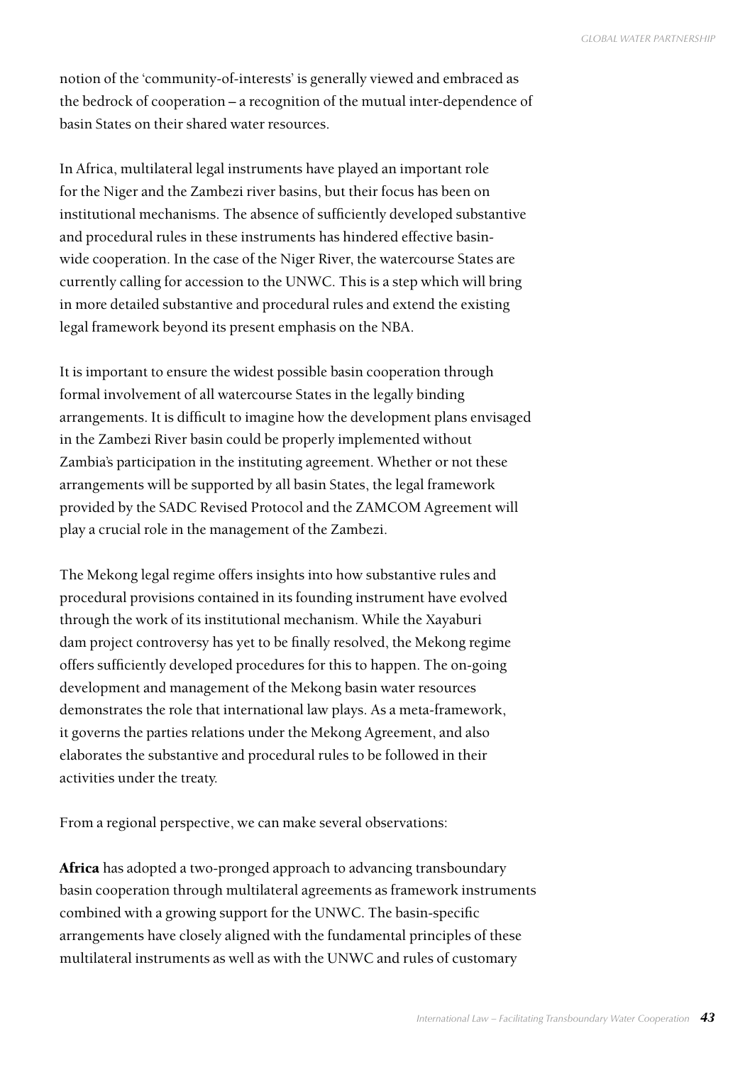notion of the 'community-of-interests' is generally viewed and embraced as the bedrock of cooperation – a recognition of the mutual inter-dependence of basin States on their shared water resources.

In Africa, multilateral legal instruments have played an important role for the Niger and the Zambezi river basins, but their focus has been on institutional mechanisms. The absence of sufficiently developed substantive and procedural rules in these instruments has hindered effective basin-wide cooperation. In the case of the Niger River, the watercourse States are currently calling for accession to the UNWC. This is a step which will bring in more detailed substantive and procedural rules and extend the existing legal framework beyond its present emphasis on the NBA.

It is important to ensure the widest possible basin cooperation through formal involvement of all watercourse States in the legally binding arrangements. It is difficult to imagine how the development plans envisaged in the Zambezi River basin could be properly implemented without Zambia's participation in the instituting agreement. Whether or not these arrangements will be supported by all basin States, the legal framework provided by the SADC Revised Protocol and the ZAMCOM Agreement will play a crucial role in the management of the Zambezi.

The Mekong legal regime offers insights into how substantive rules and procedural provisions contained in its founding instrument have evolved through the work of its institutional mechanism. While the Xayaburi dam project controversy has yet to be finally resolved, the Mekong regime offers sufficiently developed procedures for this to happen. The on-going development and management of the Mekong basin water resources demonstrates the role that international law plays. As a meta-framework, it governs the parties relations under the Mekong Agreement, and also elaborates the substantive and procedural rules to be followed in their activities under the treaty.

From a regional perspective, we can make several observations:

**Africa** has adopted a two-pronged approach to advancing transboundary basin cooperation through multilateral agreements as framework instruments combined with a growing support for the UNWC. The basin-specific arrangements have closely aligned with the fundamental principles of these multilateral instruments as well as with the UNWC and rules of customary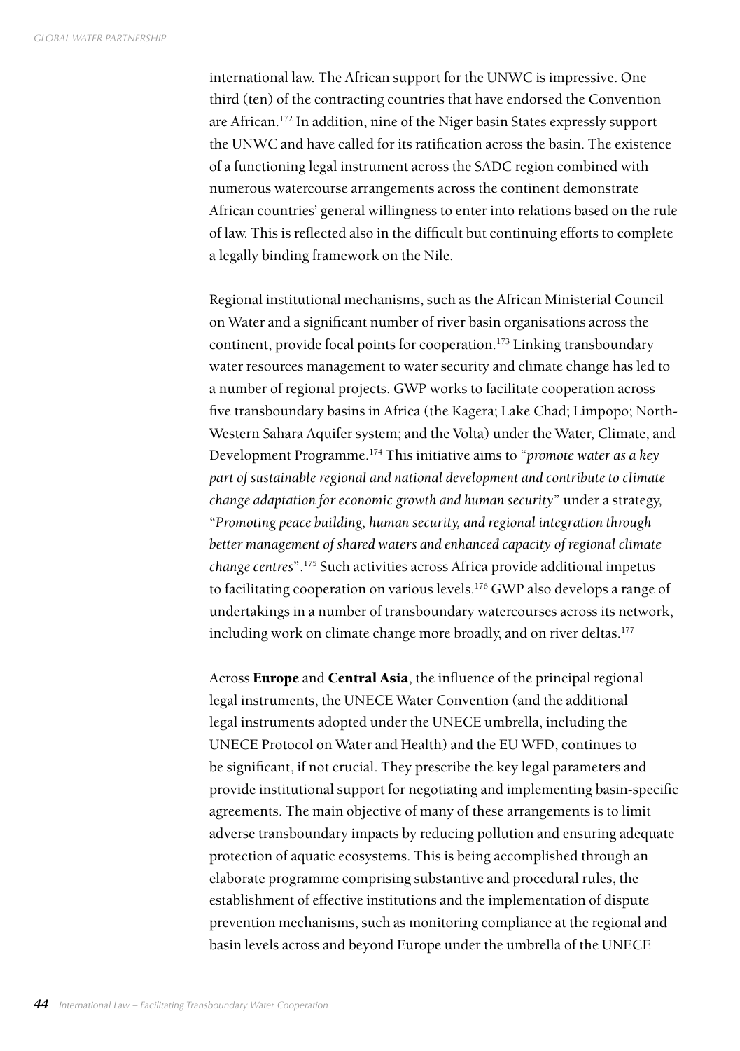international law. The African support for the UNWC is impressive. One third (ten) of the contracting countries that have endorsed the Convention are African.[172] In addition, nine of the Niger basin States expressly support the UNWC and have called for its ratification across the basin. The existence of a functioning legal instrument across the SADC region combined with numerous watercourse arrangements across the continent demonstrate African countries' general willingness to enter into relations based on the rule of law. This is reflected also in the difficult but continuing efforts to complete a legally binding framework on the Nile.

Regional institutional mechanisms, such as the African Ministerial Council on Water and a significant number of river basin organisations across the continent, provide focal points for cooperation.[173] Linking transboundary water resources management to water security and climate change has led to a number of regional projects. GWP works to facilitate cooperation across five transboundary basins in Africa (the Kagera; Lake Chad; Limpopo; North-Western Sahara Aquifer system; and the Volta) under the Water, Climate, and Development Programme.[174] This initiative aims to "*promote water as a key part of sustainable regional and national development and contribute to climate change adaptation for economic growth and human security*" under a strategy, "*Promoting peace building, human security, and regional integration through better management of shared waters and enhanced capacity of regional climate change centres*".[175] Such activities across Africa provide additional impetus to facilitating cooperation on various levels.[176] GWP also develops a range of undertakings in a number of transboundary watercourses across its network, including work on climate change more broadly, and on river deltas.[177]

Across **Europe** and **Central Asia**, the influence of the principal regional legal instruments, the UNECE Water Convention (and the additional legal instruments adopted under the UNECE umbrella, including the UNECE Protocol on Water and Health) and the EU WFD, continues to be significant, if not crucial. They prescribe the key legal parameters and provide institutional support for negotiating and implementing basin-specific agreements. The main objective of many of these arrangements is to limit adverse transboundary impacts by reducing pollution and ensuring adequate protection of aquatic ecosystems. This is being accomplished through an elaborate programme comprising substantive and procedural rules, the establishment of effective institutions and the implementation of dispute prevention mechanisms, such as monitoring compliance at the regional and basin levels across and beyond Europe under the umbrella of the UNECE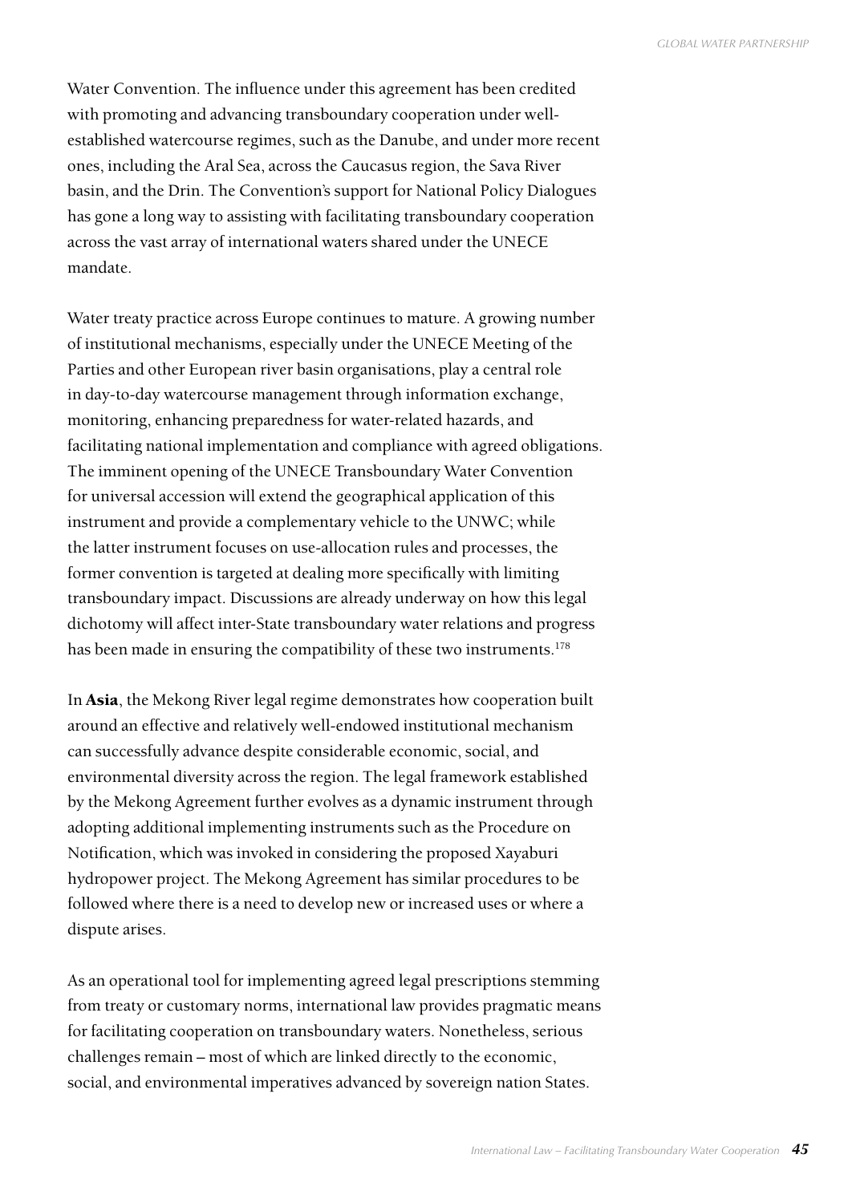Water Convention. The influence under this agreement has been credited with promoting and advancing transboundary cooperation under well-established watercourse regimes, such as the Danube, and under more recent ones, including the Aral Sea, across the Caucasus region, the Sava River basin, and the Drin. The Convention's support for National Policy Dialogues has gone a long way to assisting with facilitating transboundary cooperation across the vast array of international waters shared under the UNECE mandate.

Water treaty practice across Europe continues to mature. A growing number of institutional mechanisms, especially under the UNECE Meeting of the Parties and other European river basin organisations, play a central role in day-to-day watercourse management through information exchange, monitoring, enhancing preparedness for water-related hazards, and facilitating national implementation and compliance with agreed obligations. The imminent opening of the UNECE Transboundary Water Convention for universal accession will extend the geographical application of this instrument and provide a complementary vehicle to the UNWC; while the latter instrument focuses on use-allocation rules and processes, the former convention is targeted at dealing more specifically with limiting transboundary impact. Discussions are already underway on how this legal dichotomy will affect inter-State transboundary water relations and progress has been made in ensuring the compatibility of these two instruments.[178]

In **Asia**, the Mekong River legal regime demonstrates how cooperation built around an effective and relatively well-endowed institutional mechanism can successfully advance despite considerable economic, social, and environmental diversity across the region. The legal framework established by the Mekong Agreement further evolves as a dynamic instrument through adopting additional implementing instruments such as the Procedure on Notification, which was invoked in considering the proposed Xayaburi hydropower project. The Mekong Agreement has similar procedures to be followed where there is a need to develop new or increased uses or where a dispute arises.

As an operational tool for implementing agreed legal prescriptions stemming from treaty or customary norms, international law provides pragmatic means for facilitating cooperation on transboundary waters. Nonetheless, serious challenges remain – most of which are linked directly to the economic, social, and environmental imperatives advanced by sovereign nation States.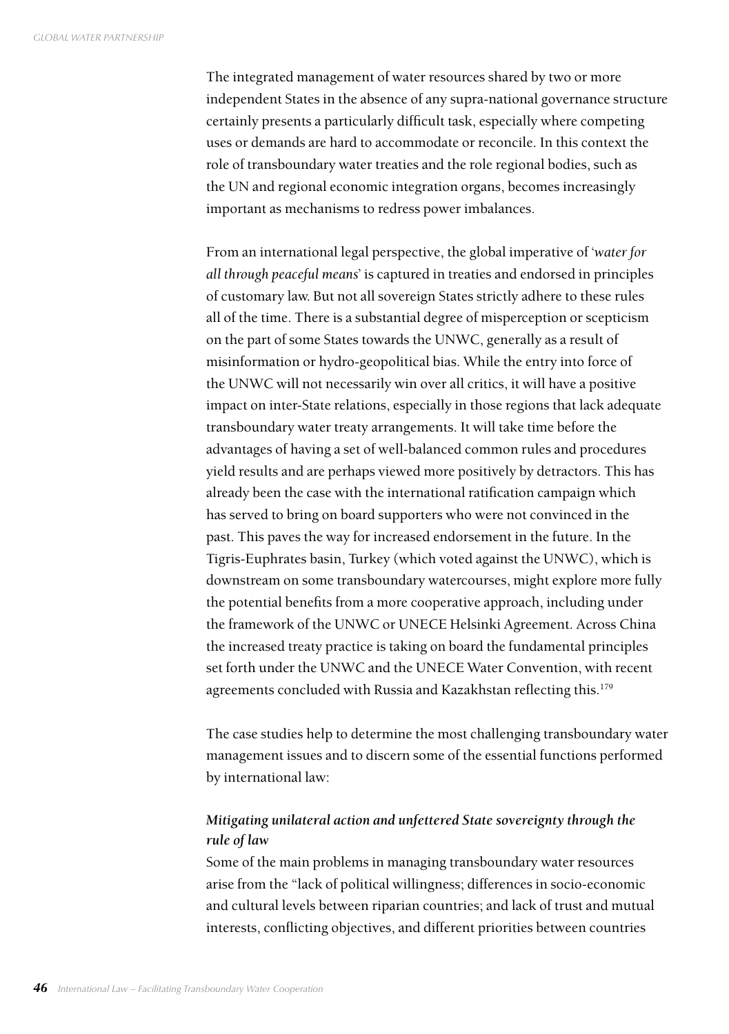The integrated management of water resources shared by two or more independent States in the absence of any supra-national governance structure certainly presents a particularly difficult task, especially where competing uses or demands are hard to accommodate or reconcile. In this context the role of transboundary water treaties and the role regional bodies, such as the UN and regional economic integration organs, becomes increasingly important as mechanisms to redress power imbalances.

From an international legal perspective, the global imperative of '*water for all through peaceful means*' is captured in treaties and endorsed in principles of customary law. But not all sovereign States strictly adhere to these rules all of the time. There is a substantial degree of misperception or scepticism on the part of some States towards the UNWC, generally as a result of misinformation or hydro-geopolitical bias. While the entry into force of the UNWC will not necessarily win over all critics, it will have a positive impact on inter-State relations, especially in those regions that lack adequate transboundary water treaty arrangements. It will take time before the advantages of having a set of well-balanced common rules and procedures yield results and are perhaps viewed more positively by detractors. This has already been the case with the international ratification campaign which has served to bring on board supporters who were not convinced in the past. This paves the way for increased endorsement in the future. In the Tigris-Euphrates basin, Turkey (which voted against the UNWC), which is downstream on some transboundary watercourses, might explore more fully the potential benefits from a more cooperative approach, including under the framework of the UNWC or UNECE Helsinki Agreement. Across China the increased treaty practice is taking on board the fundamental principles set forth under the UNWC and the UNECE Water Convention, with recent agreements concluded with Russia and Kazakhstan reflecting this.[179]

The case studies help to determine the most challenging transboundary water management issues and to discern some of the essential functions performed by international law:

***Mitigating unilateral action and unfettered State sovereignty through the rule of law***

Some of the main problems in managing transboundary water resources arise from the "lack of political willingness; differences in socio-economic and cultural levels between riparian countries; and lack of trust and mutual interests, conflicting objectives, and different priorities between countries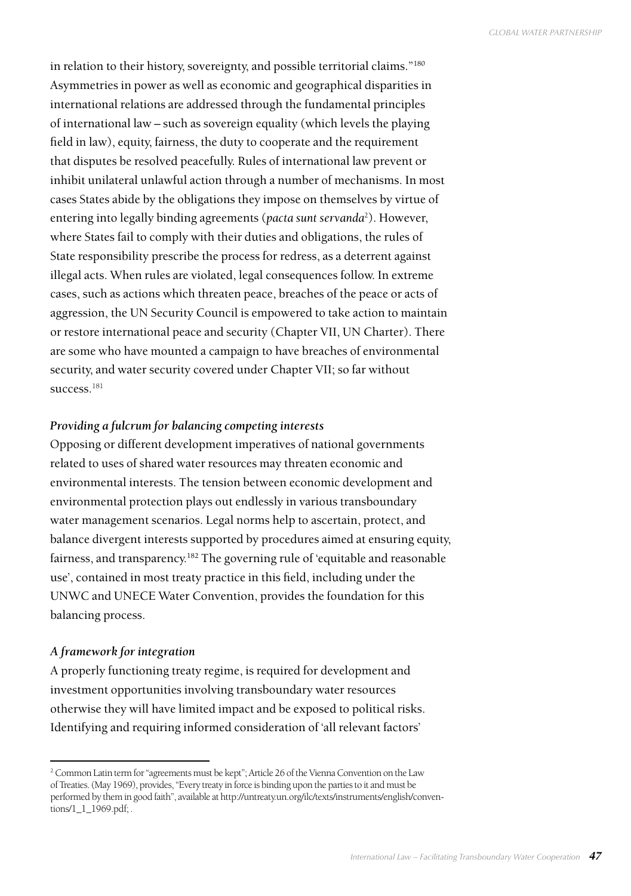in relation to their history, sovereignty, and possible territorial claims."[180] Asymmetries in power as well as economic and geographical disparities in international relations are addressed through the fundamental principles of international law – such as sovereign equality (which levels the playing field in law), equity, fairness, the duty to cooperate and the requirement that disputes be resolved peacefully. Rules of international law prevent or inhibit unilateral unlawful action through a number of mechanisms. In most cases States abide by the obligations they impose on themselves by virtue of entering into legally binding agreements (*pacta sunt servanda*[2]). However, where States fail to comply with their duties and obligations, the rules of State responsibility prescribe the process for redress, as a deterrent against illegal acts. When rules are violated, legal consequences follow. In extreme cases, such as actions which threaten peace, breaches of the peace or acts of aggression, the UN Security Council is empowered to take action to maintain or restore international peace and security (Chapter VII, UN Charter). There are some who have mounted a campaign to have breaches of environmental security, and water security covered under Chapter VII; so far without success.[181]

### *Providing a fulcrum for balancing competing interests*

Opposing or different development imperatives of national governments related to uses of shared water resources may threaten economic and environmental interests. The tension between economic development and environmental protection plays out endlessly in various transboundary water management scenarios. Legal norms help to ascertain, protect, and balance divergent interests supported by procedures aimed at ensuring equity, fairness, and transparency.[182] The governing rule of 'equitable and reasonable use', contained in most treaty practice in this field, including under the UNWC and UNECE Water Convention, provides the foundation for this balancing process.

### *A framework for integration*

A properly functioning treaty regime, is required for development and investment opportunities involving transboundary water resources otherwise they will have limited impact and be exposed to political risks. Identifying and requiring informed consideration of 'all relevant factors'

---

[2] Common Latin term for "agreements must be kept"; Article 26 of the Vienna Convention on the Law of Treaties. (May 1969), provides, "Every treaty in force is binding upon the parties to it and must be performed by them in good faith", available at http://untreaty.un.org/ilc/texts/instruments/english/conventions/1_1_1969.pdf; .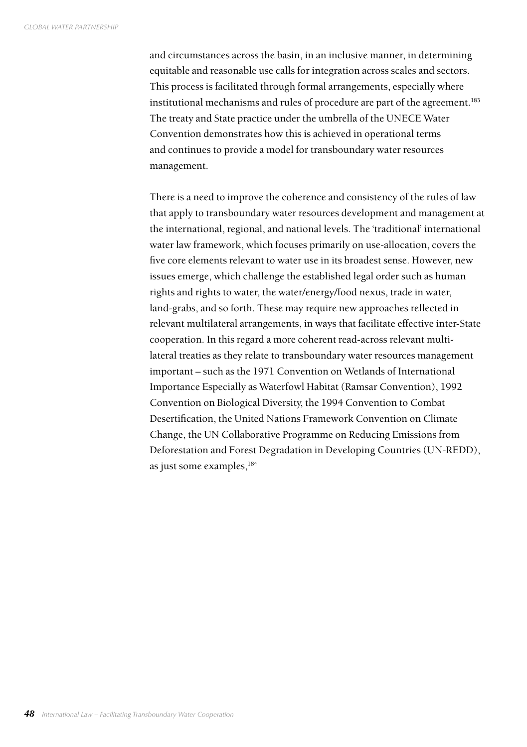and circumstances across the basin, in an inclusive manner, in determining equitable and reasonable use calls for integration across scales and sectors. This process is facilitated through formal arrangements, especially where institutional mechanisms and rules of procedure are part of the agreement.[183] The treaty and State practice under the umbrella of the UNECE Water Convention demonstrates how this is achieved in operational terms and continues to provide a model for transboundary water resources management.

There is a need to improve the coherence and consistency of the rules of law that apply to transboundary water resources development and management at the international, regional, and national levels. The 'traditional' international water law framework, which focuses primarily on use-allocation, covers the five core elements relevant to water use in its broadest sense. However, new issues emerge, which challenge the established legal order such as human rights and rights to water, the water/energy/food nexus, trade in water, land-grabs, and so forth. These may require new approaches reflected in relevant multilateral arrangements, in ways that facilitate effective inter-State cooperation. In this regard a more coherent read-across relevant multi-lateral treaties as they relate to transboundary water resources management important – such as the 1971 Convention on Wetlands of International Importance Especially as Waterfowl Habitat (Ramsar Convention), 1992 Convention on Biological Diversity, the 1994 Convention to Combat Desertification, the United Nations Framework Convention on Climate Change, the UN Collaborative Programme on Reducing Emissions from Deforestation and Forest Degradation in Developing Countries (UN-REDD), as just some examples,[184]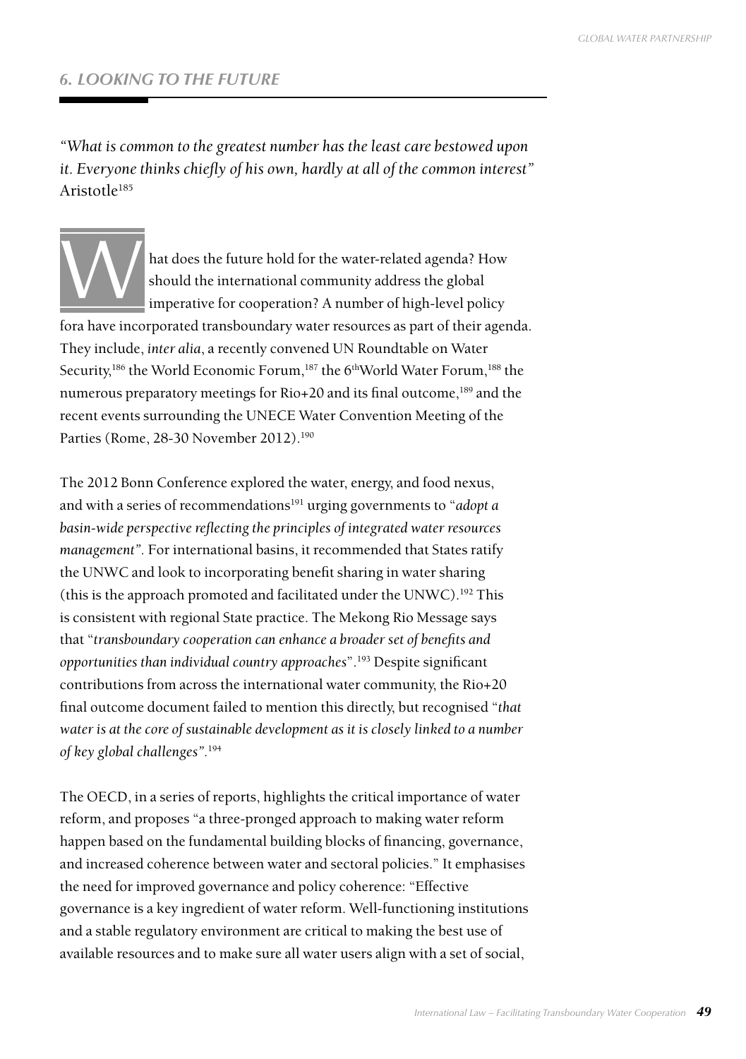## 6. LOOKING TO THE FUTURE

*"What is common to the greatest number has the least care bestowed upon it. Everyone thinks chiefly of his own, hardly at all of the common interest"* Aristotle[185]

What does the future hold for the water-related agenda? How should the international community address the global imperative for cooperation? A number of high-level policy fora have incorporated transboundary water resources as part of their agenda. They include, *inter alia*, a recently convened UN Roundtable on Water Security,[186] the World Economic Forum,[187] the 6th World Water Forum,[188] the numerous preparatory meetings for Rio+20 and its final outcome,[189] and the recent events surrounding the UNECE Water Convention Meeting of the Parties (Rome, 28-30 November 2012).[190]

The 2012 Bonn Conference explored the water, energy, and food nexus, and with a series of recommendations[191] urging governments to "*adopt a basin-wide perspective reflecting the principles of integrated water resources management"*. For international basins, it recommended that States ratify the UNWC and look to incorporating benefit sharing in water sharing (this is the approach promoted and facilitated under the UNWC).[192] This is consistent with regional State practice. The Mekong Rio Message says that "*transboundary cooperation can enhance a broader set of benefits and opportunities than individual country approaches*".[193] Despite significant contributions from across the international water community, the Rio+20 final outcome document failed to mention this directly, but recognised "*that water is at the core of sustainable development as it is closely linked to a number of key global challenges"*.[194]

The OECD, in a series of reports, highlights the critical importance of water reform, and proposes "a three-pronged approach to making water reform happen based on the fundamental building blocks of financing, governance, and increased coherence between water and sectoral policies." It emphasises the need for improved governance and policy coherence: "Effective governance is a key ingredient of water reform. Well-functioning institutions and a stable regulatory environment are critical to making the best use of available resources and to make sure all water users align with a set of social,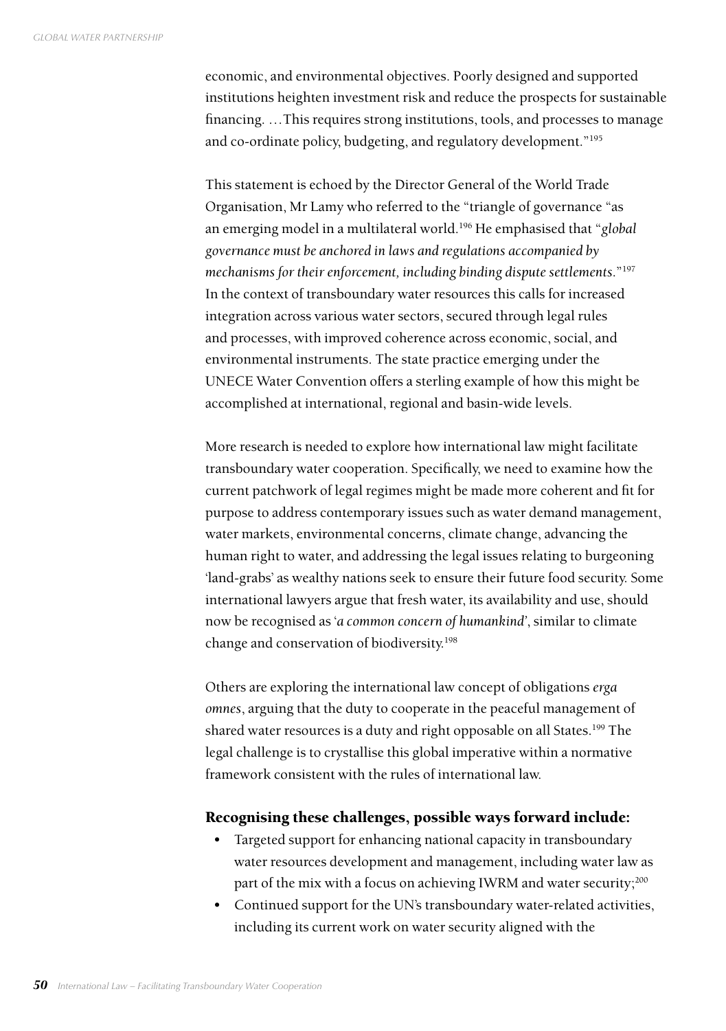economic, and environmental objectives. Poorly designed and supported institutions heighten investment risk and reduce the prospects for sustainable financing. …This requires strong institutions, tools, and processes to manage and co-ordinate policy, budgeting, and regulatory development."[195]

This statement is echoed by the Director General of the World Trade Organisation, Mr Lamy who referred to the "triangle of governance "as an emerging model in a multilateral world.[196] He emphasised that "*global governance must be anchored in laws and regulations accompanied by mechanisms for their enforcement, including binding dispute settlements.*"[197] In the context of transboundary water resources this calls for increased integration across various water sectors, secured through legal rules and processes, with improved coherence across economic, social, and environmental instruments. The state practice emerging under the UNECE Water Convention offers a sterling example of how this might be accomplished at international, regional and basin-wide levels.

More research is needed to explore how international law might facilitate transboundary water cooperation. Specifically, we need to examine how the current patchwork of legal regimes might be made more coherent and fit for purpose to address contemporary issues such as water demand management, water markets, environmental concerns, climate change, advancing the human right to water, and addressing the legal issues relating to burgeoning 'land-grabs' as wealthy nations seek to ensure their future food security. Some international lawyers argue that fresh water, its availability and use, should now be recognised as '*a common concern of humankind*', similar to climate change and conservation of biodiversity.[198]

Others are exploring the international law concept of obligations *erga omnes*, arguing that the duty to cooperate in the peaceful management of shared water resources is a duty and right opposable on all States.[199] The legal challenge is to crystallise this global imperative within a normative framework consistent with the rules of international law.

### Recognising these challenges, possible ways forward include:

- Targeted support for enhancing national capacity in transboundary water resources development and management, including water law as part of the mix with a focus on achieving IWRM and water security;[200]
- Continued support for the UN's transboundary water-related activities, including its current work on water security aligned with the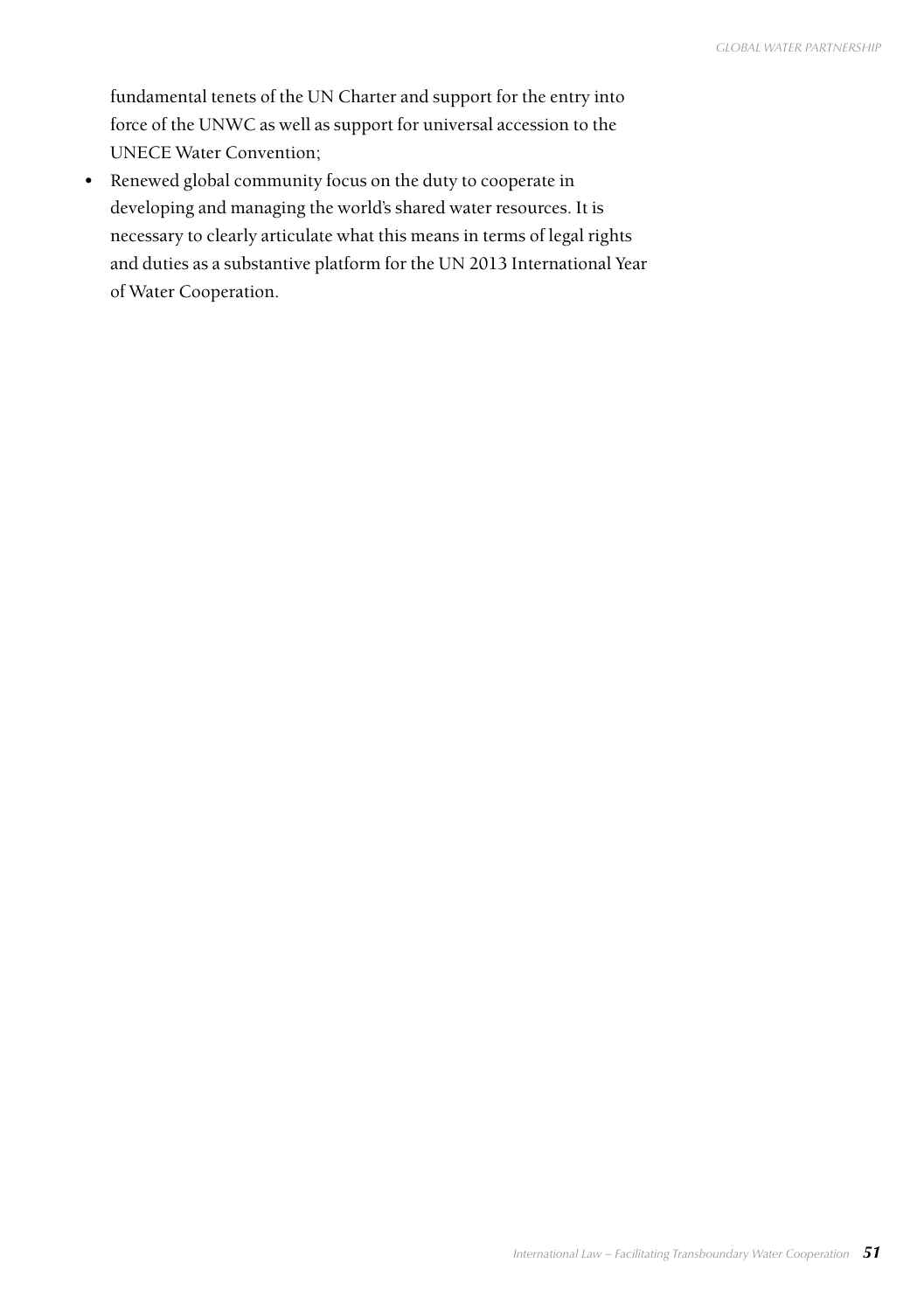fundamental tenets of the UN Charter and support for the entry into force of the UNWC as well as support for universal accession to the UNECE Water Convention;

- Renewed global community focus on the duty to cooperate in developing and managing the world's shared water resources. It is necessary to clearly articulate what this means in terms of legal rights and duties as a substantive platform for the UN 2013 International Year of Water Cooperation.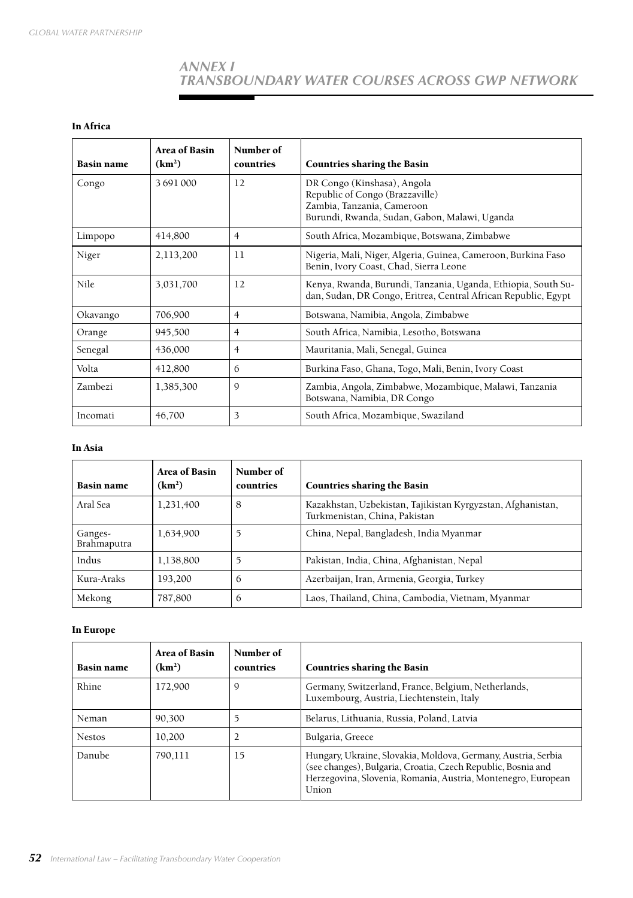# ANNEX I
# TRANSBOUNDARY WATER COURSES ACROSS GWP NETWORK

**In Africa**

| Basin name | Area of Basin (km²) | Number of countries | Countries sharing the Basin |
|---|---|---|---|
| Congo | 3 691 000 | 12 | DR Congo (Kinshasa), Angola Republic of Congo (Brazzaville) Zambia, Tanzania, Cameroon Burundi, Rwanda, Sudan, Gabon, Malawi, Uganda |
| Limpopo | 414,800 | 4 | South Africa, Mozambique, Botswana, Zimbabwe |
| Niger | 2,113,200 | 11 | Nigeria, Mali, Niger, Algeria, Guinea, Cameroon, Burkina Faso Benin, Ivory Coast, Chad, Sierra Leone |
| Nile | 3,031,700 | 12 | Kenya, Rwanda, Burundi, Tanzania, Uganda, Ethiopia, South Sudan, Sudan, DR Congo, Eritrea, Central African Republic, Egypt |
| Okavango | 706,900 | 4 | Botswana, Namibia, Angola, Zimbabwe |
| Orange | 945,500 | 4 | South Africa, Namibia, Lesotho, Botswana |
| Senegal | 436,000 | 4 | Mauritania, Mali, Senegal, Guinea |
| Volta | 412,800 | 6 | Burkina Faso, Ghana, Togo, Mali, Benin, Ivory Coast |
| Zambezi | 1,385,300 | 9 | Zambia, Angola, Zimbabwe, Mozambique, Malawi, Tanzania Botswana, Namibia, DR Congo |
| Incomati | 46,700 | 3 | South Africa, Mozambique, Swaziland |

**In Asia**

| Basin name | Area of Basin (km²) | Number of countries | Countries sharing the Basin |
|---|---|---|---|
| Aral Sea | 1,231,400 | 8 | Kazakhstan, Uzbekistan, Tajikistan Kyrgyzstan, Afghanistan, Turkmenistan, China, Pakistan |
| Ganges-Brahmaputra | 1,634,900 | 5 | China, Nepal, Bangladesh, India Myanmar |
| Indus | 1,138,800 | 5 | Pakistan, India, China, Afghanistan, Nepal |
| Kura-Araks | 193,200 | 6 | Azerbaijan, Iran, Armenia, Georgia, Turkey |
| Mekong | 787,800 | 6 | Laos, Thailand, China, Cambodia, Vietnam, Myanmar |

**In Europe**

| Basin name | Area of Basin (km²) | Number of countries | Countries sharing the Basin |
|---|---|---|---|
| Rhine | 172,900 | 9 | Germany, Switzerland, France, Belgium, Netherlands, Luxembourg, Austria, Liechtenstein, Italy |
| Neman | 90,300 | 5 | Belarus, Lithuania, Russia, Poland, Latvia |
| Nestos | 10,200 | 2 | Bulgaria, Greece |
| Danube | 790,111 | 15 | Hungary, Ukraine, Slovakia, Moldova, Germany, Austria, Serbia (see changes), Bulgaria, Croatia, Czech Republic, Bosnia and Herzegovina, Slovenia, Romania, Austria, Montenegro, European Union |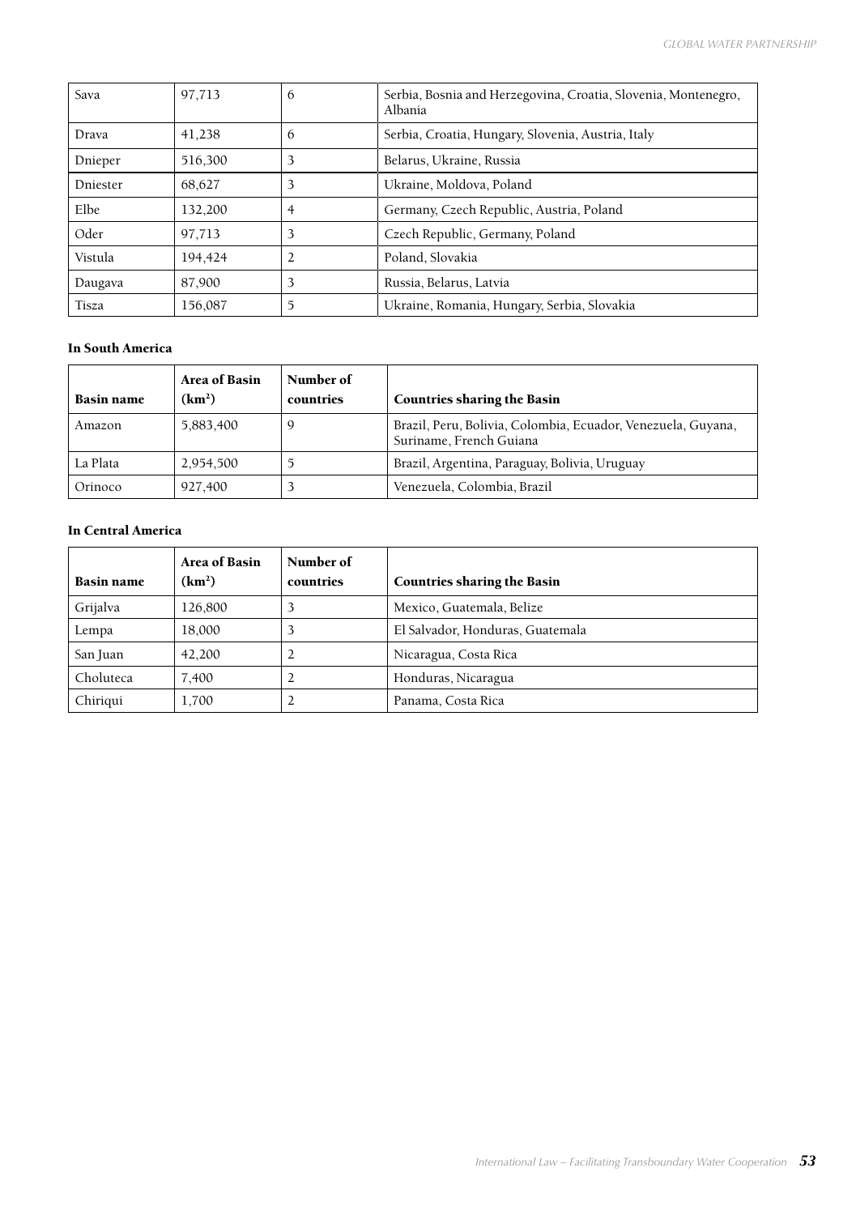| Sava | 97,713 | 6 | Serbia, Bosnia and Herzegovina, Croatia, Slovenia, Montenegro, Albania |
|---|---|---|---|
| Drava | 41,238 | 6 | Serbia, Croatia, Hungary, Slovenia, Austria, Italy |
| Dnieper | 516,300 | 3 | Belarus, Ukraine, Russia |
| Dniester | 68,627 | 3 | Ukraine, Moldova, Poland |
| Elbe | 132,200 | 4 | Germany, Czech Republic, Austria, Poland |
| Oder | 97,713 | 3 | Czech Republic, Germany, Poland |
| Vistula | 194,424 | 2 | Poland, Slovakia |
| Daugava | 87,900 | 3 | Russia, Belarus, Latvia |
| Tisza | 156,087 | 5 | Ukraine, Romania, Hungary, Serbia, Slovakia |

**In South America**

| Basin name | Area of Basin ($km^2$) | Number of countries | Countries sharing the Basin |
|---|---|---|---|
| Amazon | 5,883,400 | 9 | Brazil, Peru, Bolivia, Colombia, Ecuador, Venezuela, Guyana, Suriname, French Guiana |
| La Plata | 2,954,500 | 5 | Brazil, Argentina, Paraguay, Bolivia, Uruguay |
| Orinoco | 927,400 | 3 | Venezuela, Colombia, Brazil |

**In Central America**

| Basin name | Area of Basin ($km^2$) | Number of countries | Countries sharing the Basin |
|---|---|---|---|
| Grijalva | 126,800 | 3 | Mexico, Guatemala, Belize |
| Lempa | 18,000 | 3 | El Salvador, Honduras, Guatemala |
| San Juan | 42,200 | 2 | Nicaragua, Costa Rica |
| Choluteca | 7,400 | 2 | Honduras, Nicaragua |
| Chiriqui | 1,700 | 2 | Panama, Costa Rica |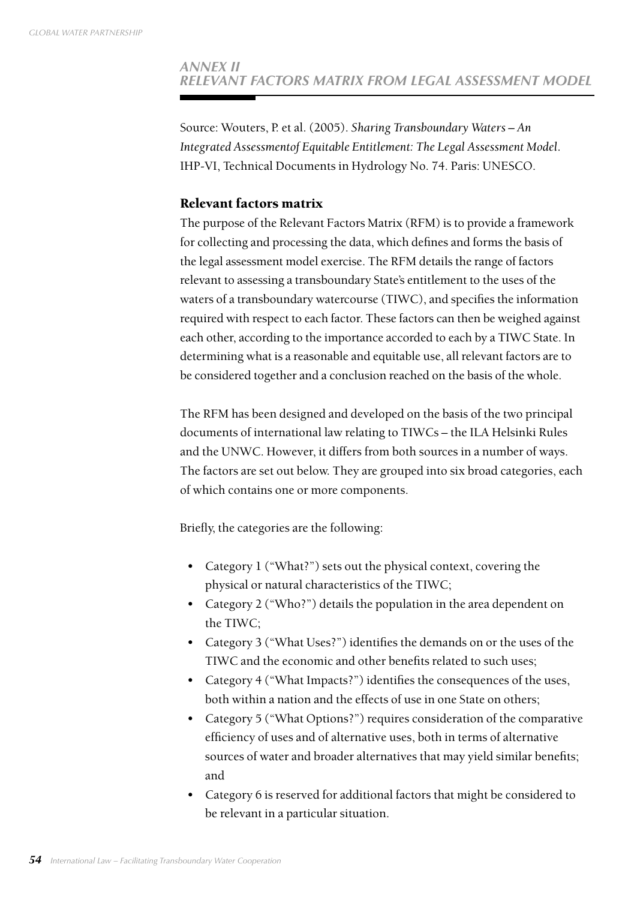## ANNEX II
## RELEVANT FACTORS MATRIX FROM LEGAL ASSESSMENT MODEL

Source: Wouters, P. et al. (2005). *Sharing Transboundary Waters – An Integrated Assessmentof Equitable Entitlement: The Legal Assessment Model*. IHP-VI, Technical Documents in Hydrology No. 74. Paris: UNESCO.

### Relevant factors matrix

The purpose of the Relevant Factors Matrix (RFM) is to provide a framework for collecting and processing the data, which defines and forms the basis of the legal assessment model exercise. The RFM details the range of factors relevant to assessing a transboundary State's entitlement to the uses of the waters of a transboundary watercourse (TIWC), and specifies the information required with respect to each factor. These factors can then be weighed against each other, according to the importance accorded to each by a TIWC State. In determining what is a reasonable and equitable use, all relevant factors are to be considered together and a conclusion reached on the basis of the whole.

The RFM has been designed and developed on the basis of the two principal documents of international law relating to TIWCs – the ILA Helsinki Rules and the UNWC. However, it differs from both sources in a number of ways. The factors are set out below. They are grouped into six broad categories, each of which contains one or more components.

Briefly, the categories are the following:

- Category 1 ("What?") sets out the physical context, covering the physical or natural characteristics of the TIWC;
- Category 2 ("Who?") details the population in the area dependent on the TIWC;
- Category 3 ("What Uses?") identifies the demands on or the uses of the TIWC and the economic and other benefits related to such uses;
- Category 4 ("What Impacts?") identifies the consequences of the uses, both within a nation and the effects of use in one State on others;
- Category 5 ("What Options?") requires consideration of the comparative efficiency of uses and of alternative uses, both in terms of alternative sources of water and broader alternatives that may yield similar benefits; and
- Category 6 is reserved for additional factors that might be considered to be relevant in a particular situation.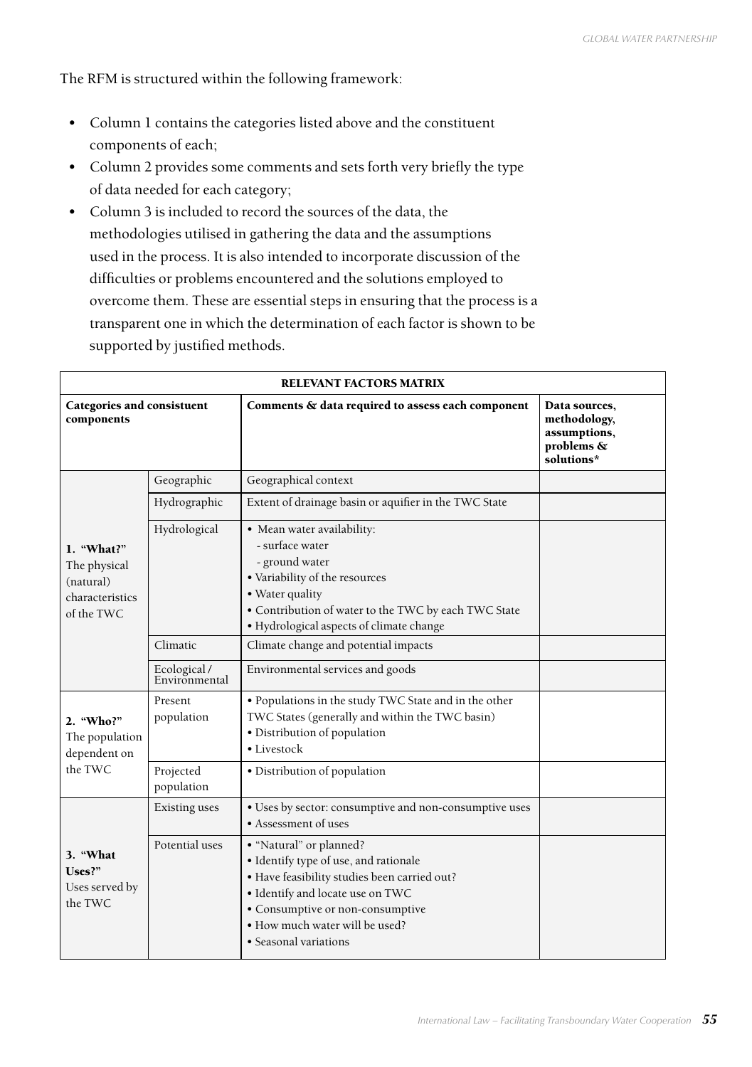The RFM is structured within the following framework:

- Column 1 contains the categories listed above and the constituent components of each;
- Column 2 provides some comments and sets forth very briefly the type of data needed for each category;
- Column 3 is included to record the sources of the data, the methodologies utilised in gathering the data and the assumptions used in the process. It is also intended to incorporate discussion of the difficulties or problems encountered and the solutions employed to overcome them. These are essential steps in ensuring that the process is a transparent one in which the determination of each factor is shown to be supported by justified methods.

| **RELEVANT FACTORS MATRIX** | | | |
|---|---|---|---|
| **Categories and consistuent components** | | **Comments & data required to assess each component** | **Data sources, methodology, assumptions, problems & solutions*** |
| **1. "What?"** The physical (natural) characteristics of the TWC | Geographic | Geographical context | |
| | Hydrographic | Extent of drainage basin or aquifier in the TWC State | |
| | Hydrological | • Mean water availability:<br>- surface water<br>- ground water<br>• Variability of the resources<br>• Water quality<br>• Contribution of water to the TWC by each TWC State<br>• Hydrological aspects of climate change | |
| | Climatic | Climate change and potential impacts | |
| | Ecological / Environmental | Environmental services and goods | |
| **2. "Who?"** The population dependent on the TWC | Present population | • Populations in the study TWC State and in the other TWC States (generally and within the TWC basin)<br>• Distribution of population<br>• Livestock | |
| | Projected population | • Distribution of population | |
| **3. "What Uses?"** Uses served by the TWC | Existing uses | • Uses by sector: consumptive and non-consumptive uses<br>• Assessment of uses | |
| | Potential uses | • "Natural" or planned?<br>• Identify type of use, and rationale<br>• Have feasibility studies been carried out?<br>• Identify and locate use on TWC<br>• Consumptive or non-consumptive<br>• How much water will be used?<br>• Seasonal variations | |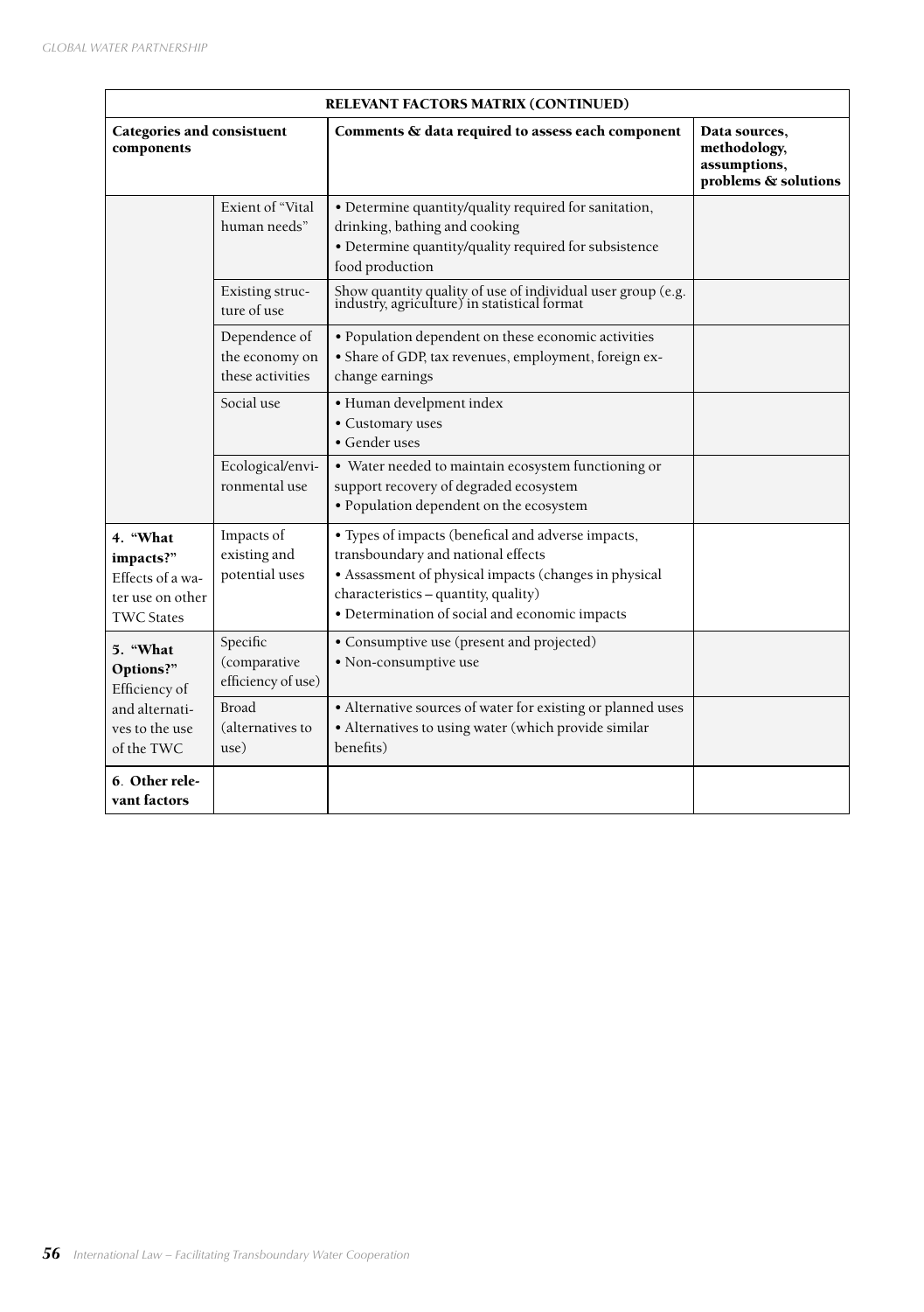| RELEVANT FACTORS MATRIX (CONTINUED) | | | |
|---|---|---|---|
| **Categories and consistuent components** | | **Comments & data required to assess each component** | **Data sources, methodology, assumptions, problems & solutions** |
| | Exient of "Vital human needs" | • Determine quantity/quality required for sanitation, drinking, bathing and cooking<br>• Determine quantity/quality required for subsistence food production | |
| | Existing structure of use | Show quantity quality of use of individual user group (e.g. industry, agriculture) in statistical format | |
| | Dependence of the economy on these activities | • Population dependent on these economic activities<br>• Share of GDP, tax revenues, employment, foreign exchange earnings | |
| | Social use | • Human develpment index<br>• Customary uses<br>• Gender uses | |
| | Ecological/environmental use | • Water needed to maintain ecosystem functioning or support recovery of degraded ecosystem<br>• Population dependent on the ecosystem | |
| **4. "What impacts?"** Effects of a water use on other TWC States | Impacts of existing and potential uses | • Types of impacts (benefical and adverse impacts, transboundary and national effects<br>• Assassment of physical impacts (changes in physical characteristics – quantity, quality)<br>• Determination of social and economic impacts | |
| **5. "What Options?"** Efficiency of and alternatives to the use of the TWC | Specific (comparative efficiency of use) | • Consumptive use (present and projected)<br>• Non-consumptive use | |
| | Broad (alternatives to use) | • Alternative sources of water for existing or planned uses<br>• Alternatives to using water (which provide similar benefits) | |
| **6. Other relevant factors** | | | |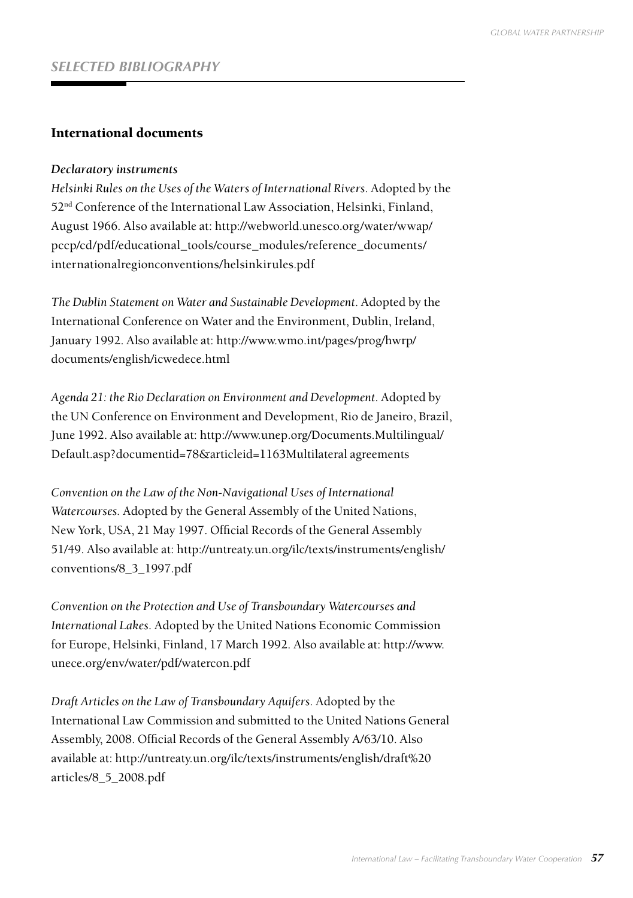## SELECTED BIBLIOGRAPHY

### International documents

***Declaratory instruments***

*Helsinki Rules on the Uses of the Waters of International Rivers*. Adopted by the 52nd Conference of the International Law Association, Helsinki, Finland, August 1966. Also available at: http://webworld.unesco.org/water/wwap/pccp/cd/pdf/educational_tools/course_modules/reference_documents/internationalregionconventions/helsinkirules.pdf

*The Dublin Statement on Water and Sustainable Development*. Adopted by the International Conference on Water and the Environment, Dublin, Ireland, January 1992. Also available at: http://www.wmo.int/pages/prog/hwrp/documents/english/icwedece.html

*Agenda 21: the Rio Declaration on Environment and Development*. Adopted by the UN Conference on Environment and Development, Rio de Janeiro, Brazil, June 1992. Also available at: http://www.unep.org/Documents.Multilingual/Default.asp?documentid=78&articleid=1163Multilateral agreements

*Convention on the Law of the Non-Navigational Uses of International Watercourses*. Adopted by the General Assembly of the United Nations, New York, USA, 21 May 1997. Official Records of the General Assembly 51/49. Also available at: http://untreaty.un.org/ilc/texts/instruments/english/conventions/8_3_1997.pdf

*Convention on the Protection and Use of Transboundary Watercourses and International Lakes*. Adopted by the United Nations Economic Commission for Europe, Helsinki, Finland, 17 March 1992. Also available at: http://www.unece.org/env/water/pdf/watercon.pdf

*Draft Articles on the Law of Transboundary Aquifers*. Adopted by the International Law Commission and submitted to the United Nations General Assembly, 2008. Official Records of the General Assembly A/63/10. Also available at: http://untreaty.un.org/ilc/texts/instruments/english/draft%20articles/8_5_2008.pdf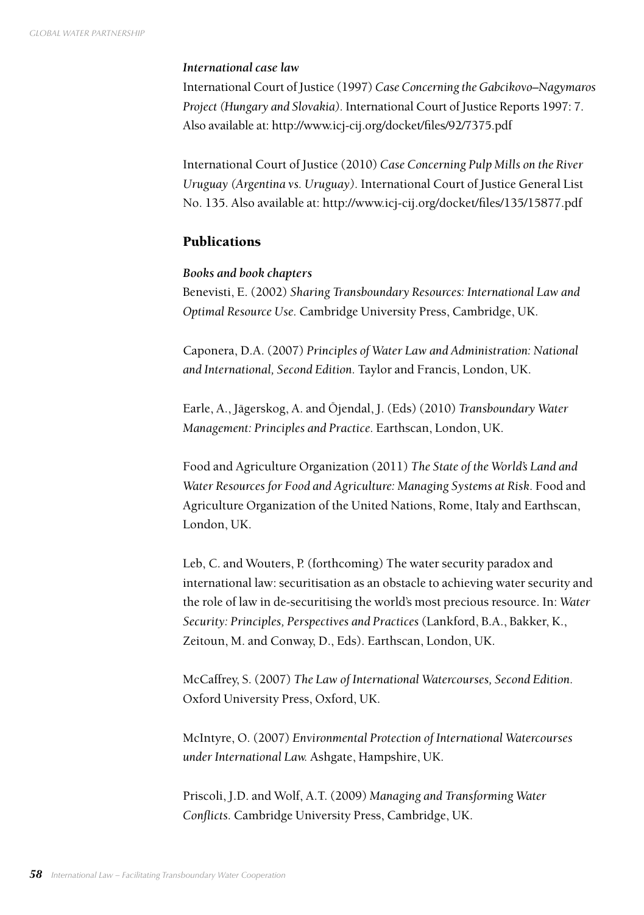*International case law*

International Court of Justice (1997) *Case Concerning the Gabcikovo–Nagymaros Project (Hungary and Slovakia)*. International Court of Justice Reports 1997: 7. Also available at: http://www.icj-cij.org/docket/files/92/7375.pdf

International Court of Justice (2010) *Case Concerning Pulp Mills on the River Uruguay (Argentina vs. Uruguay)*. International Court of Justice General List No. 135. Also available at: http://www.icj-cij.org/docket/files/135/15877.pdf

## Publications

*Books and book chapters*

Benevisti, E. (2002) *Sharing Transboundary Resources: International Law and Optimal Resource Use*. Cambridge University Press, Cambridge, UK.

Caponera, D.A. (2007) *Principles of Water Law and Administration: National and International, Second Edition.* Taylor and Francis, London, UK.

Earle, A., Jägerskog, A. and Öjendal, J. (Eds) (2010) *Transboundary Water Management: Principles and Practice*. Earthscan, London, UK.

Food and Agriculture Organization (2011) *The State of the World's Land and Water Resources for Food and Agriculture: Managing Systems at Risk*. Food and Agriculture Organization of the United Nations, Rome, Italy and Earthscan, London, UK.

Leb, C. and Wouters, P. (forthcoming) The water security paradox and international law: securitisation as an obstacle to achieving water security and the role of law in de-securitising the world's most precious resource. In: *Water Security: Principles, Perspectives and Practices* (Lankford, B.A., Bakker, K., Zeitoun, M. and Conway, D., Eds). Earthscan, London, UK.

McCaffrey, S. (2007) *The Law of International Watercourses, Second Edition*. Oxford University Press, Oxford, UK.

McIntyre, O. (2007) *Environmental Protection of International Watercourses under International Law.* Ashgate, Hampshire, UK.

Priscoli, J.D. and Wolf, A.T. (2009) *Managing and Transforming Water Conflicts*. Cambridge University Press, Cambridge, UK.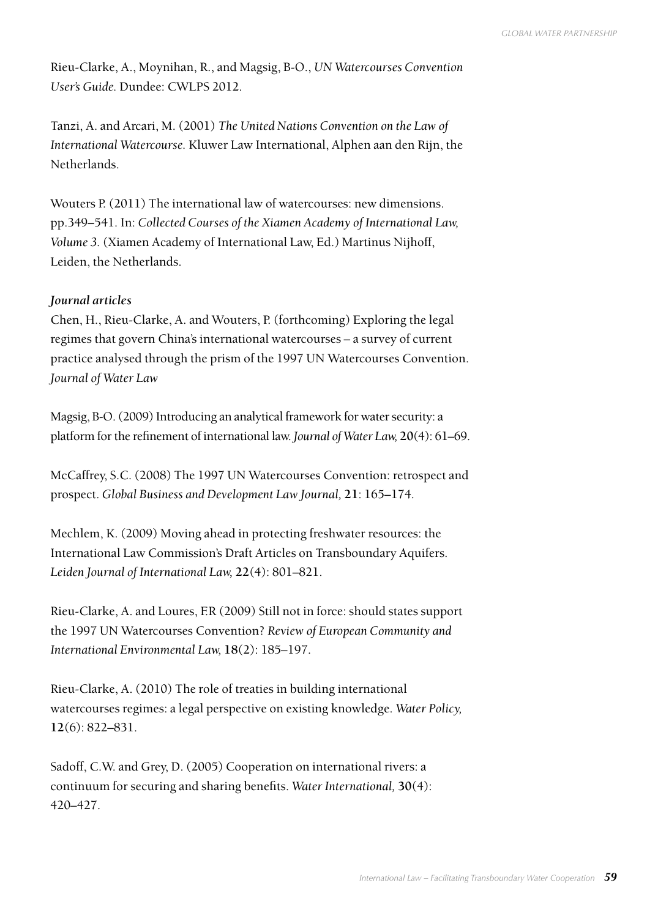Rieu-Clarke, A., Moynihan, R., and Magsig, B-O., *UN Watercourses Convention User's Guide.* Dundee: CWLPS 2012.

Tanzi, A. and Arcari, M. (2001) *The United Nations Convention on the Law of International Watercourse.* Kluwer Law International, Alphen aan den Rijn, the Netherlands.

Wouters P. (2011) The international law of watercourses: new dimensions. pp.349–541. In: *Collected Courses of the Xiamen Academy of International Law, Volume 3.* (Xiamen Academy of International Law, Ed.) Martinus Nijhoff, Leiden, the Netherlands.

***Journal articles***

Chen, H., Rieu-Clarke, A. and Wouters, P. (forthcoming) Exploring the legal regimes that govern China's international watercourses – a survey of current practice analysed through the prism of the 1997 UN Watercourses Convention. *Journal of Water Law*

Magsig, B-O. (2009) Introducing an analytical framework for water security: a platform for the refinement of international law. *Journal of Water Law,* **20**(4): 61–69.

McCaffrey, S.C. (2008) The 1997 UN Watercourses Convention: retrospect and prospect. *Global Business and Development Law Journal,* **21**: 165–174.

Mechlem, K. (2009) Moving ahead in protecting freshwater resources: the International Law Commission's Draft Articles on Transboundary Aquifers. *Leiden Journal of International Law,* **22**(4): 801–821.

Rieu-Clarke, A. and Loures, F.R (2009) Still not in force: should states support the 1997 UN Watercourses Convention? *Review of European Community and International Environmental Law,* **18**(2): 185–197.

Rieu-Clarke, A. (2010) The role of treaties in building international watercourses regimes: a legal perspective on existing knowledge. *Water Policy,* **12**(6): 822–831.

Sadoff, C.W. and Grey, D. (2005) Cooperation on international rivers: a continuum for securing and sharing benefits. *Water International,* **30**(4): 420–427.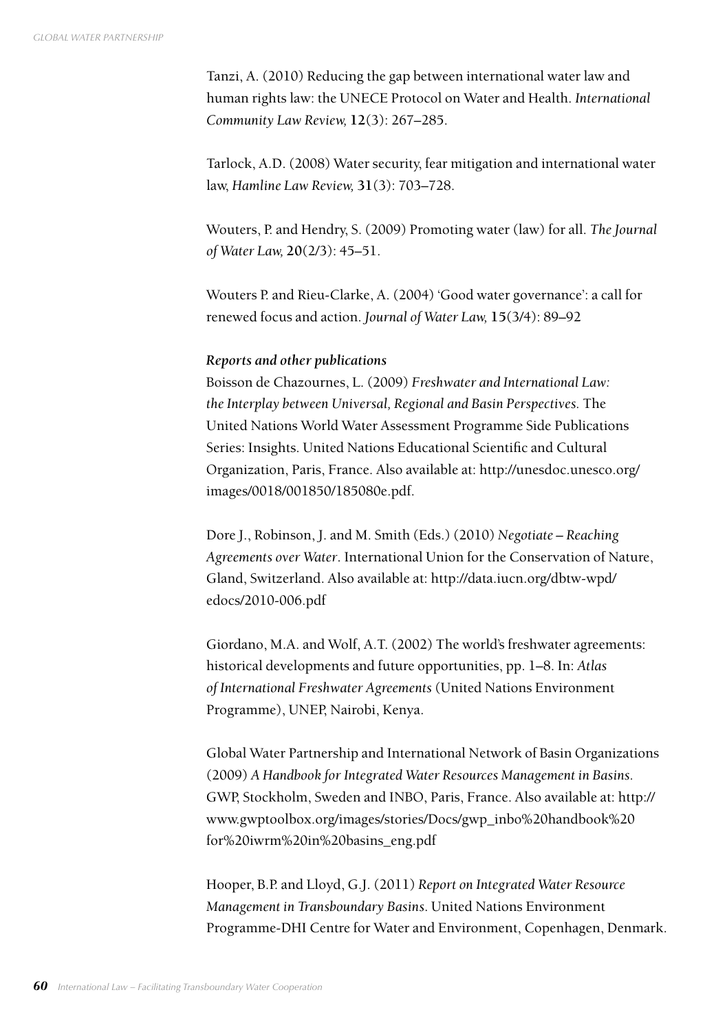Tanzi, A. (2010) Reducing the gap between international water law and human rights law: the UNECE Protocol on Water and Health. *International Community Law Review,* **12**(3): 267–285.

Tarlock, A.D. (2008) Water security, fear mitigation and international water law, *Hamline Law Review,* **31**(3): 703–728.

Wouters, P. and Hendry, S. (2009) Promoting water (law) for all. *The Journal of Water Law,* **20**(2/3): 45–51.

Wouters P. and Rieu-Clarke, A. (2004) 'Good water governance': a call for renewed focus and action. *Journal of Water Law,* **15**(3/4): 89–92

***Reports and other publications***

Boisson de Chazournes, L. (2009) *Freshwater and International Law: the Interplay between Universal, Regional and Basin Perspectives.* The United Nations World Water Assessment Programme Side Publications Series: Insights. United Nations Educational Scientific and Cultural Organization, Paris, France. Also available at: http://unesdoc.unesco.org/images/0018/001850/185080e.pdf.

Dore J., Robinson, J. and M. Smith (Eds.) (2010) *Negotiate – Reaching Agreements over Water*. International Union for the Conservation of Nature, Gland, Switzerland. Also available at: http://data.iucn.org/dbtw-wpd/edocs/2010-006.pdf

Giordano, M.A. and Wolf, A.T. (2002) The world's freshwater agreements: historical developments and future opportunities, pp. 1–8. In: *Atlas of International Freshwater Agreements* (United Nations Environment Programme), UNEP, Nairobi, Kenya.

Global Water Partnership and International Network of Basin Organizations (2009) *A Handbook for Integrated Water Resources Management in Basins.* GWP, Stockholm, Sweden and INBO, Paris, France. Also available at: http://www.gwptoolbox.org/images/stories/Docs/gwp_inbo%20handbook%20for%20iwrm%20in%20basins_eng.pdf

Hooper, B.P. and Lloyd, G.J. (2011) *Report on Integrated Water Resource Management in Transboundary Basins*. United Nations Environment Programme-DHI Centre for Water and Environment, Copenhagen, Denmark.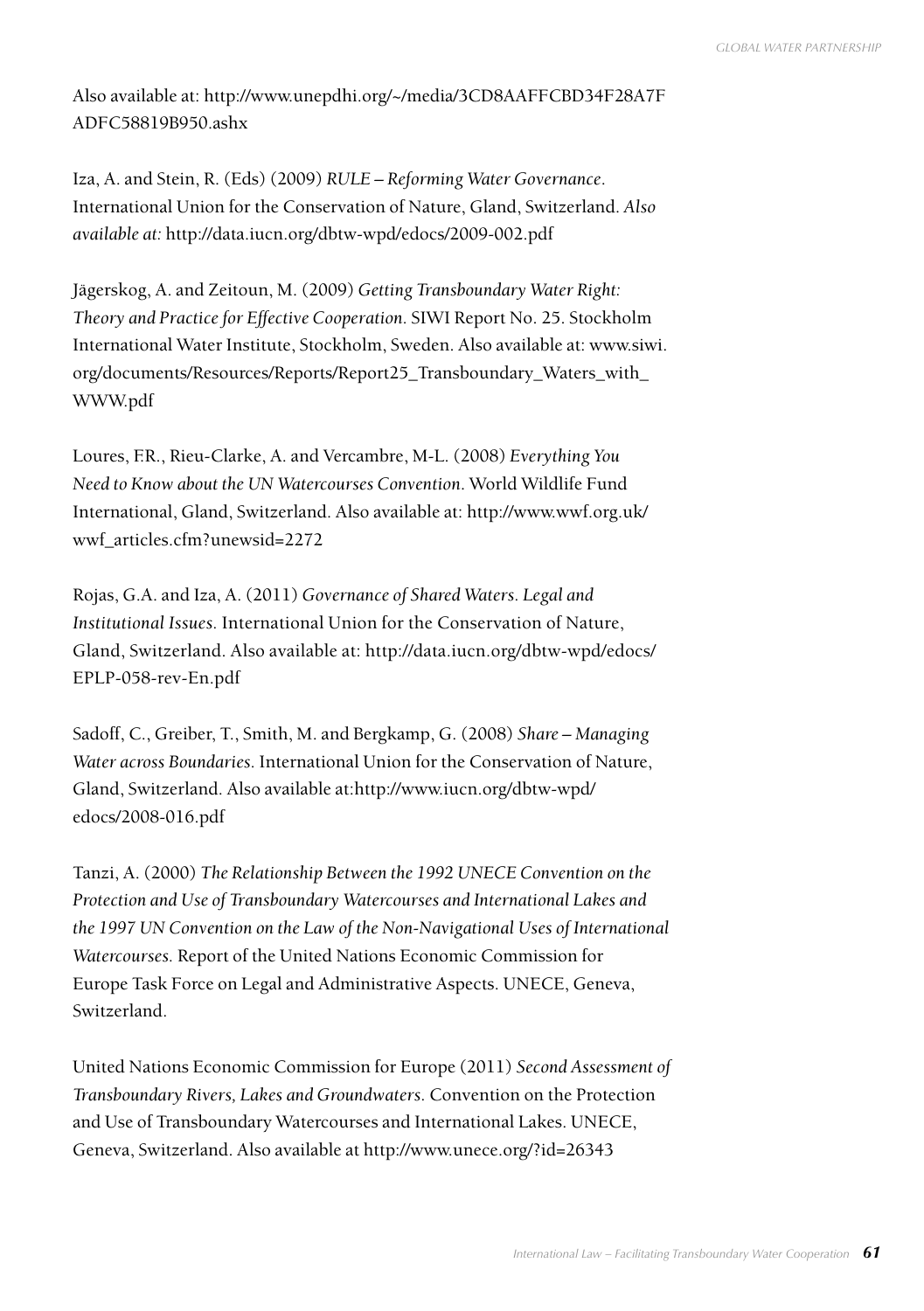Also available at: http://www.unepdhi.org/~/media/3CD8AAFFCBD34F28A7FADFC58819B950.ashx

Iza, A. and Stein, R. (Eds) (2009) *RULE – Reforming Water Governance*. International Union for the Conservation of Nature, Gland, Switzerland. *Also available at:* http://data.iucn.org/dbtw-wpd/edocs/2009-002.pdf

Jägerskog, A. and Zeitoun, M. (2009) *Getting Transboundary Water Right: Theory and Practice for Effective Cooperation*. SIWI Report No. 25. Stockholm International Water Institute, Stockholm, Sweden. Also available at: www.siwi.org/documents/Resources/Reports/Report25_Transboundary_Waters_with_WWW.pdf

Loures, F.R., Rieu-Clarke, A. and Vercambre, M-L. (2008) *Everything You Need to Know about the UN Watercourses Convention*. World Wildlife Fund International, Gland, Switzerland. Also available at: http://www.wwf.org.uk/wwf_articles.cfm?unewsid=2272

Rojas, G.A. and Iza, A. (2011) *Governance of Shared Waters. Legal and Institutional Issues.* International Union for the Conservation of Nature, Gland, Switzerland. Also available at: http://data.iucn.org/dbtw-wpd/edocs/EPLP-058-rev-En.pdf

Sadoff, C., Greiber, T., Smith, M. and Bergkamp, G. (2008) *Share – Managing Water across Boundaries*. International Union for the Conservation of Nature, Gland, Switzerland. Also available at:http://www.iucn.org/dbtw-wpd/edocs/2008-016.pdf

Tanzi, A. (2000) *The Relationship Between the 1992 UNECE Convention on the Protection and Use of Transboundary Watercourses and International Lakes and the 1997 UN Convention on the Law of the Non-Navigational Uses of International Watercourses.* Report of the United Nations Economic Commission for Europe Task Force on Legal and Administrative Aspects. UNECE, Geneva, Switzerland.

United Nations Economic Commission for Europe (2011) *Second Assessment of Transboundary Rivers, Lakes and Groundwaters.* Convention on the Protection and Use of Transboundary Watercourses and International Lakes. UNECE, Geneva, Switzerland. Also available at http://www.unece.org/?id=26343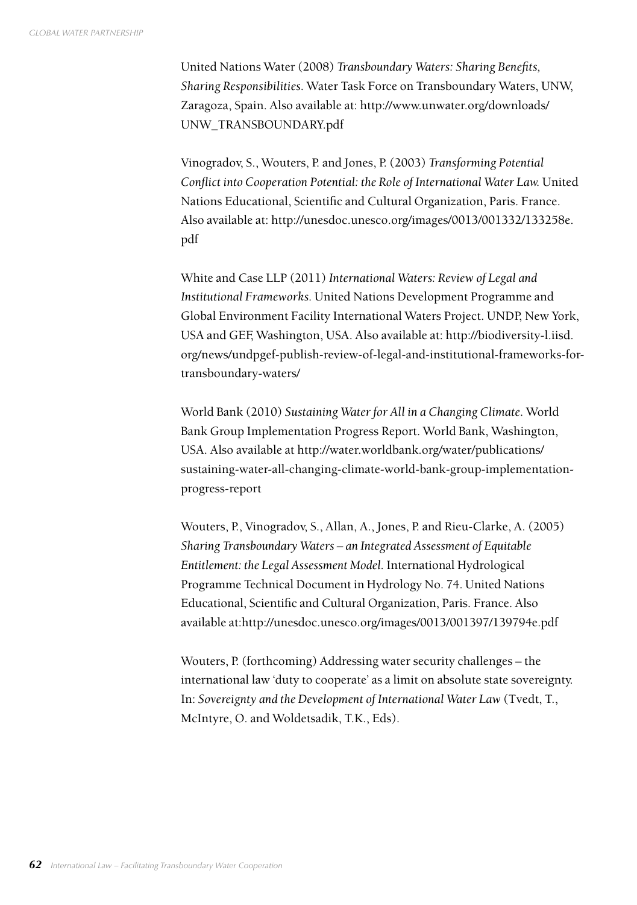United Nations Water (2008) *Transboundary Waters: Sharing Benefits, Sharing Responsibilities.* Water Task Force on Transboundary Waters, UNW, Zaragoza, Spain. Also available at: http://www.unwater.org/downloads/UNW_TRANSBOUNDARY.pdf

Vinogradov, S., Wouters, P. and Jones, P. (2003) *Transforming Potential Conflict into Cooperation Potential: the Role of International Water Law.* United Nations Educational, Scientific and Cultural Organization, Paris. France. Also available at: http://unesdoc.unesco.org/images/0013/001332/133258e.pdf

White and Case LLP (2011) *International Waters: Review of Legal and Institutional Frameworks.* United Nations Development Programme and Global Environment Facility International Waters Project. UNDP, New York, USA and GEF, Washington, USA. Also available at: http://biodiversity-l.iisd.org/news/undpgef-publish-review-of-legal-and-institutional-frameworks-for-transboundary-waters/

World Bank (2010) *Sustaining Water for All in a Changing Climate*. World Bank Group Implementation Progress Report. World Bank, Washington, USA. Also available at http://water.worldbank.org/water/publications/sustaining-water-all-changing-climate-world-bank-group-implementation-progress-report

Wouters, P., Vinogradov, S., Allan, A., Jones, P. and Rieu-Clarke, A. (2005) *Sharing Transboundary Waters – an Integrated Assessment of Equitable Entitlement: the Legal Assessment Model.* International Hydrological Programme Technical Document in Hydrology No. 74. United Nations Educational, Scientific and Cultural Organization, Paris. France. Also available at:http://unesdoc.unesco.org/images/0013/001397/139794e.pdf

Wouters, P. (forthcoming) Addressing water security challenges – the international law 'duty to cooperate' as a limit on absolute state sovereignty. In: *Sovereignty and the Development of International Water Law* (Tvedt, T., McIntyre, O. and Woldetsadik, T.K., Eds).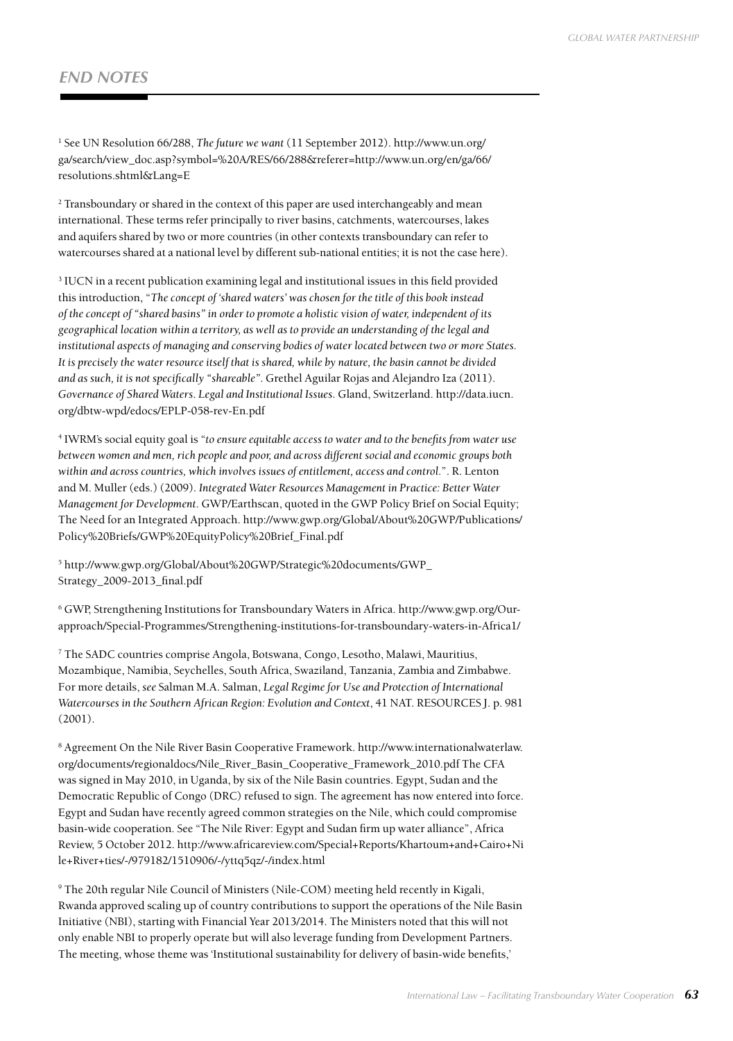## END NOTES

[1] See UN Resolution 66/288, *The future we want* (11 September 2012). http://www.un.org/ga/search/view_doc.asp?symbol=%20A/RES/66/288&referer=http://www.un.org/en/ga/66/resolutions.shtml&Lang=E

[2] Transboundary or shared in the context of this paper are used interchangeably and mean international. These terms refer principally to river basins, catchments, watercourses, lakes and aquifers shared by two or more countries (in other contexts transboundary can refer to watercourses shared at a national level by different sub-national entities; it is not the case here).

[3] IUCN in a recent publication examining legal and institutional issues in this field provided this introduction, "*The concept of 'shared waters' was chosen for the title of this book instead of the concept of "shared basins" in order to promote a holistic vision of water, independent of its geographical location within a territory, as well as to provide an understanding of the legal and institutional aspects of managing and conserving bodies of water located between two or more States. It is precisely the water resource itself that is shared, while by nature, the basin cannot be divided and as such, it is not specifically "shareable"*. Grethel Aguilar Rojas and Alejandro Iza (2011). *Governance of Shared Waters. Legal and Institutional Issues.* Gland, Switzerland. http://data.iucn.org/dbtw-wpd/edocs/EPLP-058-rev-En.pdf

[4] IWRM's social equity goal is "*to ensure equitable access to water and to the benefits from water use between women and men, rich people and poor, and across different social and economic groups both within and across countries, which involves issues of entitlement, access and control.*". R. Lenton and M. Muller (eds.) (2009). *Integrated Water Resources Management in Practice: Better Water Management for Development*. GWP/Earthscan, quoted in the GWP Policy Brief on Social Equity; The Need for an Integrated Approach. http://www.gwp.org/Global/About%20GWP/Publications/Policy%20Briefs/GWP%20EquityPolicy%20Brief_Final.pdf

[5] http://www.gwp.org/Global/About%20GWP/Strategic%20documents/GWP_Strategy_2009-2013_final.pdf

[6] GWP, Strengthening Institutions for Transboundary Waters in Africa. http://www.gwp.org/Our-approach/Special-Programmes/Strengthening-institutions-for-transboundary-waters-in-Africa1/

[7] The SADC countries comprise Angola, Botswana, Congo, Lesotho, Malawi, Mauritius, Mozambique, Namibia, Seychelles, South Africa, Swaziland, Tanzania, Zambia and Zimbabwe. For more details, *see* Salman M.A. Salman, *Legal Regime for Use and Protection of International Watercourses in the Southern African Region: Evolution and Context*, 41 NAT. RESOURCES J. p. 981 (2001).

[8] Agreement On the Nile River Basin Cooperative Framework. http://www.internationalwaterlaw.org/documents/regionaldocs/Nile_River_Basin_Cooperative_Framework_2010.pdf The CFA was signed in May 2010, in Uganda, by six of the Nile Basin countries. Egypt, Sudan and the Democratic Republic of Congo (DRC) refused to sign. The agreement has now entered into force. Egypt and Sudan have recently agreed common strategies on the Nile, which could compromise basin-wide cooperation. See "The Nile River: Egypt and Sudan firm up water alliance", Africa Review, 5 October 2012. http://www.africareview.com/Special+Reports/Khartoum+and+Cairo+Nile+River+ties/-/979182/1510906/-/yttq5qz/-/index.html

[9] The 20th regular Nile Council of Ministers (Nile-COM) meeting held recently in Kigali, Rwanda approved scaling up of country contributions to support the operations of the Nile Basin Initiative (NBI), starting with Financial Year 2013/2014. The Ministers noted that this will not only enable NBI to properly operate but will also leverage funding from Development Partners. The meeting, whose theme was 'Institutional sustainability for delivery of basin-wide benefits,'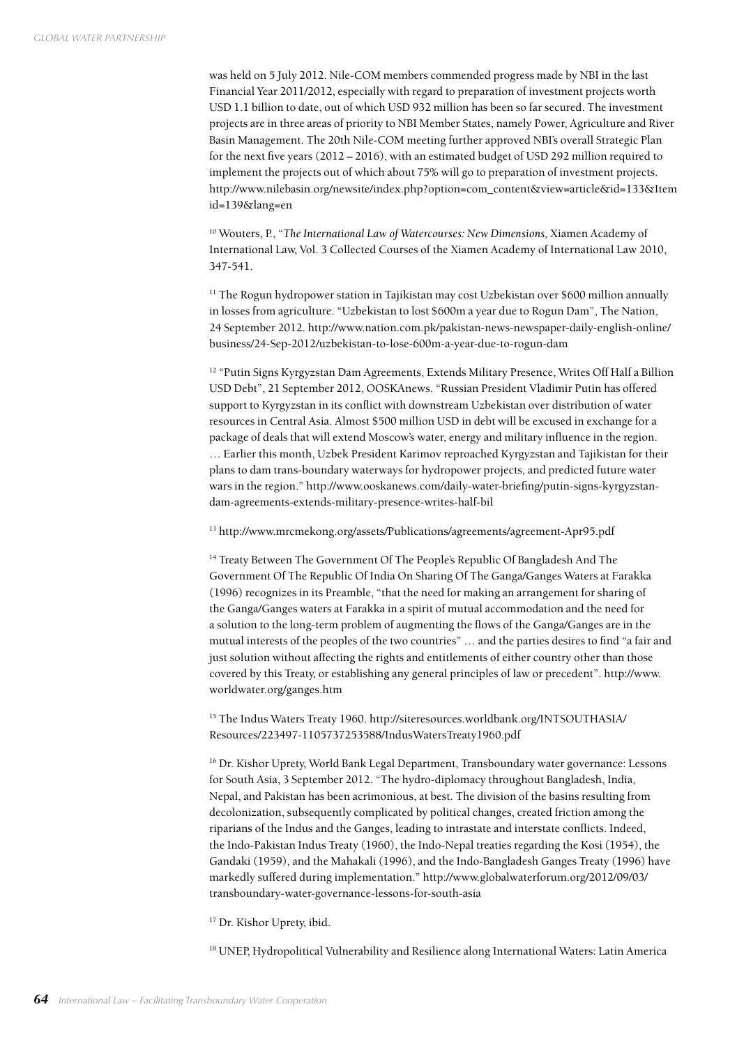was held on 5 July 2012. Nile-COM members commended progress made by NBI in the last Financial Year 2011/2012, especially with regard to preparation of investment projects worth USD 1.1 billion to date, out of which USD 932 million has been so far secured. The investment projects are in three areas of priority to NBI Member States, namely Power, Agriculture and River Basin Management. The 20th Nile-COM meeting further approved NBI's overall Strategic Plan for the next five years (2012 – 2016), with an estimated budget of USD 292 million required to implement the projects out of which about 75% will go to preparation of investment projects. http://www.nilebasin.org/newsite/index.php?option=com_content&view=article&id=133&Itemid=139&lang=en

[10] Wouters, P., "*The International Law of Watercourses: New Dimensions,* Xiamen Academy of International Law, Vol. 3 Collected Courses of the Xiamen Academy of International Law 2010, 347-541.

[11] The Rogun hydropower station in Tajikistan may cost Uzbekistan over $600 million annually in losses from agriculture. "Uzbekistan to lost $600m a year due to Rogun Dam", The Nation, 24 September 2012. http://www.nation.com.pk/pakistan-news-newspaper-daily-english-online/business/24-Sep-2012/uzbekistan-to-lose-600m-a-year-due-to-rogun-dam

[12] "Putin Signs Kyrgyzstan Dam Agreements, Extends Military Presence, Writes Off Half a Billion USD Debt", 21 September 2012, OOSKAnews. "Russian President Vladimir Putin has offered support to Kyrgyzstan in its conflict with downstream Uzbekistan over distribution of water resources in Central Asia. Almost $500 million USD in debt will be excused in exchange for a package of deals that will extend Moscow's water, energy and military influence in the region. … Earlier this month, Uzbek President Karimov reproached Kyrgyzstan and Tajikistan for their plans to dam trans-boundary waterways for hydropower projects, and predicted future water wars in the region." http://www.ooskanews.com/daily-water-briefing/putin-signs-kyrgyzstan-dam-agreements-extends-military-presence-writes-half-bil

[13] http://www.mrcmekong.org/assets/Publications/agreements/agreement-Apr95.pdf

[14] Treaty Between The Government Of The People's Republic Of Bangladesh And The Government Of The Republic Of India On Sharing Of The Ganga/Ganges Waters at Farakka (1996) recognizes in its Preamble, "that the need for making an arrangement for sharing of the Ganga/Ganges waters at Farakka in a spirit of mutual accommodation and the need for a solution to the long-term problem of augmenting the flows of the Ganga/Ganges are in the mutual interests of the peoples of the two countries" … and the parties desires to find "a fair and just solution without affecting the rights and entitlements of either country other than those covered by this Treaty, or establishing any general principles of law or precedent". http://www.worldwater.org/ganges.htm

[15] The Indus Waters Treaty 1960. http://siteresources.worldbank.org/INTSOUTHASIA/Resources/223497-1105737253588/IndusWatersTreaty1960.pdf

[16] Dr. Kishor Uprety, World Bank Legal Department, Transboundary water governance: Lessons for South Asia, 3 September 2012. "The hydro-diplomacy throughout Bangladesh, India, Nepal, and Pakistan has been acrimonious, at best. The division of the basins resulting from decolonization, subsequently complicated by political changes, created friction among the riparians of the Indus and the Ganges, leading to intrastate and interstate conflicts. Indeed, the Indo-Pakistan Indus Treaty (1960), the Indo-Nepal treaties regarding the Kosi (1954), the Gandaki (1959), and the Mahakali (1996), and the Indo-Bangladesh Ganges Treaty (1996) have markedly suffered during implementation." http://www.globalwaterforum.org/2012/09/03/transboundary-water-governance-lessons-for-south-asia

[17] Dr. Kishor Uprety, ibid.

[18] UNEP, Hydropolitical Vulnerability and Resilience along International Waters: Latin America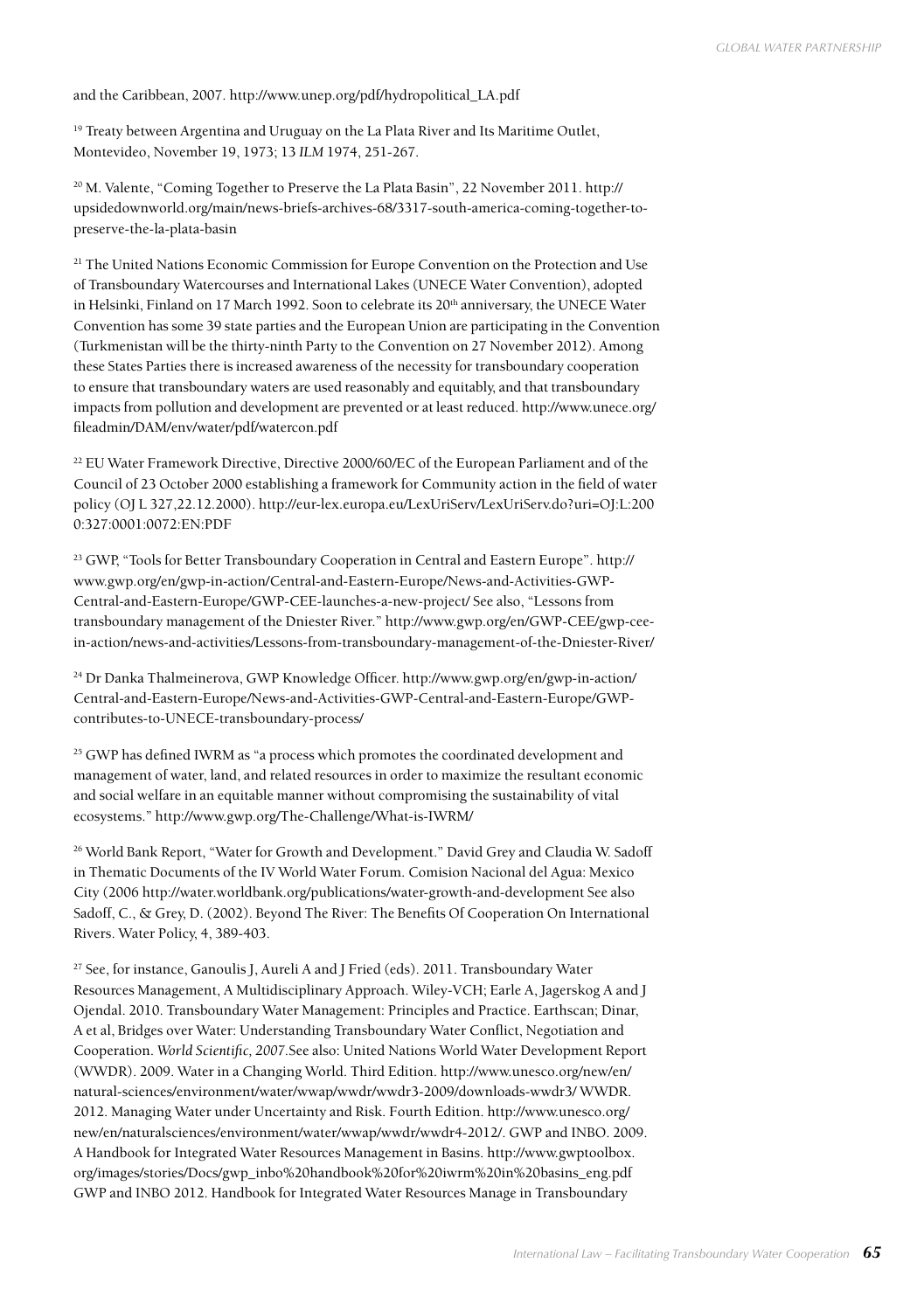and the Caribbean, 2007. http://www.unep.org/pdf/hydropolitical_LA.pdf

[19] Treaty between Argentina and Uruguay on the La Plata River and Its Maritime Outlet, Montevideo, November 19, 1973; 13 *ILM* 1974, 251-267.

[20] M. Valente, "Coming Together to Preserve the La Plata Basin", 22 November 2011. http://upsidedownworld.org/main/news-briefs-archives-68/3317-south-america-coming-together-to-preserve-the-la-plata-basin

[21] The United Nations Economic Commission for Europe Convention on the Protection and Use of Transboundary Watercourses and International Lakes (UNECE Water Convention), adopted in Helsinki, Finland on 17 March 1992. Soon to celebrate its 20th anniversary, the UNECE Water Convention has some 39 state parties and the European Union are participating in the Convention (Turkmenistan will be the thirty-ninth Party to the Convention on 27 November 2012). Among these States Parties there is increased awareness of the necessity for transboundary cooperation to ensure that transboundary waters are used reasonably and equitably, and that transboundary impacts from pollution and development are prevented or at least reduced. http://www.unece.org/fileadmin/DAM/env/water/pdf/watercon.pdf

[22] EU Water Framework Directive, Directive 2000/60/EC of the European Parliament and of the Council of 23 October 2000 establishing a framework for Community action in the field of water policy (OJ L 327,22.12.2000). http://eur-lex.europa.eu/LexUriServ/LexUriServ.do?uri=OJ:L:2000:327:0001:0072:EN:PDF

[23] GWP, "Tools for Better Transboundary Cooperation in Central and Eastern Europe". http://www.gwp.org/en/gwp-in-action/Central-and-Eastern-Europe/News-and-Activities-GWP-Central-and-Eastern-Europe/GWP-CEE-launches-a-new-project/ See also, "Lessons from transboundary management of the Dniester River." http://www.gwp.org/en/GWP-CEE/gwp-cee-in-action/news-and-activities/Lessons-from-transboundary-management-of-the-Dniester-River/

[24] Dr Danka Thalmeinerova, GWP Knowledge Officer. http://www.gwp.org/en/gwp-in-action/Central-and-Eastern-Europe/News-and-Activities-GWP-Central-and-Eastern-Europe/GWP-contributes-to-UNECE-transboundary-process/

[25] GWP has defined IWRM as "a process which promotes the coordinated development and management of water, land, and related resources in order to maximize the resultant economic and social welfare in an equitable manner without compromising the sustainability of vital ecosystems." http://www.gwp.org/The-Challenge/What-is-IWRM/

[26] World Bank Report, "Water for Growth and Development." David Grey and Claudia W. Sadoff in Thematic Documents of the IV World Water Forum. Comision Nacional del Agua: Mexico City (2006 http://water.worldbank.org/publications/water-growth-and-development See also Sadoff, C., & Grey, D. (2002). Beyond The River: The Benefits Of Cooperation On International Rivers. Water Policy, 4, 389-403.

[27] See, for instance, Ganoulis J, Aureli A and J Fried (eds). 2011. Transboundary Water Resources Management, A Multidisciplinary Approach. Wiley-VCH; Earle A, Jagerskog A and J Ojendal. 2010. Transboundary Water Management: Principles and Practice. Earthscan; Dinar, A et al, Bridges over Water: Understanding Transboundary Water Conflict, Negotiation and Cooperation. *World Scientific, 2007*.See also: United Nations World Water Development Report (WWDR). 2009. Water in a Changing World. Third Edition. http://www.unesco.org/new/en/natural-sciences/environment/water/wwap/wwdr/wwdr3-2009/downloads-wwdr3/ WWDR. 2012. Managing Water under Uncertainty and Risk. Fourth Edition. http://www.unesco.org/new/en/naturalsciences/environment/water/wwap/wwdr/wwdr4-2012/. GWP and INBO. 2009. A Handbook for Integrated Water Resources Management in Basins. http://www.gwptoolbox.org/images/stories/Docs/gwp_inbo%20handbook%20for%20iwrm%20in%20basins_eng.pdf GWP and INBO 2012. Handbook for Integrated Water Resources Manage in Transboundary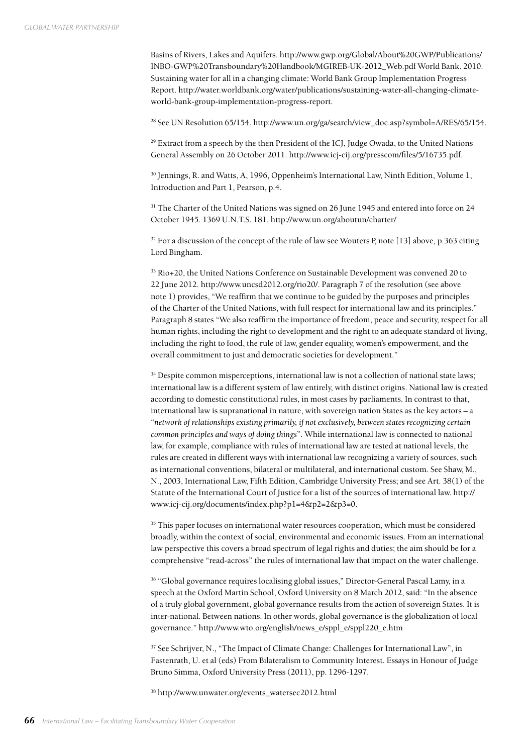Basins of Rivers, Lakes and Aquifers. http://www.gwp.org/Global/About%20GWP/Publications/INBO-GWP%20Transboundary%20Handbook/MGIREB-UK-2012_Web.pdf World Bank. 2010. Sustaining water for all in a changing climate: World Bank Group Implementation Progress Report. http://water.worldbank.org/water/publications/sustaining-water-all-changing-climate-world-bank-group-implementation-progress-report.

[28] See UN Resolution 65/154. http://www.un.org/ga/search/view_doc.asp?symbol=A/RES/65/154.

[29] Extract from a speech by the then President of the ICJ, Judge Owada, to the United Nations General Assembly on 26 October 2011. http://www.icj-cij.org/presscom/files/5/16735.pdf.

[30] Jennings, R. and Watts, A, 1996, Oppenheim's International Law, Ninth Edition, Volume 1, Introduction and Part 1, Pearson, p.4.

[31] The Charter of the United Nations was signed on 26 June 1945 and entered into force on 24 October 1945. 1369 U.N.T.S. 181. http://www.un.org/aboutun/charter/

[32] For a discussion of the concept of the rule of law see Wouters P, note [13] above, p.363 citing Lord Bingham.

[33] Rio+20, the United Nations Conference on Sustainable Development was convened 20 to 22 June 2012. http://www.uncsd2012.org/rio20/. Paragraph 7 of the resolution (see above note 1) provides, "We reaffirm that we continue to be guided by the purposes and principles of the Charter of the United Nations, with full respect for international law and its principles." Paragraph 8 states "We also reaffirm the importance of freedom, peace and security, respect for all human rights, including the right to development and the right to an adequate standard of living, including the right to food, the rule of law, gender equality, women's empowerment, and the overall commitment to just and democratic societies for development."

[34] Despite common misperceptions, international law is not a collection of national state laws; international law is a different system of law entirely, with distinct origins. National law is created according to domestic constitutional rules, in most cases by parliaments. In contrast to that, international law is supranational in nature, with sovereign nation States as the key actors – a "*network of relationships existing primarily, if not exclusively, between states recognizing certain common principles and ways of doing things*". While international law is connected to national law, for example, compliance with rules of international law are tested at national levels, the rules are created in different ways with international law recognizing a variety of sources, such as international conventions, bilateral or multilateral, and international custom. See Shaw, M., N., 2003, International Law, Fifth Edition, Cambridge University Press; and see Art. 38(1) of the Statute of the International Court of Justice for a list of the sources of international law. http://www.icj-cij.org/documents/index.php?p1=4&p2=2&p3=0.

[35] This paper focuses on international water resources cooperation, which must be considered broadly, within the context of social, environmental and economic issues. From an international law perspective this covers a broad spectrum of legal rights and duties; the aim should be for a comprehensive "read-across" the rules of international law that impact on the water challenge.

[36] "Global governance requires localising global issues," Director-General Pascal Lamy, in a speech at the Oxford Martin School, Oxford University on 8 March 2012, said: "In the absence of a truly global government, global governance results from the action of sovereign States. It is inter-national. Between nations. In other words, global governance is the globalization of local governance." http://www.wto.org/english/news_e/sppl_e/sppl220_e.htm

[37] See Schrijver, N., "The Impact of Climate Change: Challenges for International Law", in Fastenrath, U. et al (eds) From Bilateralism to Community Interest. Essays in Honour of Judge Bruno Simma, Oxford University Press (2011), pp. 1296-1297.

[38] http://www.unwater.org/events_watersec2012.html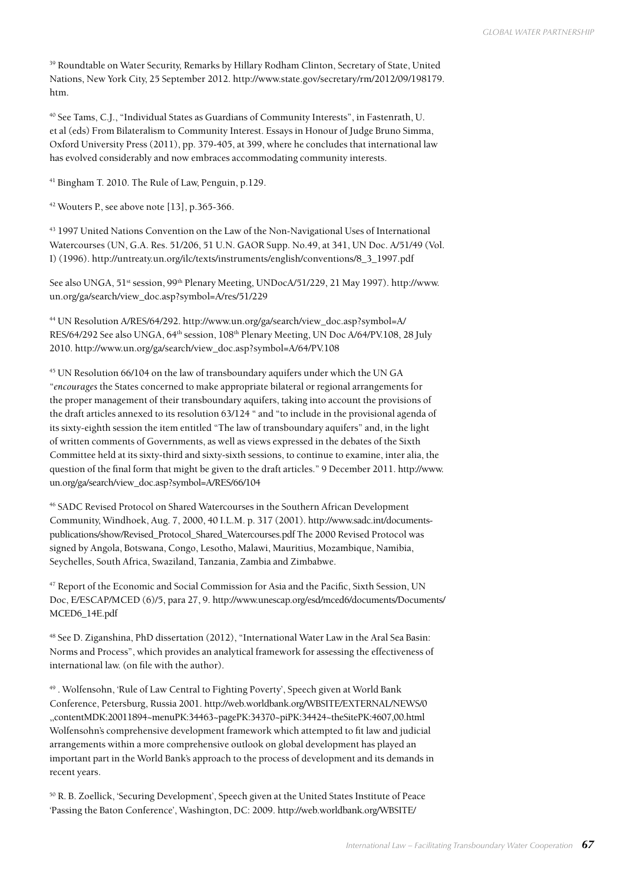[39] Roundtable on Water Security, Remarks by Hillary Rodham Clinton, Secretary of State, United Nations, New York City, 25 September 2012. http://www.state.gov/secretary/rm/2012/09/198179.htm.

[40] See Tams, C.J., "Individual States as Guardians of Community Interests", in Fastenrath, U. et al (eds) From Bilateralism to Community Interest. Essays in Honour of Judge Bruno Simma, Oxford University Press (2011), pp. 379-405, at 399, where he concludes that international law has evolved considerably and now embraces accommodating community interests.

[41] Bingham T. 2010. The Rule of Law, Penguin, p.129.

[42] Wouters P., see above note [13], p.365-366.

[43] 1997 United Nations Convention on the Law of the Non-Navigational Uses of International Watercourses (UN, G.A. Res. 51/206, 51 U.N. GAOR Supp. No.49, at 341, UN Doc. A/51/49 (Vol. I) (1996). http://untreaty.un.org/ilc/texts/instruments/english/conventions/8_3_1997.pdf

See also UNGA, 51st session, 99th Plenary Meeting, UNDocA/51/229, 21 May 1997). http://www.un.org/ga/search/view_doc.asp?symbol=A/res/51/229

[44] UN Resolution A/RES/64/292. http://www.un.org/ga/search/view_doc.asp?symbol=A/RES/64/292 See also UNGA, 64th session, 108th Plenary Meeting, UN Doc A/64/PV.108, 28 July 2010. http://www.un.org/ga/search/view_doc.asp?symbol=A/64/PV.108

[45] UN Resolution 66/104 on the law of transboundary aquifers under which the UN GA "*encourages* the States concerned to make appropriate bilateral or regional arrangements for the proper management of their transboundary aquifers, taking into account the provisions of the draft articles annexed to its resolution 63/124 " and "to include in the provisional agenda of its sixty-eighth session the item entitled "The law of transboundary aquifers" and, in the light of written comments of Governments, as well as views expressed in the debates of the Sixth Committee held at its sixty-third and sixty-sixth sessions, to continue to examine, inter alia, the question of the final form that might be given to the draft articles." 9 December 2011. http://www.un.org/ga/search/view_doc.asp?symbol=A/RES/66/104

[46] SADC Revised Protocol on Shared Watercourses in the Southern African Development Community, Windhoek, Aug. 7, 2000, 40 I.L.M. p. 317 (2001). http://www.sadc.int/documents-publications/show/Revised_Protocol_Shared_Watercourses.pdf The 2000 Revised Protocol was signed by Angola, Botswana, Congo, Lesotho, Malawi, Mauritius, Mozambique, Namibia, Seychelles, South Africa, Swaziland, Tanzania, Zambia and Zimbabwe.

[47] Report of the Economic and Social Commission for Asia and the Pacific, Sixth Session, UN Doc, E/ESCAP/MCED (6)/5, para 27, 9. http://www.unescap.org/esd/mced6/documents/Documents/MCED6_14E.pdf

[48] See D. Ziganshina, PhD dissertation (2012), "International Water Law in the Aral Sea Basin: Norms and Process", which provides an analytical framework for assessing the effectiveness of international law. (on file with the author).

[49] . Wolfensohn, 'Rule of Law Central to Fighting Poverty', Speech given at World Bank Conference, Petersburg, Russia 2001. http://web.worldbank.org/WBSITE/EXTERNAL/NEWS/0,,contentMDK:20011894~menuPK:34463~pagePK:34370~piPK:34424~theSitePK:4607,00.html Wolfensohn's comprehensive development framework which attempted to fit law and judicial arrangements within a more comprehensive outlook on global development has played an important part in the World Bank's approach to the process of development and its demands in recent years.

[50] R. B. Zoellick, 'Securing Development', Speech given at the United States Institute of Peace 'Passing the Baton Conference', Washington, DC: 2009. http://web.worldbank.org/WBSITE/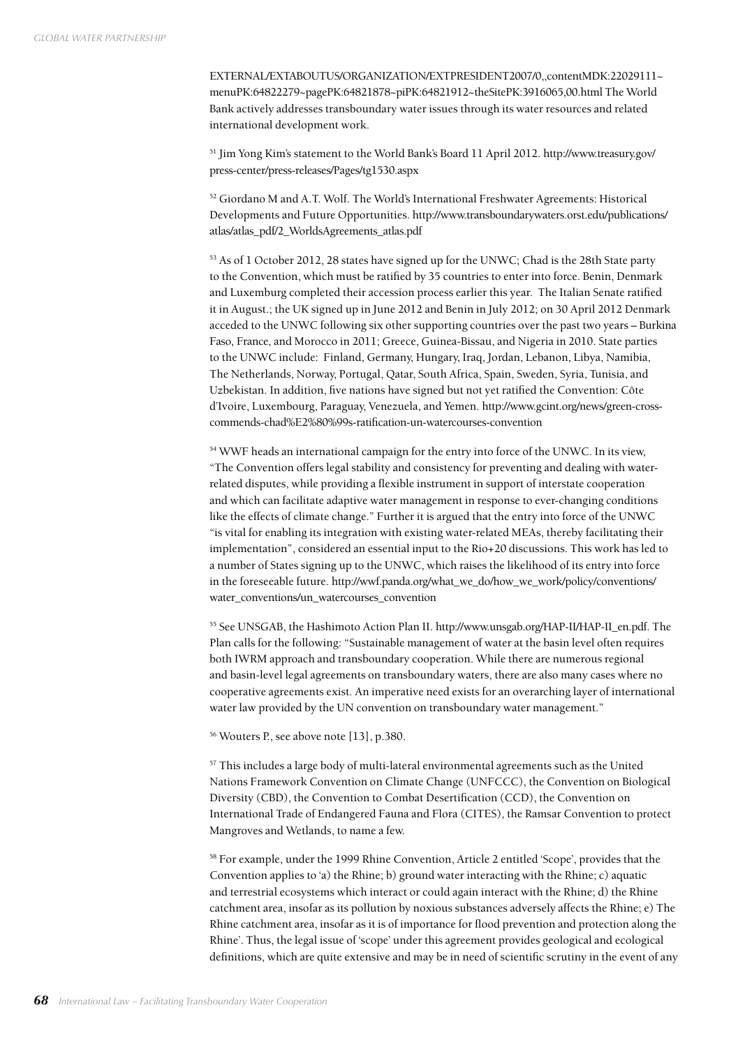EXTERNAL/EXTABOUTUS/ORGANIZATION/EXTPRESIDENT2007/0,,contentMDK:22029111~menuPK:64822279~pagePK:64821878~piPK:64821912~theSitePK:3916065,00.html The World Bank actively addresses transboundary water issues through its water resources and related international development work.

[51] Jim Yong Kim's statement to the World Bank's Board 11 April 2012. http://www.treasury.gov/press-center/press-releases/Pages/tg1530.aspx

[52] Giordano M and A.T. Wolf. The World's International Freshwater Agreements: Historical Developments and Future Opportunities. http://www.transboundarywaters.orst.edu/publications/atlas/atlas_pdf/2_WorldsAgreements_atlas.pdf

[53] As of 1 October 2012, 28 states have signed up for the UNWC; Chad is the 28th State party to the Convention, which must be ratified by 35 countries to enter into force. Benin, Denmark and Luxemburg completed their accession process earlier this year. The Italian Senate ratified it in August.; the UK signed up in June 2012 and Benin in July 2012; on 30 April 2012 Denmark acceded to the UNWC following six other supporting countries over the past two years – Burkina Faso, France, and Morocco in 2011; Greece, Guinea-Bissau, and Nigeria in 2010. State parties to the UNWC include: Finland, Germany, Hungary, Iraq, Jordan, Lebanon, Libya, Namibia, The Netherlands, Norway, Portugal, Qatar, South Africa, Spain, Sweden, Syria, Tunisia, and Uzbekistan. In addition, five nations have signed but not yet ratified the Convention: Côte d'Ivoire, Luxembourg, Paraguay, Venezuela, and Yemen. http://www.gcint.org/news/green-cross-commends-chad%E2%80%99s-ratification-un-watercourses-convention

[54] WWF heads an international campaign for the entry into force of the UNWC. In its view, "The Convention offers legal stability and consistency for preventing and dealing with water-related disputes, while providing a flexible instrument in support of interstate cooperation and which can facilitate adaptive water management in response to ever-changing conditions like the effects of climate change." Further it is argued that the entry into force of the UNWC "is vital for enabling its integration with existing water-related MEAs, thereby facilitating their implementation", considered an essential input to the Rio+20 discussions. This work has led to a number of States signing up to the UNWC, which raises the likelihood of its entry into force in the foreseeable future. http://wwf.panda.org/what_we_do/how_we_work/policy/conventions/water_conventions/un_watercourses_convention

[55] See UNSGAB, the Hashimoto Action Plan II. http://www.unsgab.org/HAP-II/HAP-II_en.pdf. The Plan calls for the following: "Sustainable management of water at the basin level often requires both IWRM approach and transboundary cooperation. While there are numerous regional and basin-level legal agreements on transboundary waters, there are also many cases where no cooperative agreements exist. An imperative need exists for an overarching layer of international water law provided by the UN convention on transboundary water management."

[56] Wouters P., see above note [13], p.380.

[57] This includes a large body of multi-lateral environmental agreements such as the United Nations Framework Convention on Climate Change (UNFCCC), the Convention on Biological Diversity (CBD), the Convention to Combat Desertification (CCD), the Convention on International Trade of Endangered Fauna and Flora (CITES), the Ramsar Convention to protect Mangroves and Wetlands, to name a few.

[58] For example, under the 1999 Rhine Convention, Article 2 entitled 'Scope', provides that the Convention applies to 'a) the Rhine; b) ground water interacting with the Rhine; c) aquatic and terrestrial ecosystems which interact or could again interact with the Rhine; d) the Rhine catchment area, insofar as its pollution by noxious substances adversely affects the Rhine; e) The Rhine catchment area, insofar as it is of importance for flood prevention and protection along the Rhine'. Thus, the legal issue of 'scope' under this agreement provides geological and ecological definitions, which are quite extensive and may be in need of scientific scrutiny in the event of any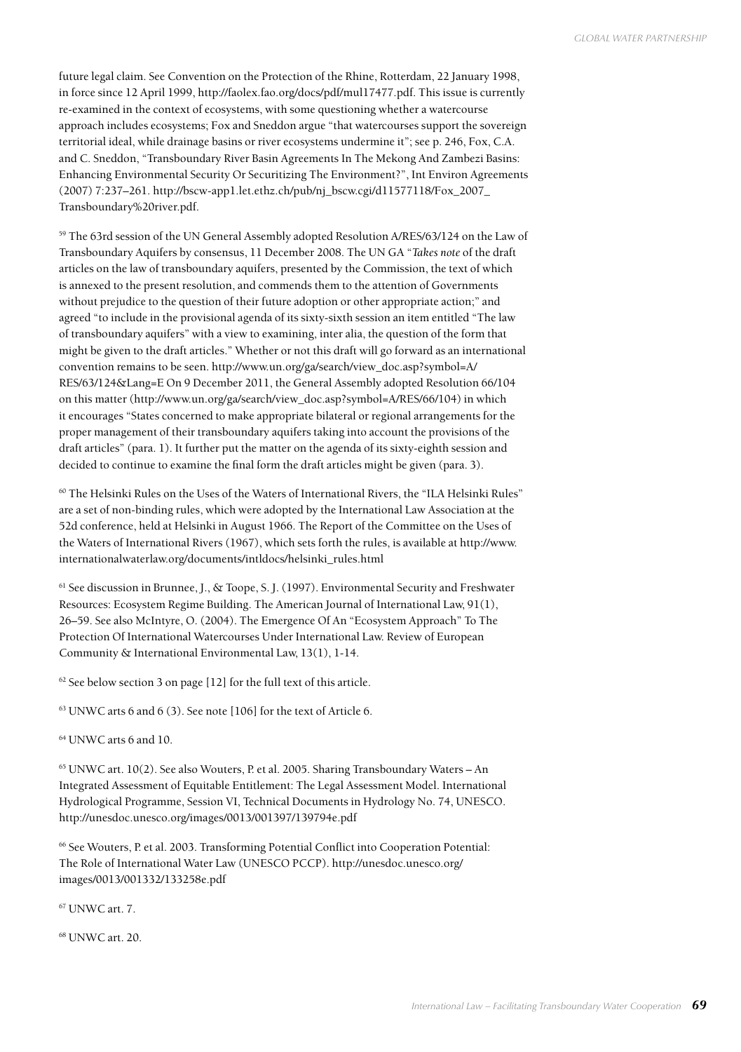future legal claim. See Convention on the Protection of the Rhine, Rotterdam, 22 January 1998, in force since 12 April 1999, http://faolex.fao.org/docs/pdf/mul17477.pdf. This issue is currently re-examined in the context of ecosystems, with some questioning whether a watercourse approach includes ecosystems; Fox and Sneddon argue "that watercourses support the sovereign territorial ideal, while drainage basins or river ecosystems undermine it"; see p. 246, Fox, C.A. and C. Sneddon, "Transboundary River Basin Agreements In The Mekong And Zambezi Basins: Enhancing Environmental Security Or Securitizing The Environment?", Int Environ Agreements (2007) 7:237–261. http://bscw-app1.let.ethz.ch/pub/nj_bscw.cgi/d11577118/Fox_2007_Transboundary%20river.pdf.

[59] The 63rd session of the UN General Assembly adopted Resolution A/RES/63/124 on the Law of Transboundary Aquifers by consensus, 11 December 2008. The UN GA "*Takes note* of the draft articles on the law of transboundary aquifers, presented by the Commission, the text of which is annexed to the present resolution, and commends them to the attention of Governments without prejudice to the question of their future adoption or other appropriate action;" and agreed "to include in the provisional agenda of its sixty-sixth session an item entitled "The law of transboundary aquifers" with a view to examining, inter alia, the question of the form that might be given to the draft articles." Whether or not this draft will go forward as an international convention remains to be seen. http://www.un.org/ga/search/view_doc.asp?symbol=A/RES/63/124&Lang=E On 9 December 2011, the General Assembly adopted Resolution 66/104 on this matter (http://www.un.org/ga/search/view_doc.asp?symbol=A/RES/66/104) in which it encourages "States concerned to make appropriate bilateral or regional arrangements for the proper management of their transboundary aquifers taking into account the provisions of the draft articles" (para. 1). It further put the matter on the agenda of its sixty-eighth session and decided to continue to examine the final form the draft articles might be given (para. 3).

[60] The Helsinki Rules on the Uses of the Waters of International Rivers, the "ILA Helsinki Rules" are a set of non-binding rules, which were adopted by the International Law Association at the 52d conference, held at Helsinki in August 1966. The Report of the Committee on the Uses of the Waters of International Rivers (1967), which sets forth the rules, is available at http://www.internationalwaterlaw.org/documents/intldocs/helsinki_rules.html

[61] See discussion in Brunnee, J., & Toope, S. J. (1997). Environmental Security and Freshwater Resources: Ecosystem Regime Building. The American Journal of International Law, 91(1), 26–59. See also McIntyre, O. (2004). The Emergence Of An "Ecosystem Approach" To The Protection Of International Watercourses Under International Law. Review of European Community & International Environmental Law, 13(1), 1-14.

[62] See below section 3 on page [12] for the full text of this article.

[63] UNWC arts 6 and 6 (3). See note [106] for the text of Article 6.

[64] UNWC arts 6 and 10.

[65] UNWC art. 10(2). See also Wouters, P. et al. 2005. Sharing Transboundary Waters – An Integrated Assessment of Equitable Entitlement: The Legal Assessment Model. International Hydrological Programme, Session VI, Technical Documents in Hydrology No. 74, UNESCO. http://unesdoc.unesco.org/images/0013/001397/139794e.pdf

[66] See Wouters, P. et al. 2003. Transforming Potential Conflict into Cooperation Potential: The Role of International Water Law (UNESCO PCCP). http://unesdoc.unesco.org/images/0013/001332/133258e.pdf

[67] UNWC art. 7.

[68] UNWC art. 20.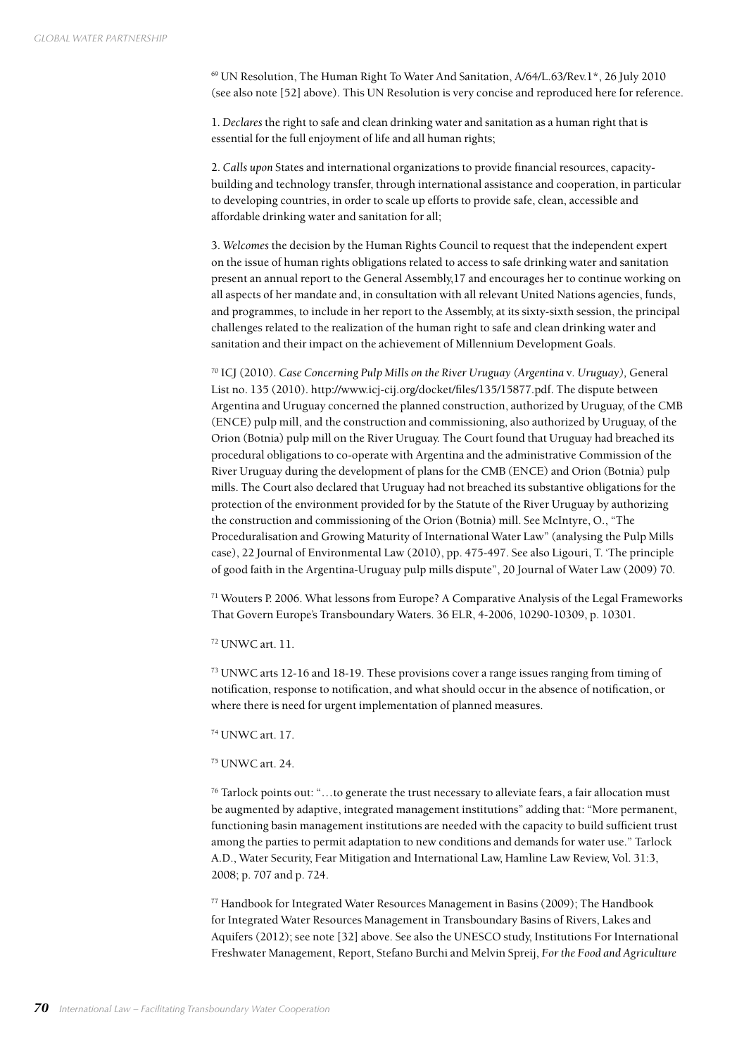[69] UN Resolution, The Human Right To Water And Sanitation, A/64/L.63/Rev.1*, 26 July 2010 (see also note [52] above). This UN Resolution is very concise and reproduced here for reference.

1. *Declares* the right to safe and clean drinking water and sanitation as a human right that is essential for the full enjoyment of life and all human rights;

2. *Calls upon* States and international organizations to provide financial resources, capacity-building and technology transfer, through international assistance and cooperation, in particular to developing countries, in order to scale up efforts to provide safe, clean, accessible and affordable drinking water and sanitation for all;

3. *Welcomes* the decision by the Human Rights Council to request that the independent expert on the issue of human rights obligations related to access to safe drinking water and sanitation present an annual report to the General Assembly,17 and encourages her to continue working on all aspects of her mandate and, in consultation with all relevant United Nations agencies, funds, and programmes, to include in her report to the Assembly, at its sixty-sixth session, the principal challenges related to the realization of the human right to safe and clean drinking water and sanitation and their impact on the achievement of Millennium Development Goals.

[70] ICJ (2010). *Case Concerning Pulp Mills on the River Uruguay (Argentina* v. *Uruguay),* General List no. 135 (2010). http://www.icj-cij.org/docket/files/135/15877.pdf. The dispute between Argentina and Uruguay concerned the planned construction, authorized by Uruguay, of the CMB (ENCE) pulp mill, and the construction and commissioning, also authorized by Uruguay, of the Orion (Botnia) pulp mill on the River Uruguay. The Court found that Uruguay had breached its procedural obligations to co-operate with Argentina and the administrative Commission of the River Uruguay during the development of plans for the CMB (ENCE) and Orion (Botnia) pulp mills. The Court also declared that Uruguay had not breached its substantive obligations for the protection of the environment provided for by the Statute of the River Uruguay by authorizing the construction and commissioning of the Orion (Botnia) mill. See McIntyre, O., "The Proceduralisation and Growing Maturity of International Water Law" (analysing the Pulp Mills case), 22 Journal of Environmental Law (2010), pp. 475-497. See also Ligouri, T. 'The principle of good faith in the Argentina-Uruguay pulp mills dispute", 20 Journal of Water Law (2009) 70.

[71] Wouters P. 2006. What lessons from Europe? A Comparative Analysis of the Legal Frameworks That Govern Europe's Transboundary Waters. 36 ELR, 4-2006, 10290-10309, p. 10301.

[72] UNWC art. 11.

[73] UNWC arts 12-16 and 18-19. These provisions cover a range issues ranging from timing of notification, response to notification, and what should occur in the absence of notification, or where there is need for urgent implementation of planned measures.

[74] UNWC art. 17.

[75] UNWC art. 24.

[76] Tarlock points out: "…to generate the trust necessary to alleviate fears, a fair allocation must be augmented by adaptive, integrated management institutions" adding that: "More permanent, functioning basin management institutions are needed with the capacity to build sufficient trust among the parties to permit adaptation to new conditions and demands for water use." Tarlock A.D., Water Security, Fear Mitigation and International Law, Hamline Law Review, Vol. 31:3, 2008; p. 707 and p. 724.

[77] Handbook for Integrated Water Resources Management in Basins (2009); The Handbook for Integrated Water Resources Management in Transboundary Basins of Rivers, Lakes and Aquifers (2012); see note [32] above. See also the UNESCO study, Institutions For International Freshwater Management, Report, Stefano Burchi and Melvin Spreij, *For the Food and Agriculture*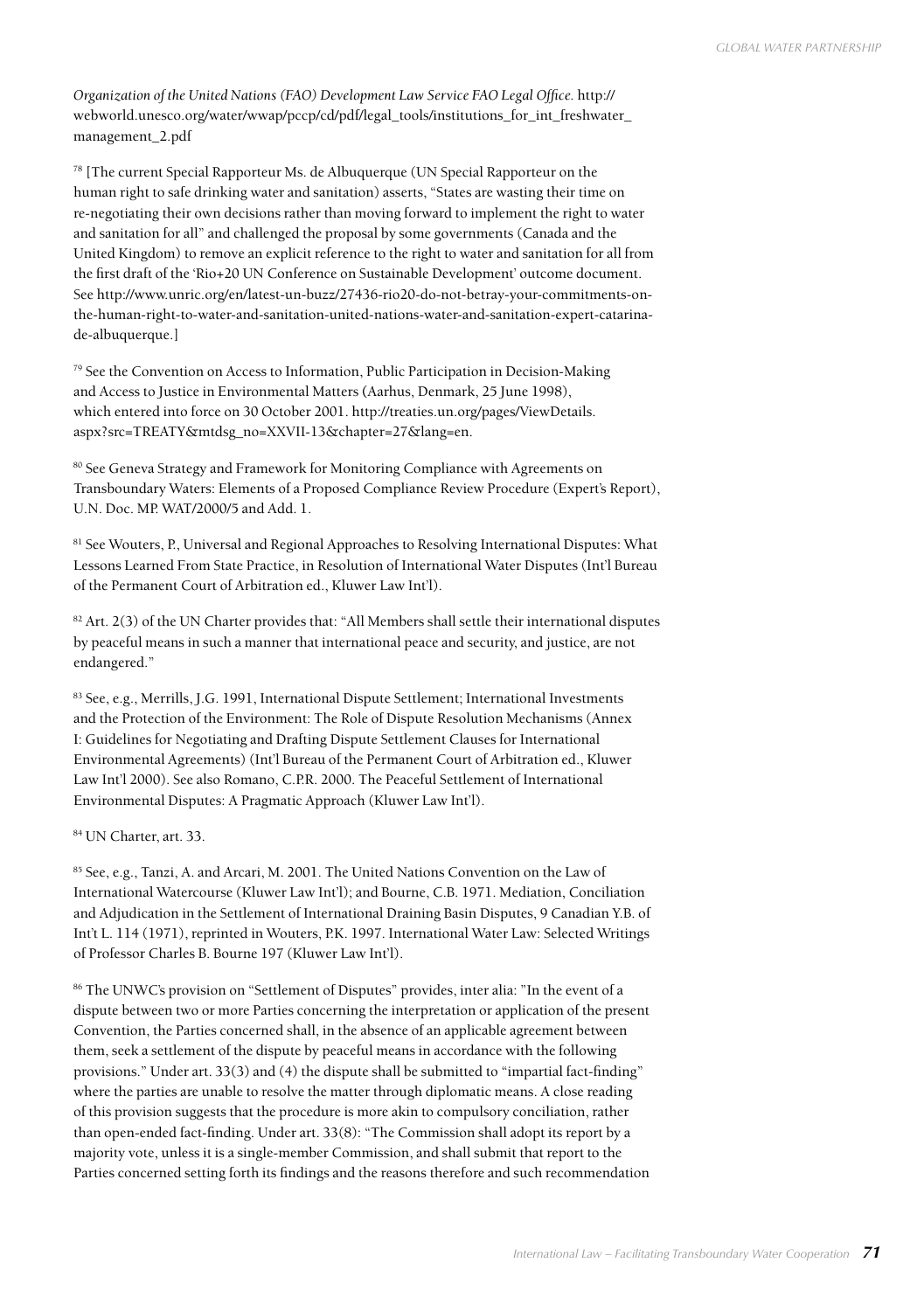*Organization of the United Nations (FAO) Development Law Service FAO Legal Office.* http://webworld.unesco.org/water/wwap/pccp/cd/pdf/legal_tools/institutions_for_int_freshwater_management_2.pdf

[78] [The current Special Rapporteur Ms. de Albuquerque (UN Special Rapporteur on the human right to safe drinking water and sanitation) asserts, "States are wasting their time on re-negotiating their own decisions rather than moving forward to implement the right to water and sanitation for all" and challenged the proposal by some governments (Canada and the United Kingdom) to remove an explicit reference to the right to water and sanitation for all from the first draft of the 'Rio+20 UN Conference on Sustainable Development' outcome document. See http://www.unric.org/en/latest-un-buzz/27436-rio20-do-not-betray-your-commitments-on-the-human-right-to-water-and-sanitation-united-nations-water-and-sanitation-expert-catarina-de-albuquerque.]

[79] See the Convention on Access to Information, Public Participation in Decision-Making and Access to Justice in Environmental Matters (Aarhus, Denmark, 25 June 1998), which entered into force on 30 October 2001. http://treaties.un.org/pages/ViewDetails.aspx?src=TREATY&mtdsg_no=XXVII-13&chapter=27&lang=en.

[80] See Geneva Strategy and Framework for Monitoring Compliance with Agreements on Transboundary Waters: Elements of a Proposed Compliance Review Procedure (Expert's Report), U.N. Doc. MP. WAT/2000/5 and Add. 1.

[81] See Wouters, P., Universal and Regional Approaches to Resolving International Disputes: What Lessons Learned From State Practice, in Resolution of International Water Disputes (Int'l Bureau of the Permanent Court of Arbitration ed., Kluwer Law Int'l).

[82] Art. 2(3) of the UN Charter provides that: "All Members shall settle their international disputes by peaceful means in such a manner that international peace and security, and justice, are not endangered."

[83] See, e.g., Merrills, J.G. 1991, International Dispute Settlement; International Investments and the Protection of the Environment: The Role of Dispute Resolution Mechanisms (Annex I: Guidelines for Negotiating and Drafting Dispute Settlement Clauses for International Environmental Agreements) (Int'l Bureau of the Permanent Court of Arbitration ed., Kluwer Law Int'l 2000). See also Romano, C.P.R. 2000. The Peaceful Settlement of International Environmental Disputes: A Pragmatic Approach (Kluwer Law Int'l).

[84] UN Charter, art. 33.

[85] See, e.g., Tanzi, A. and Arcari, M. 2001. The United Nations Convention on the Law of International Watercourse (Kluwer Law Int'l); and Bourne, C.B. 1971. Mediation, Conciliation and Adjudication in the Settlement of International Draining Basin Disputes, 9 Canadian Y.B. of Int't L. 114 (1971), reprinted in Wouters, P.K. 1997. International Water Law: Selected Writings of Professor Charles B. Bourne 197 (Kluwer Law Int'l).

[86] The UNWC's provision on "Settlement of Disputes" provides, inter alia: "In the event of a dispute between two or more Parties concerning the interpretation or application of the present Convention, the Parties concerned shall, in the absence of an applicable agreement between them, seek a settlement of the dispute by peaceful means in accordance with the following provisions." Under art. 33(3) and (4) the dispute shall be submitted to "impartial fact-finding" where the parties are unable to resolve the matter through diplomatic means. A close reading of this provision suggests that the procedure is more akin to compulsory conciliation, rather than open-ended fact-finding. Under art. 33(8): "The Commission shall adopt its report by a majority vote, unless it is a single-member Commission, and shall submit that report to the Parties concerned setting forth its findings and the reasons therefore and such recommendation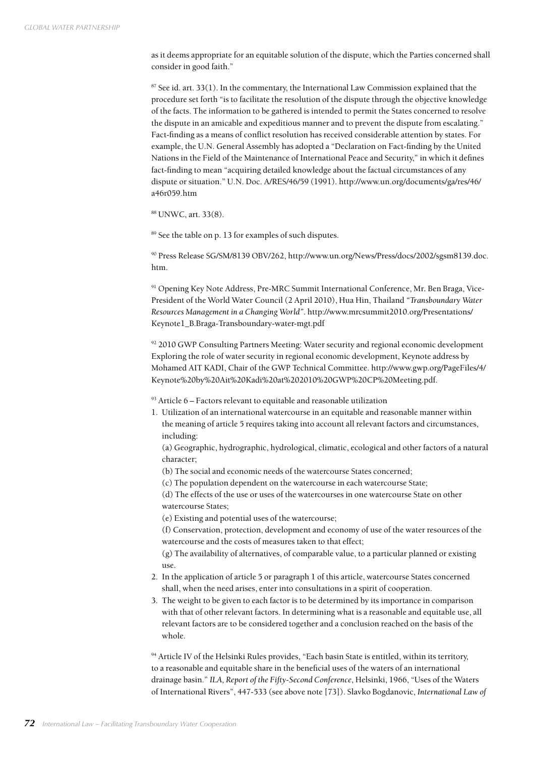as it deems appropriate for an equitable solution of the dispute, which the Parties concerned shall consider in good faith."

[87] See id. art. 33(1). In the commentary, the International Law Commission explained that the procedure set forth "is to facilitate the resolution of the dispute through the objective knowledge of the facts. The information to be gathered is intended to permit the States concerned to resolve the dispute in an amicable and expeditious manner and to prevent the dispute from escalating." Fact-finding as a means of conflict resolution has received considerable attention by states. For example, the U.N. General Assembly has adopted a "Declaration on Fact-finding by the United Nations in the Field of the Maintenance of International Peace and Security," in which it defines fact-finding to mean "acquiring detailed knowledge about the factual circumstances of any dispute or situation." U.N. Doc. A/RES/46/59 (1991). http://www.un.org/documents/ga/res/46/a46r059.htm

[88] UNWC, art. 33(8).

[89] See the table on p. 13 for examples of such disputes.

[90] Press Release SG/SM/8139 OBV/262, http://www.un.org/News/Press/docs/2002/sgsm8139.doc.htm.

[91] Opening Key Note Address, Pre-MRC Summit International Conference, Mr. Ben Braga, Vice-President of the World Water Council (2 April 2010), Hua Hin, Thailand *"Transboundary Water Resources Management in a Changing World"*. http://www.mrcsummit2010.org/Presentations/Keynote1_B.Braga-Transboundary-water-mgt.pdf

[92] 2010 GWP Consulting Partners Meeting: Water security and regional economic development Exploring the role of water security in regional economic development, Keynote address by Mohamed AIT KADI, Chair of the GWP Technical Committee. http://www.gwp.org/PageFiles/4/Keynote%20by%20Ait%20Kadi%20at%202010%20GWP%20CP%20Meeting.pdf.

[93] Article 6 – Factors relevant to equitable and reasonable utilization

1. Utilization of an international watercourse in an equitable and reasonable manner within the meaning of article 5 requires taking into account all relevant factors and circumstances, including:

   (a) Geographic, hydrographic, hydrological, climatic, ecological and other factors of a natural character;

   (b) The social and economic needs of the watercourse States concerned;

   (c) The population dependent on the watercourse in each watercourse State;

   (d) The effects of the use or uses of the watercourses in one watercourse State on other watercourse States;

   (e) Existing and potential uses of the watercourse;

   (f) Conservation, protection, development and economy of use of the water resources of the watercourse and the costs of measures taken to that effect;

   (g) The availability of alternatives, of comparable value, to a particular planned or existing use.

2. In the application of article 5 or paragraph 1 of this article, watercourse States concerned shall, when the need arises, enter into consultations in a spirit of cooperation.
3. The weight to be given to each factor is to be determined by its importance in comparison with that of other relevant factors. In determining what is a reasonable and equitable use, all relevant factors are to be considered together and a conclusion reached on the basis of the whole.

[94] Article IV of the Helsinki Rules provides, "Each basin State is entitled, within its territory, to a reasonable and equitable share in the beneficial uses of the waters of an international drainage basin." *ILA, Report of the Fifty-Second Conference*, Helsinki, 1966, "Uses of the Waters of International Rivers", 447-533 (see above note [73]). Slavko Bogdanovic, *International Law of*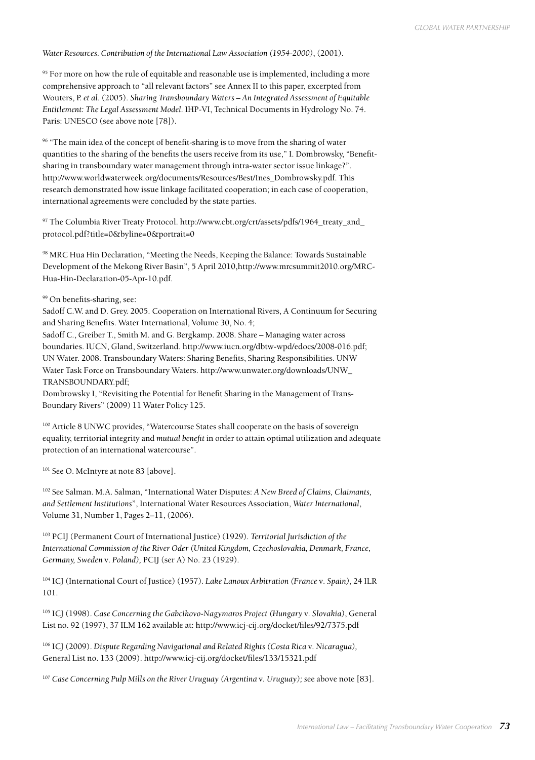*Water Resources. Contribution of the International Law Association (1954-2000)*, (2001).

[95] For more on how the rule of equitable and reasonable use is implemented, including a more comprehensive approach to "all relevant factors" see Annex II to this paper, excerpted from Wouters, P. *et al.* (2005). *Sharing Transboundary Waters – An Integrated Assessment of Equitable Entitlement: The Legal Assessment Model*. IHP-VI, Technical Documents in Hydrology No. 74. Paris: UNESCO (see above note [78]).

[96] "The main idea of the concept of benefit-sharing is to move from the sharing of water quantities to the sharing of the benefits the users receive from its use," I. Dombrowsky, "Benefit-sharing in transboundary water management through intra-water sector issue linkage?". http://www.worldwaterweek.org/documents/Resources/Best/Ines_Dombrowsky.pdf. This research demonstrated how issue linkage facilitated cooperation; in each case of cooperation, international agreements were concluded by the state parties.

[97] The Columbia River Treaty Protocol. http://www.cbt.org/crt/assets/pdfs/1964_treaty_and_protocol.pdf?title=0&byline=0&portrait=0

[98] MRC Hua Hin Declaration, "Meeting the Needs, Keeping the Balance: Towards Sustainable Development of the Mekong River Basin", 5 April 2010,http://www.mrcsummit2010.org/MRC-Hua-Hin-Declaration-05-Apr-10.pdf.

[99] On benefits-sharing, see:
Sadoff C.W. and D. Grey. 2005. Cooperation on International Rivers, A Continuum for Securing and Sharing Benefits. Water International, Volume 30, No. 4;
Sadoff C., Greiber T., Smith M. and G. Bergkamp. 2008. Share – Managing water across boundaries. IUCN, Gland, Switzerland. http://www.iucn.org/dbtw-wpd/edocs/2008-016.pdf;
UN Water. 2008. Transboundary Waters: Sharing Benefits, Sharing Responsibilities. UNW Water Task Force on Transboundary Waters. http://www.unwater.org/downloads/UNW_TRANSBOUNDARY.pdf;
Dombrowsky I, "Revisiting the Potential for Benefit Sharing in the Management of Trans-Boundary Rivers" (2009) 11 Water Policy 125.

[100] Article 8 UNWC provides, "Watercourse States shall cooperate on the basis of sovereign equality, territorial integrity and *mutual benefit* in order to attain optimal utilization and adequate protection of an international watercourse".

[101] See O. McIntyre at note 83 [above].

[102] See Salman. M.A. Salman, "International Water Disputes: *A New Breed of Claims, Claimants, and Settlement Institutions*", International Water Resources Association, *Water International*, Volume 31, Number 1, Pages 2–11, (2006).

[103] PCIJ (Permanent Court of International Justice) (1929). *Territorial Jurisdiction of the International Commission of the River Oder (United Kingdom, Czechoslovakia, Denmark, France, Germany, Sweden* v. *Poland)*, PCIJ (ser A) No. 23 (1929).

[104] ICJ (International Court of Justice) (1957). *Lake Lanoux Arbitration (France* v. *Spain)*, 24 ILR 101.

[105] ICJ (1998). *Case Concerning the Gabcikovo-Nagymaros Project (Hungary* v. *Slovakia)*, General List no. 92 (1997), 37 ILM 162 available at: http://www.icj-cij.org/docket/files/92/7375.pdf

[106] ICJ (2009). *Dispute Regarding Navigational and Related Rights (Costa Rica* v. *Nicaragua)*, General List no. 133 (2009). http://www.icj-cij.org/docket/files/133/15321.pdf

[107] *Case Concerning Pulp Mills on the River Uruguay (Argentina* v. *Uruguay);* see above note [83].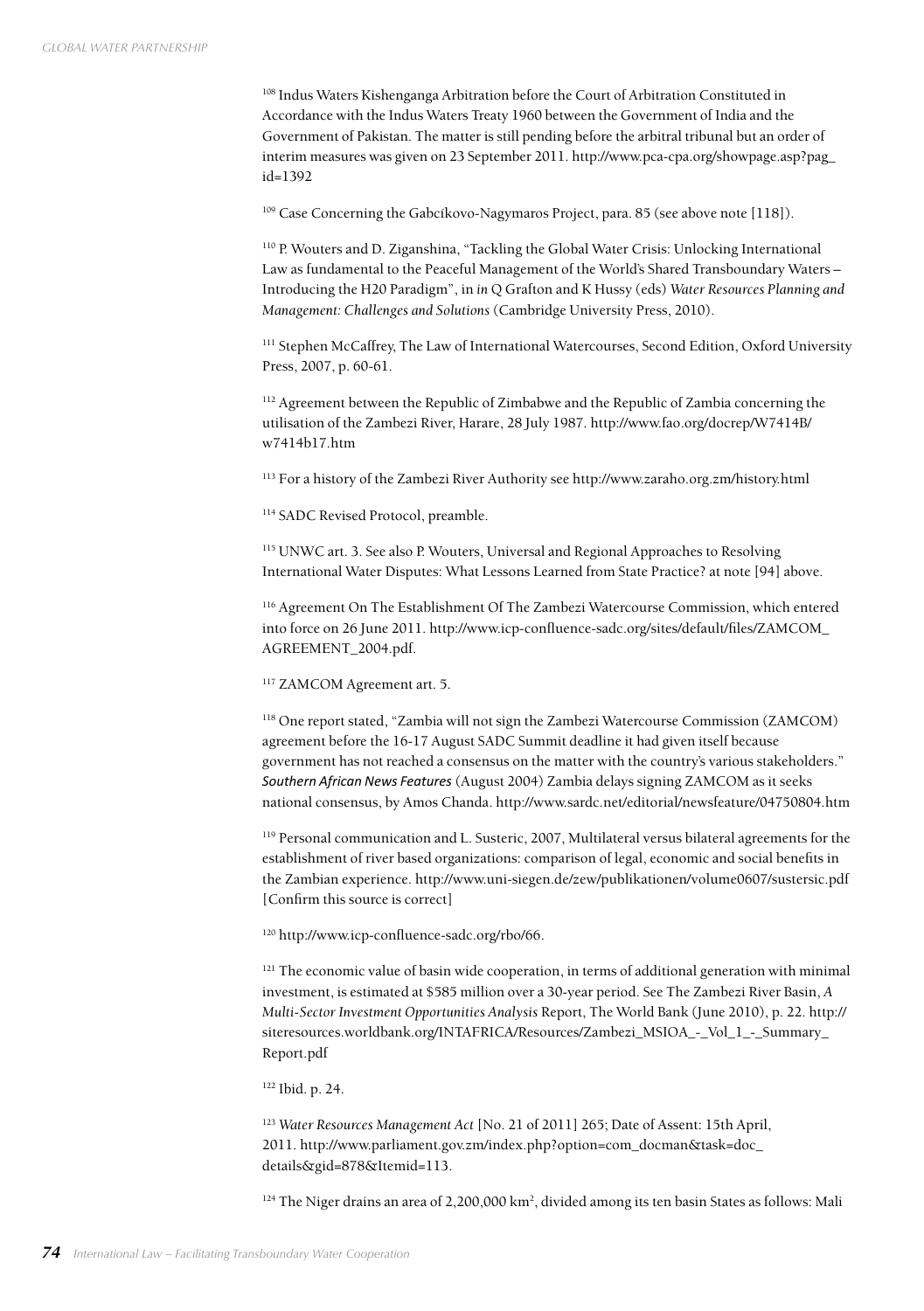[108] Indus Waters Kishenganga Arbitration before the Court of Arbitration Constituted in Accordance with the Indus Waters Treaty 1960 between the Government of India and the Government of Pakistan. The matter is still pending before the arbitral tribunal but an order of interim measures was given on 23 September 2011. http://www.pca-cpa.org/showpage.asp?pag_id=1392

[109] Case Concerning the Gabcíkovo-Nagymaros Project, para. 85 (see above note [118]).

[110] P. Wouters and D. Ziganshina, "Tackling the Global Water Crisis: Unlocking International Law as fundamental to the Peaceful Management of the World's Shared Transboundary Waters – Introducing the H20 Paradigm", in *in* Q Grafton and K Hussy (eds) *Water Resources Planning and Management: Challenges and Solutions* (Cambridge University Press, 2010).

[111] Stephen McCaffrey, The Law of International Watercourses, Second Edition, Oxford University Press, 2007, p. 60-61.

[112] Agreement between the Republic of Zimbabwe and the Republic of Zambia concerning the utilisation of the Zambezi River, Harare, 28 July 1987. http://www.fao.org/docrep/W7414B/w7414b17.htm

[113] For a history of the Zambezi River Authority see http://www.zaraho.org.zm/history.html

[114] SADC Revised Protocol, preamble.

[115] UNWC art. 3. See also P. Wouters, Universal and Regional Approaches to Resolving International Water Disputes: What Lessons Learned from State Practice? at note [94] above.

[116] Agreement On The Establishment Of The Zambezi Watercourse Commission, which entered into force on 26 June 2011. http://www.icp-confluence-sadc.org/sites/default/files/ZAMCOM_AGREEMENT_2004.pdf.

[117] ZAMCOM Agreement art. 5.

[118] One report stated, "Zambia will not sign the Zambezi Watercourse Commission (ZAMCOM) agreement before the 16-17 August SADC Summit deadline it had given itself because government has not reached a consensus on the matter with the country's various stakeholders." ***Southern African News Features*** (August 2004) Zambia delays signing ZAMCOM as it seeks national consensus, by Amos Chanda. http://www.sardc.net/editorial/newsfeature/04750804.htm

[119] Personal communication and L. Susteric, 2007, Multilateral versus bilateral agreements for the establishment of river based organizations: comparison of legal, economic and social benefits in the Zambian experience. http://www.uni-siegen.de/zew/publikationen/volume0607/sustersic.pdf [Confirm this source is correct]

[120] http://www.icp-confluence-sadc.org/rbo/66.

[121] The economic value of basin wide cooperation, in terms of additional generation with minimal investment, is estimated at $585 million over a 30-year period. See The Zambezi River Basin, *A Multi-Sector Investment Opportunities Analysis* Report, The World Bank (June 2010), p. 22. http://siteresources.worldbank.org/INTAFRICA/Resources/Zambezi_MSIOA_-_Vol_1_-_Summary_Report.pdf

[122] Ibid. p. 24.

[123] *Water Resources Management Act* [No. 21 of 2011] 265; Date of Assent: 15th April, 2011. http://www.parliament.gov.zm/index.php?option=com_docman&task=doc_details&gid=878&Itemid=113.

[124] The Niger drains an area of 2,200,000 km$^2$, divided among its ten basin States as follows: Mali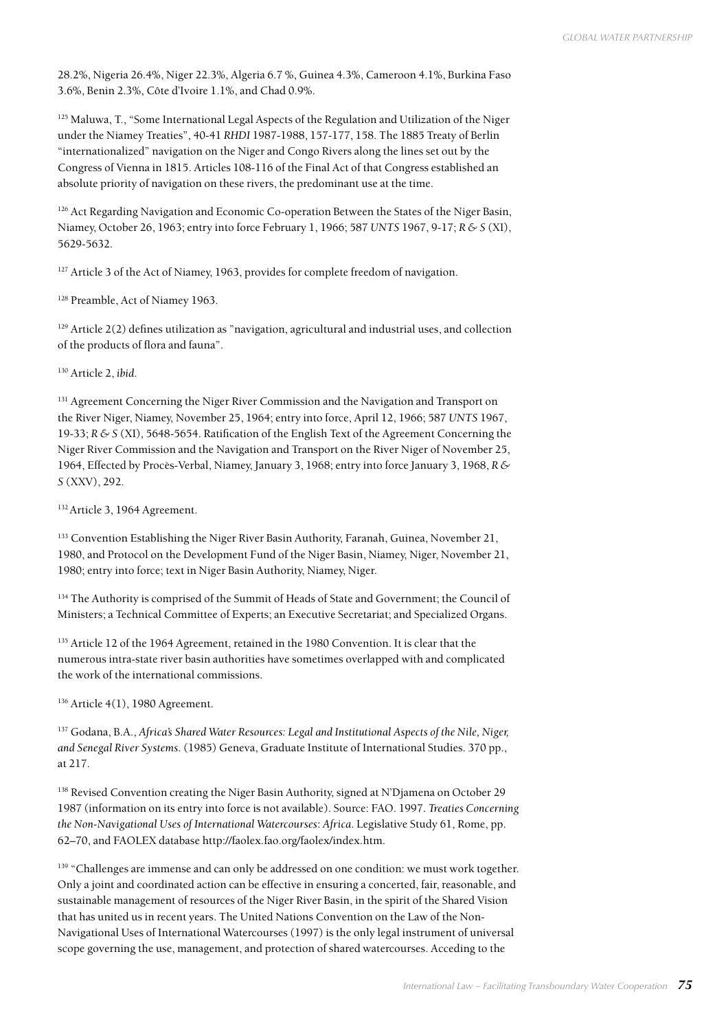28.2%, Nigeria 26.4%, Niger 22.3%, Algeria 6.7 %, Guinea 4.3%, Cameroon 4.1%, Burkina Faso 3.6%, Benin 2.3%, Côte d'Ivoire 1.1%, and Chad 0.9%.

[125] Maluwa, T., "Some International Legal Aspects of the Regulation and Utilization of the Niger under the Niamey Treaties", 40-41 *RHDI* 1987-1988, 157-177, 158. The 1885 Treaty of Berlin "internationalized" navigation on the Niger and Congo Rivers along the lines set out by the Congress of Vienna in 1815. Articles 108-116 of the Final Act of that Congress established an absolute priority of navigation on these rivers, the predominant use at the time.

[126] Act Regarding Navigation and Economic Co-operation Between the States of the Niger Basin, Niamey, October 26, 1963; entry into force February 1, 1966; 587 *UNTS* 1967, 9-17; *R & S* (XI), 5629-5632.

[127] Article 3 of the Act of Niamey, 1963, provides for complete freedom of navigation.

[128] Preamble, Act of Niamey 1963.

[129] Article 2(2) defines utilization as "navigation, agricultural and industrial uses, and collection of the products of flora and fauna".

[130] Article 2, *ibid*.

[131] Agreement Concerning the Niger River Commission and the Navigation and Transport on the River Niger, Niamey, November 25, 1964; entry into force, April 12, 1966; 587 *UNTS* 1967, 19-33; *R & S* (XI), 5648-5654. Ratification of the English Text of the Agreement Concerning the Niger River Commission and the Navigation and Transport on the River Niger of November 25, 1964, Effected by Procès-Verbal, Niamey, January 3, 1968; entry into force January 3, 1968, *R & S* (XXV), 292.

[132] Article 3, 1964 Agreement.

[133] Convention Establishing the Niger River Basin Authority, Faranah, Guinea, November 21, 1980, and Protocol on the Development Fund of the Niger Basin, Niamey, Niger, November 21, 1980; entry into force; text in Niger Basin Authority, Niamey, Niger.

[134] The Authority is comprised of the Summit of Heads of State and Government; the Council of Ministers; a Technical Committee of Experts; an Executive Secretariat; and Specialized Organs.

[135] Article 12 of the 1964 Agreement, retained in the 1980 Convention. It is clear that the numerous intra-state river basin authorities have sometimes overlapped with and complicated the work of the international commissions.

[136] Article 4(1), 1980 Agreement.

[137] Godana, B.A., *Africa's Shared Water Resources: Legal and Institutional Aspects of the Nile, Niger, and Senegal River Systems*. (1985) Geneva, Graduate Institute of International Studies. 370 pp., at 217.

[138] Revised Convention creating the Niger Basin Authority, signed at N'Djamena on October 29 1987 (information on its entry into force is not available). Source: FAO. 1997. *Treaties Concerning the Non-Navigational Uses of International Watercourses: Africa*. Legislative Study 61, Rome, pp. 62–70, and FAOLEX database http://faolex.fao.org/faolex/index.htm.

[139] "Challenges are immense and can only be addressed on one condition: we must work together. Only a joint and coordinated action can be effective in ensuring a concerted, fair, reasonable, and sustainable management of resources of the Niger River Basin, in the spirit of the Shared Vision that has united us in recent years. The United Nations Convention on the Law of the Non-Navigational Uses of International Watercourses (1997) is the only legal instrument of universal scope governing the use, management, and protection of shared watercourses. Acceding to the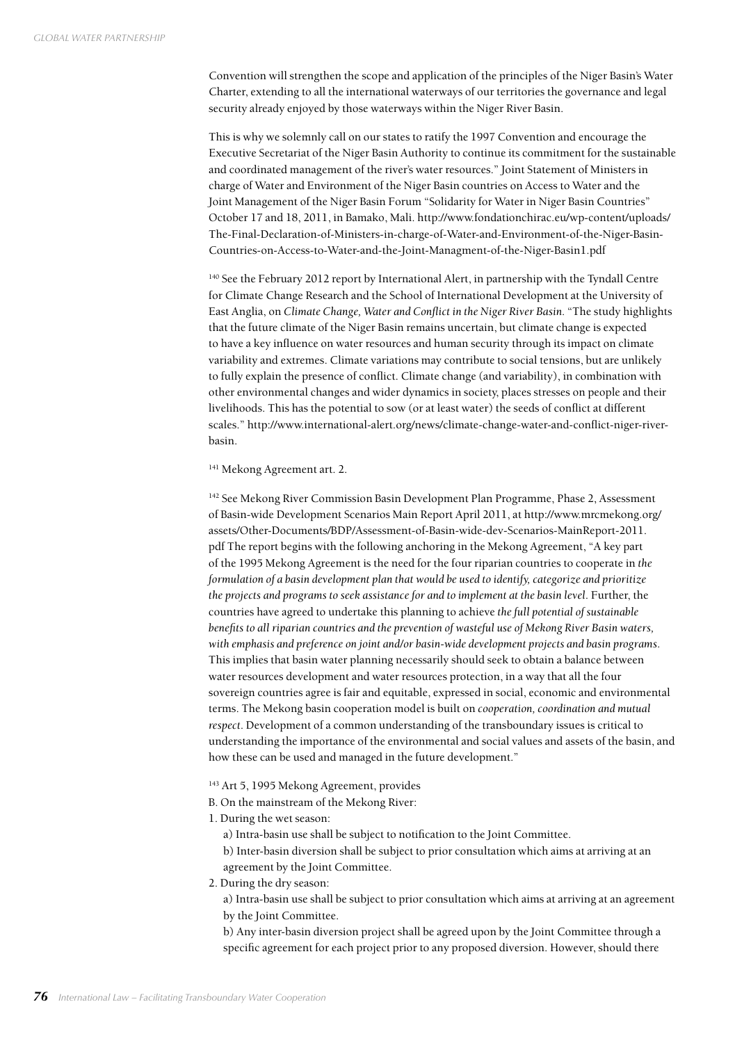Convention will strengthen the scope and application of the principles of the Niger Basin's Water Charter, extending to all the international waterways of our territories the governance and legal security already enjoyed by those waterways within the Niger River Basin.

This is why we solemnly call on our states to ratify the 1997 Convention and encourage the Executive Secretariat of the Niger Basin Authority to continue its commitment for the sustainable and coordinated management of the river's water resources." Joint Statement of Ministers in charge of Water and Environment of the Niger Basin countries on Access to Water and the Joint Management of the Niger Basin Forum "Solidarity for Water in Niger Basin Countries" October 17 and 18, 2011, in Bamako, Mali. http://www.fondationchirac.eu/wp-content/uploads/The-Final-Declaration-of-Ministers-in-charge-of-Water-and-Environment-of-the-Niger-Basin-Countries-on-Access-to-Water-and-the-Joint-Managment-of-the-Niger-Basin1.pdf

[140] See the February 2012 report by International Alert, in partnership with the Tyndall Centre for Climate Change Research and the School of International Development at the University of East Anglia, on *Climate Change, Water and Conflict in the Niger River Basin.* "The study highlights that the future climate of the Niger Basin remains uncertain, but climate change is expected to have a key influence on water resources and human security through its impact on climate variability and extremes. Climate variations may contribute to social tensions, but are unlikely to fully explain the presence of conflict. Climate change (and variability), in combination with other environmental changes and wider dynamics in society, places stresses on people and their livelihoods. This has the potential to sow (or at least water) the seeds of conflict at different scales." http://www.international-alert.org/news/climate-change-water-and-conflict-niger-river-basin.

[141] Mekong Agreement art. 2.

[142] See Mekong River Commission Basin Development Plan Programme, Phase 2, Assessment of Basin-wide Development Scenarios Main Report April 2011, at http://www.mrcmekong.org/assets/Other-Documents/BDP/Assessment-of-Basin-wide-dev-Scenarios-MainReport-2011.pdf The report begins with the following anchoring in the Mekong Agreement, "A key part of the 1995 Mekong Agreement is the need for the four riparian countries to cooperate in *the formulation of a basin development plan that would be used to identify, categorize and prioritize the projects and programs to seek assistance for and to implement at the basin level*. Further, the countries have agreed to undertake this planning to achieve *the full potential of sustainable benefits to all riparian countries and the prevention of wasteful use of Mekong River Basin waters, with emphasis and preference on joint and/or basin-wide development projects and basin programs*. This implies that basin water planning necessarily should seek to obtain a balance between water resources development and water resources protection, in a way that all the four sovereign countries agree is fair and equitable, expressed in social, economic and environmental terms. The Mekong basin cooperation model is built on *cooperation, coordination and mutual respect*. Development of a common understanding of the transboundary issues is critical to understanding the importance of the environmental and social values and assets of the basin, and how these can be used and managed in the future development."

[143] Art 5, 1995 Mekong Agreement, provides

B. On the mainstream of the Mekong River:

1. During the wet season:

   a) Intra-basin use shall be subject to notification to the Joint Committee.

   b) Inter-basin diversion shall be subject to prior consultation which aims at arriving at an agreement by the Joint Committee.

2. During the dry season:

   a) Intra-basin use shall be subject to prior consultation which aims at arriving at an agreement by the Joint Committee.

   b) Any inter-basin diversion project shall be agreed upon by the Joint Committee through a specific agreement for each project prior to any proposed diversion. However, should there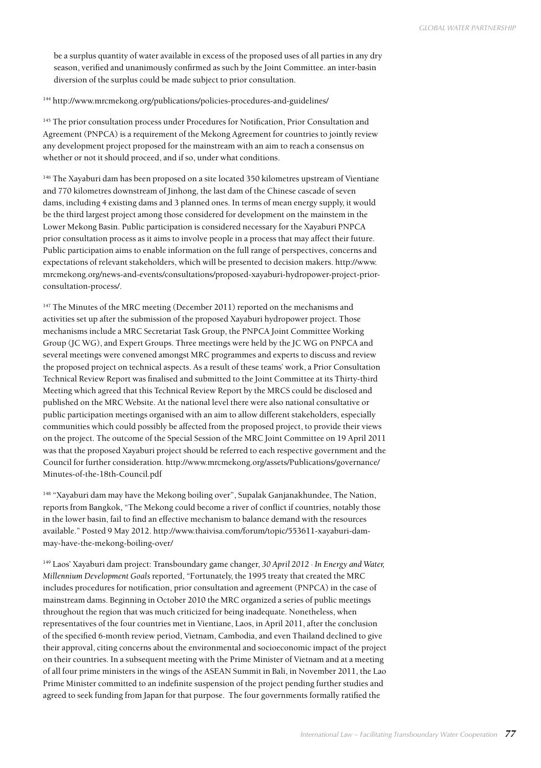be a surplus quantity of water available in excess of the proposed uses of all parties in any dry season, verified and unanimously confirmed as such by the Joint Committee. an inter-basin diversion of the surplus could be made subject to prior consultation.

[144] http://www.mrcmekong.org/publications/policies-procedures-and-guidelines/

[145] The prior consultation process under Procedures for Notification, Prior Consultation and Agreement (PNPCA) is a requirement of the Mekong Agreement for countries to jointly review any development project proposed for the mainstream with an aim to reach a consensus on whether or not it should proceed, and if so, under what conditions.

[146] The Xayaburi dam has been proposed on a site located 350 kilometres upstream of Vientiane and 770 kilometres downstream of Jinhong, the last dam of the Chinese cascade of seven dams, including 4 existing dams and 3 planned ones. In terms of mean energy supply, it would be the third largest project among those considered for development on the mainstem in the Lower Mekong Basin. Public participation is considered necessary for the Xayaburi PNPCA prior consultation process as it aims to involve people in a process that may affect their future. Public participation aims to enable information on the full range of perspectives, concerns and expectations of relevant stakeholders, which will be presented to decision makers. http://www.mrcmekong.org/news-and-events/consultations/proposed-xayaburi-hydropower-project-prior-consultation-process/.

[147] The Minutes of the MRC meeting (December 2011) reported on the mechanisms and activities set up after the submission of the proposed Xayaburi hydropower project. Those mechanisms include a MRC Secretariat Task Group, the PNPCA Joint Committee Working Group (JC WG), and Expert Groups. Three meetings were held by the JC WG on PNPCA and several meetings were convened amongst MRC programmes and experts to discuss and review the proposed project on technical aspects. As a result of these teams' work, a Prior Consultation Technical Review Report was finalised and submitted to the Joint Committee at its Thirty-third Meeting which agreed that this Technical Review Report by the MRCS could be disclosed and published on the MRC Website. At the national level there were also national consultative or public participation meetings organised with an aim to allow different stakeholders, especially communities which could possibly be affected from the proposed project, to provide their views on the project. The outcome of the Special Session of the MRC Joint Committee on 19 April 2011 was that the proposed Xayaburi project should be referred to each respective government and the Council for further consideration. http://www.mrcmekong.org/assets/Publications/governance/Minutes-of-the-18th-Council.pdf

[148] "Xayaburi dam may have the Mekong boiling over", Supalak Ganjanakhundee, The Nation, reports from Bangkok, "The Mekong could become a river of conflict if countries, notably those in the lower basin, fail to find an effective mechanism to balance demand with the resources available." Posted 9 May 2012. http://www.thaivisa.com/forum/topic/553611-xayaburi-dam-may-have-the-mekong-boiling-over/

[149] Laos' Xayaburi dam project: Transboundary game changer, *30 April 2012 · In Energy and Water, Millennium Development Goals* reported, "Fortunately, the 1995 treaty that created the MRC includes procedures for notification, prior consultation and agreement (PNPCA) in the case of mainstream dams. Beginning in October 2010 the MRC organized a series of public meetings throughout the region that was much criticized for being inadequate. Nonetheless, when representatives of the four countries met in Vientiane, Laos, in April 2011, after the conclusion of the specified 6-month review period, Vietnam, Cambodia, and even Thailand declined to give their approval, citing concerns about the environmental and socioeconomic impact of the project on their countries. In a subsequent meeting with the Prime Minister of Vietnam and at a meeting of all four prime ministers in the wings of the ASEAN Summit in Bali, in November 2011, the Lao Prime Minister committed to an indefinite suspension of the project pending further studies and agreed to seek funding from Japan for that purpose. The four governments formally ratified the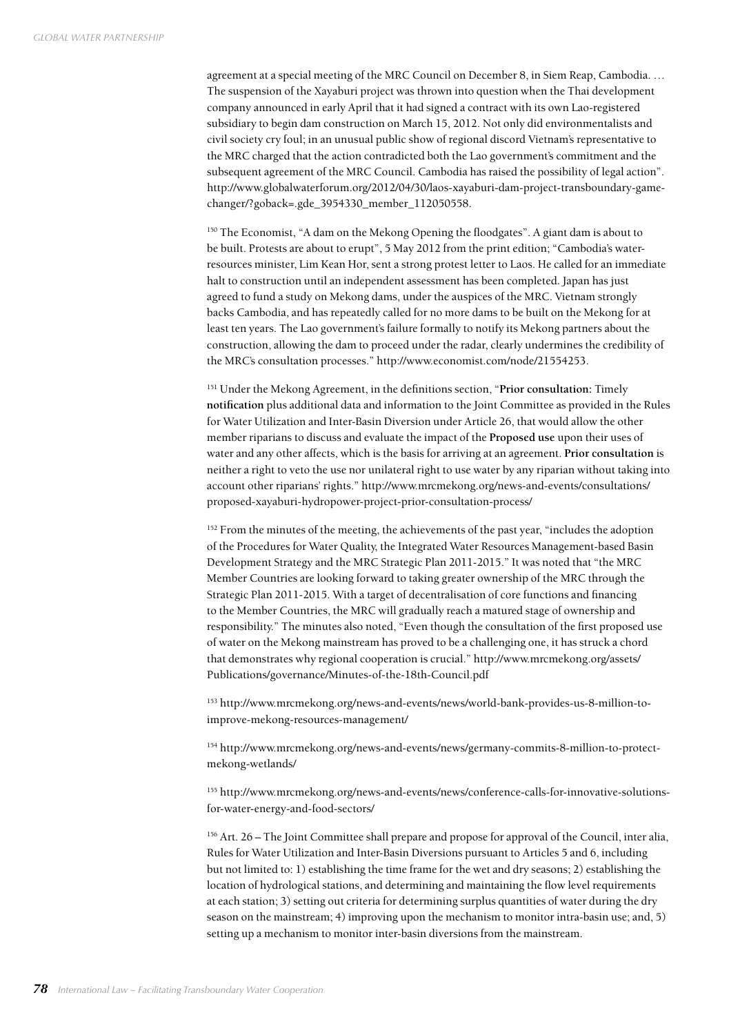agreement at a special meeting of the MRC Council on December 8, in Siem Reap, Cambodia. … The suspension of the Xayaburi project was thrown into question when the Thai development company announced in early April that it had signed a contract with its own Lao-registered subsidiary to begin dam construction on March 15, 2012. Not only did environmentalists and civil society cry foul; in an unusual public show of regional discord Vietnam's representative to the MRC charged that the action contradicted both the Lao government's commitment and the subsequent agreement of the MRC Council. Cambodia has raised the possibility of legal action". http://www.globalwaterforum.org/2012/04/30/laos-xayaburi-dam-project-transboundary-game-changer/?goback=.gde_3954330_member_112050558.

[150] The Economist, "A dam on the Mekong Opening the floodgates". A giant dam is about to be built. Protests are about to erupt", 5 May 2012 from the print edition; "Cambodia's water-resources minister, Lim Kean Hor, sent a strong protest letter to Laos. He called for an immediate halt to construction until an independent assessment has been completed. Japan has just agreed to fund a study on Mekong dams, under the auspices of the MRC. Vietnam strongly backs Cambodia, and has repeatedly called for no more dams to be built on the Mekong for at least ten years. The Lao government's failure formally to notify its Mekong partners about the construction, allowing the dam to proceed under the radar, clearly undermines the credibility of the MRC's consultation processes." http://www.economist.com/node/21554253.

[151] Under the Mekong Agreement, in the definitions section, "**Prior consultation:** Timely **notification** plus additional data and information to the Joint Committee as provided in the Rules for Water Utilization and Inter-Basin Diversion under Article 26, that would allow the other member riparians to discuss and evaluate the impact of the **Proposed use** upon their uses of water and any other affects, which is the basis for arriving at an agreement. **Prior consultation** is neither a right to veto the use nor unilateral right to use water by any riparian without taking into account other riparians' rights." http://www.mrcmekong.org/news-and-events/consultations/proposed-xayaburi-hydropower-project-prior-consultation-process/

[152] From the minutes of the meeting, the achievements of the past year, "includes the adoption of the Procedures for Water Quality, the Integrated Water Resources Management-based Basin Development Strategy and the MRC Strategic Plan 2011-2015." It was noted that "the MRC Member Countries are looking forward to taking greater ownership of the MRC through the Strategic Plan 2011-2015. With a target of decentralisation of core functions and financing to the Member Countries, the MRC will gradually reach a matured stage of ownership and responsibility." The minutes also noted, "Even though the consultation of the first proposed use of water on the Mekong mainstream has proved to be a challenging one, it has struck a chord that demonstrates why regional cooperation is crucial." http://www.mrcmekong.org/assets/Publications/governance/Minutes-of-the-18th-Council.pdf

[153] http://www.mrcmekong.org/news-and-events/news/world-bank-provides-us-8-million-to-improve-mekong-resources-management/

[154] http://www.mrcmekong.org/news-and-events/news/germany-commits-8-million-to-protect-mekong-wetlands/

[155] http://www.mrcmekong.org/news-and-events/news/conference-calls-for-innovative-solutions-for-water-energy-and-food-sectors/

[156] Art. 26 – The Joint Committee shall prepare and propose for approval of the Council, inter alia, Rules for Water Utilization and Inter-Basin Diversions pursuant to Articles 5 and 6, including but not limited to: 1) establishing the time frame for the wet and dry seasons; 2) establishing the location of hydrological stations, and determining and maintaining the flow level requirements at each station; 3) setting out criteria for determining surplus quantities of water during the dry season on the mainstream; 4) improving upon the mechanism to monitor intra-basin use; and, 5) setting up a mechanism to monitor inter-basin diversions from the mainstream.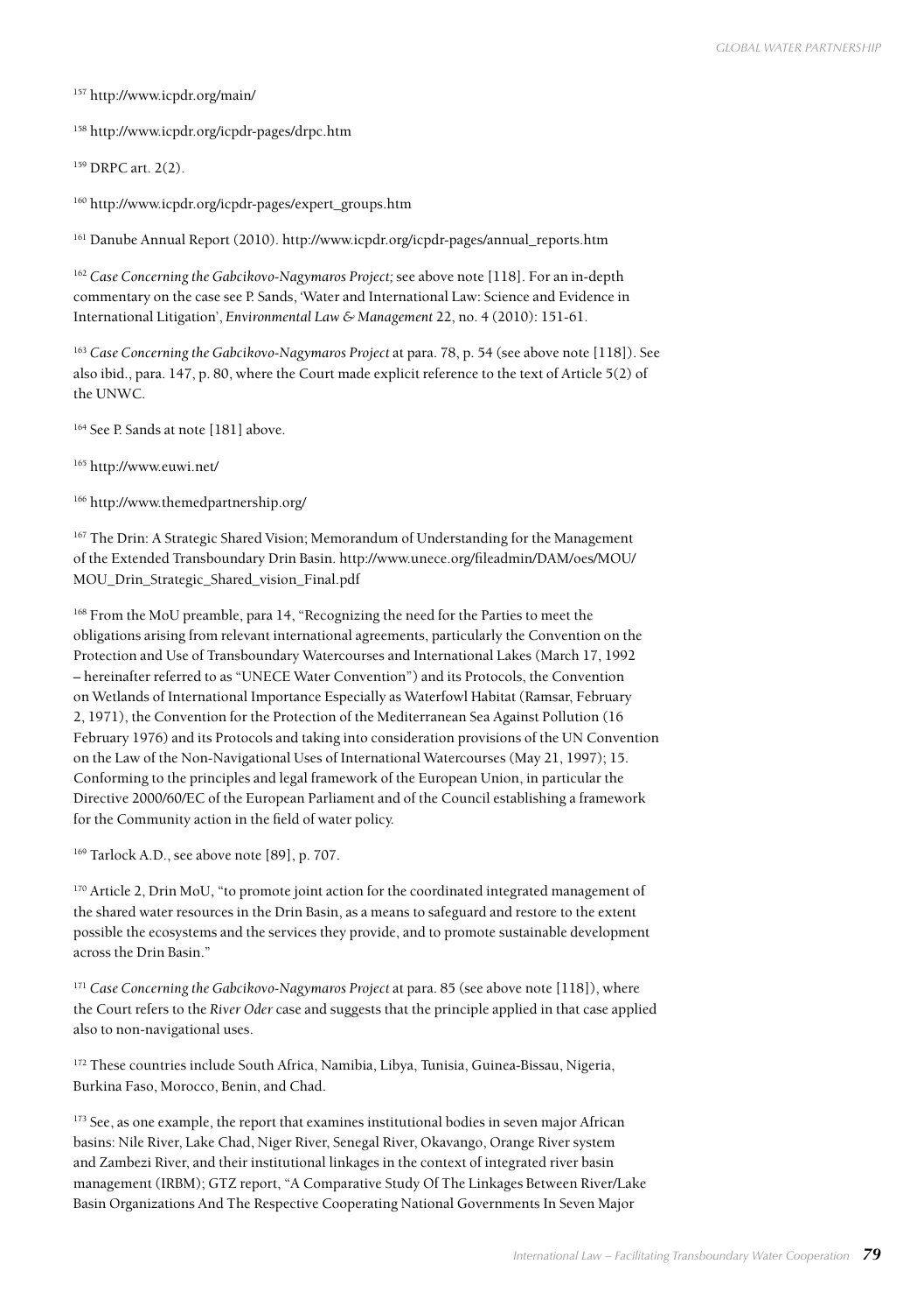[157] http://www.icpdr.org/main/

[158] http://www.icpdr.org/icpdr-pages/drpc.htm

[159] DRPC art. 2(2).

[160] http://www.icpdr.org/icpdr-pages/expert_groups.htm

[161] Danube Annual Report (2010). http://www.icpdr.org/icpdr-pages/annual_reports.htm

[162] *Case Concerning the Gabcikovo-Nagymaros Project;* see above note [118]. For an in-depth commentary on the case see P. Sands, 'Water and International Law: Science and Evidence in International Litigation', *Environmental Law & Management* 22, no. 4 (2010): 151-61.

[163] *Case Concerning the Gabcikovo-Nagymaros Project* at para. 78, p. 54 (see above note [118]). See also ibid., para. 147, p. 80, where the Court made explicit reference to the text of Article 5(2) of the UNWC.

[164] See P. Sands at note [181] above.

[165] http://www.euwi.net/

[166] http://www.themedpartnership.org/

[167] The Drin: A Strategic Shared Vision; Memorandum of Understanding for the Management of the Extended Transboundary Drin Basin. http://www.unece.org/fileadmin/DAM/oes/MOU/MOU_Drin_Strategic_Shared_vision_Final.pdf

[168] From the MoU preamble, para 14, "Recognizing the need for the Parties to meet the obligations arising from relevant international agreements, particularly the Convention on the Protection and Use of Transboundary Watercourses and International Lakes (March 17, 1992 – hereinafter referred to as "UNECE Water Convention") and its Protocols, the Convention on Wetlands of International Importance Especially as Waterfowl Habitat (Ramsar, February 2, 1971), the Convention for the Protection of the Mediterranean Sea Against Pollution (16 February 1976) and its Protocols and taking into consideration provisions of the UN Convention on the Law of the Non-Navigational Uses of International Watercourses (May 21, 1997); 15. Conforming to the principles and legal framework of the European Union, in particular the Directive 2000/60/EC of the European Parliament and of the Council establishing a framework for the Community action in the field of water policy.

[169] Tarlock A.D., see above note [89], p. 707.

[170] Article 2, Drin MoU, "to promote joint action for the coordinated integrated management of the shared water resources in the Drin Basin, as a means to safeguard and restore to the extent possible the ecosystems and the services they provide, and to promote sustainable development across the Drin Basin."

[171] *Case Concerning the Gabcikovo-Nagymaros Project* at para. 85 (see above note [118]), where the Court refers to the *River Oder* case and suggests that the principle applied in that case applied also to non-navigational uses.

[172] These countries include South Africa, Namibia, Libya, Tunisia, Guinea-Bissau, Nigeria, Burkina Faso, Morocco, Benin, and Chad.

[173] See, as one example, the report that examines institutional bodies in seven major African basins: Nile River, Lake Chad, Niger River, Senegal River, Okavango, Orange River system and Zambezi River, and their institutional linkages in the context of integrated river basin management (IRBM); GTZ report, "A Comparative Study Of The Linkages Between River/Lake Basin Organizations And The Respective Cooperating National Governments In Seven Major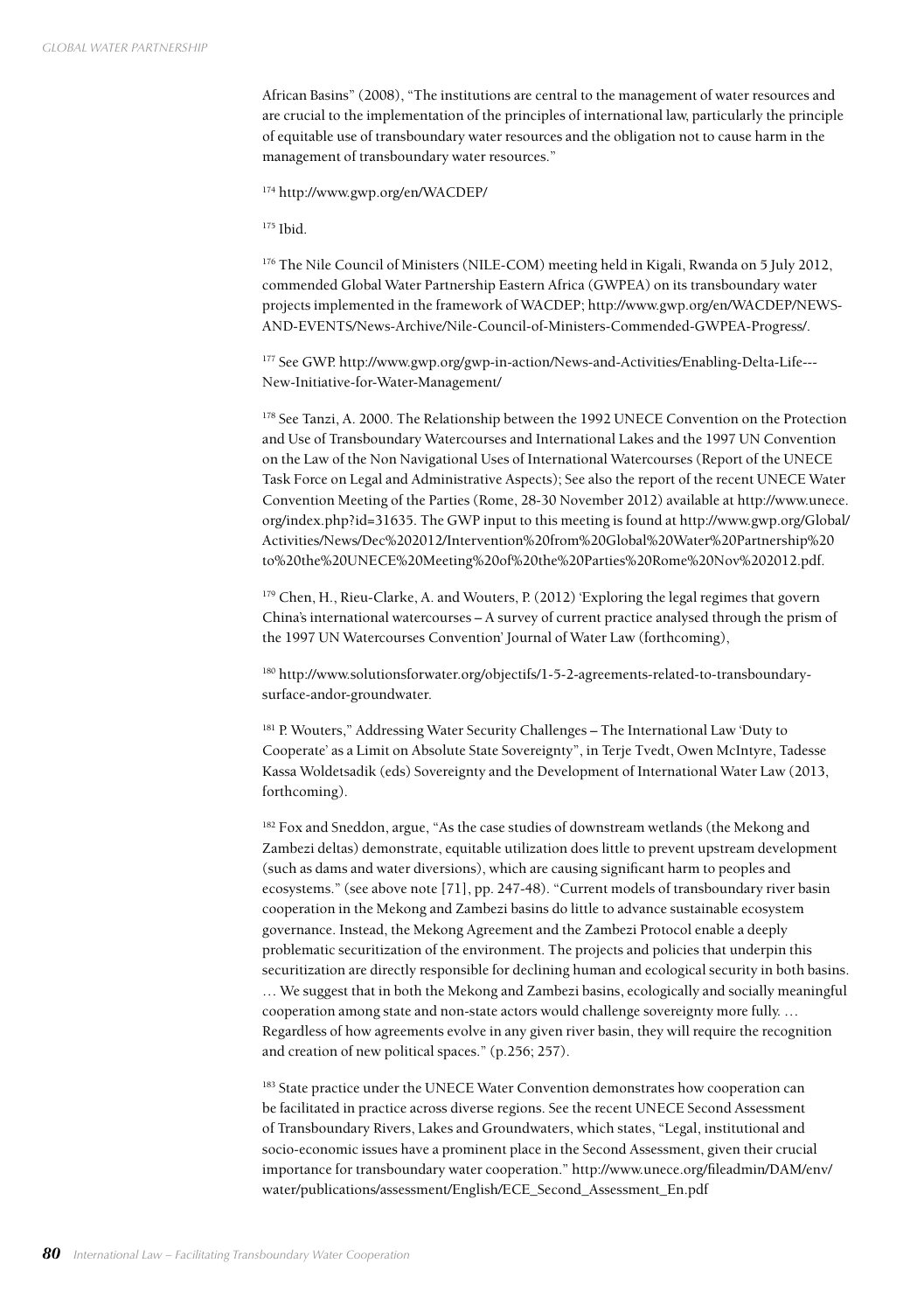African Basins" (2008), "The institutions are central to the management of water resources and are crucial to the implementation of the principles of international law, particularly the principle of equitable use of transboundary water resources and the obligation not to cause harm in the management of transboundary water resources."

[174] http://www.gwp.org/en/WACDEP/

[175] Ibid.

[176] The Nile Council of Ministers (NILE-COM) meeting held in Kigali, Rwanda on 5 July 2012, commended Global Water Partnership Eastern Africa (GWPEA) on its transboundary water projects implemented in the framework of WACDEP; http://www.gwp.org/en/WACDEP/NEWS-AND-EVENTS/News-Archive/Nile-Council-of-Ministers-Commended-GWPEA-Progress/.

[177] See GWP. http://www.gwp.org/gwp-in-action/News-and-Activities/Enabling-Delta-Life---New-Initiative-for-Water-Management/

[178] See Tanzi, A. 2000. The Relationship between the 1992 UNECE Convention on the Protection and Use of Transboundary Watercourses and International Lakes and the 1997 UN Convention on the Law of the Non Navigational Uses of International Watercourses (Report of the UNECE Task Force on Legal and Administrative Aspects); See also the report of the recent UNECE Water Convention Meeting of the Parties (Rome, 28-30 November 2012) available at http://www.unece.org/index.php?id=31635. The GWP input to this meeting is found at http://www.gwp.org/Global/Activities/News/Dec%202012/Intervention%20from%20Global%20Water%20Partnership%20to%20the%20UNECE%20Meeting%20of%20the%20Parties%20Rome%20Nov%202012.pdf.

[179] Chen, H., Rieu-Clarke, A. and Wouters, P. (2012) 'Exploring the legal regimes that govern China's international watercourses – A survey of current practice analysed through the prism of the 1997 UN Watercourses Convention' Journal of Water Law (forthcoming),

[180] http://www.solutionsforwater.org/objectifs/1-5-2-agreements-related-to-transboundary-surface-andor-groundwater.

[181] P. Wouters," Addressing Water Security Challenges – The International Law 'Duty to Cooperate' as a Limit on Absolute State Sovereignty", in Terje Tvedt, Owen McIntyre, Tadesse Kassa Woldetsadik (eds) Sovereignty and the Development of International Water Law (2013, forthcoming).

[182] Fox and Sneddon, argue, "As the case studies of downstream wetlands (the Mekong and Zambezi deltas) demonstrate, equitable utilization does little to prevent upstream development (such as dams and water diversions), which are causing significant harm to peoples and ecosystems." (see above note [71], pp. 247-48). "Current models of transboundary river basin cooperation in the Mekong and Zambezi basins do little to advance sustainable ecosystem governance. Instead, the Mekong Agreement and the Zambezi Protocol enable a deeply problematic securitization of the environment. The projects and policies that underpin this securitization are directly responsible for declining human and ecological security in both basins. … We suggest that in both the Mekong and Zambezi basins, ecologically and socially meaningful cooperation among state and non-state actors would challenge sovereignty more fully. … Regardless of how agreements evolve in any given river basin, they will require the recognition and creation of new political spaces." (p.256; 257).

[183] State practice under the UNECE Water Convention demonstrates how cooperation can be facilitated in practice across diverse regions. See the recent UNECE Second Assessment of Transboundary Rivers, Lakes and Groundwaters, which states, "Legal, institutional and socio-economic issues have a prominent place in the Second Assessment, given their crucial importance for transboundary water cooperation." http://www.unece.org/fileadmin/DAM/env/water/publications/assessment/English/ECE_Second_Assessment_En.pdf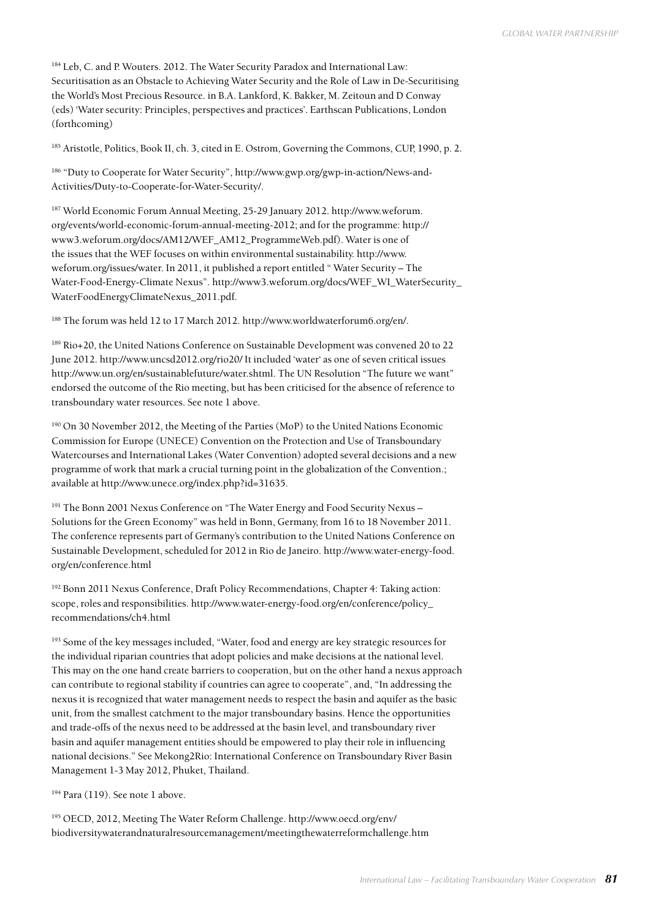[184] Leb, C. and P. Wouters. 2012. The Water Security Paradox and International Law: Securitisation as an Obstacle to Achieving Water Security and the Role of Law in De-Securitising the World's Most Precious Resource. in B.A. Lankford, K. Bakker, M. Zeitoun and D Conway (eds) 'Water security: Principles, perspectives and practices'. Earthscan Publications, London (forthcoming)

[185] Aristotle, Politics, Book II, ch. 3, cited in E. Ostrom, Governing the Commons, CUP, 1990, p. 2.

[186] "Duty to Cooperate for Water Security", http://www.gwp.org/gwp-in-action/News-and-Activities/Duty-to-Cooperate-for-Water-Security/.

[187] World Economic Forum Annual Meeting, 25-29 January 2012. http://www.weforum.org/events/world-economic-forum-annual-meeting-2012; and for the programme: http://www3.weforum.org/docs/AM12/WEF_AM12_ProgrammeWeb.pdf). Water is one of the issues that the WEF focuses on within environmental sustainability. http://www.weforum.org/issues/water. In 2011, it published a report entitled " Water Security – The Water-Food-Energy-Climate Nexus". http://www3.weforum.org/docs/WEF_WI_WaterSecurity_WaterFoodEnergyClimateNexus_2011.pdf.

[188] The forum was held 12 to 17 March 2012. http://www.worldwaterforum6.org/en/.

[189] Rio+20, the United Nations Conference on Sustainable Development was convened 20 to 22 June 2012. http://www.uncsd2012.org/rio20/ It included 'water' as one of seven critical issues http://www.un.org/en/sustainablefuture/water.shtml. The UN Resolution "The future we want" endorsed the outcome of the Rio meeting, but has been criticised for the absence of reference to transboundary water resources. See note 1 above.

[190] On 30 November 2012, the Meeting of the Parties (MoP) to the United Nations Economic Commission for Europe (UNECE) Convention on the Protection and Use of Transboundary Watercourses and International Lakes (Water Convention) adopted several decisions and a new programme of work that mark a crucial turning point in the globalization of the Convention.; available at http://www.unece.org/index.php?id=31635.

[191] The Bonn 2001 Nexus Conference on "The Water Energy and Food Security Nexus – Solutions for the Green Economy" was held in Bonn, Germany, from 16 to 18 November 2011. The conference represents part of Germany's contribution to the United Nations Conference on Sustainable Development, scheduled for 2012 in Rio de Janeiro. http://www.water-energy-food.org/en/conference.html

[192] Bonn 2011 Nexus Conference, Draft Policy Recommendations, Chapter 4: Taking action: scope, roles and responsibilities. http://www.water-energy-food.org/en/conference/policy_recommendations/ch4.html

[193] Some of the key messages included, "Water, food and energy are key strategic resources for the individual riparian countries that adopt policies and make decisions at the national level. This may on the one hand create barriers to cooperation, but on the other hand a nexus approach can contribute to regional stability if countries can agree to cooperate", and, "In addressing the nexus it is recognized that water management needs to respect the basin and aquifer as the basic unit, from the smallest catchment to the major transboundary basins. Hence the opportunities and trade-offs of the nexus need to be addressed at the basin level, and transboundary river basin and aquifer management entities should be empowered to play their role in influencing national decisions." See Mekong2Rio: International Conference on Transboundary River Basin Management 1-3 May 2012, Phuket, Thailand.

[194] Para (119). See note 1 above.

[195] OECD, 2012, Meeting The Water Reform Challenge. http://www.oecd.org/env/biodiversitywaterandnaturalresourcemanagement/meetingthewaterreformchallenge.htm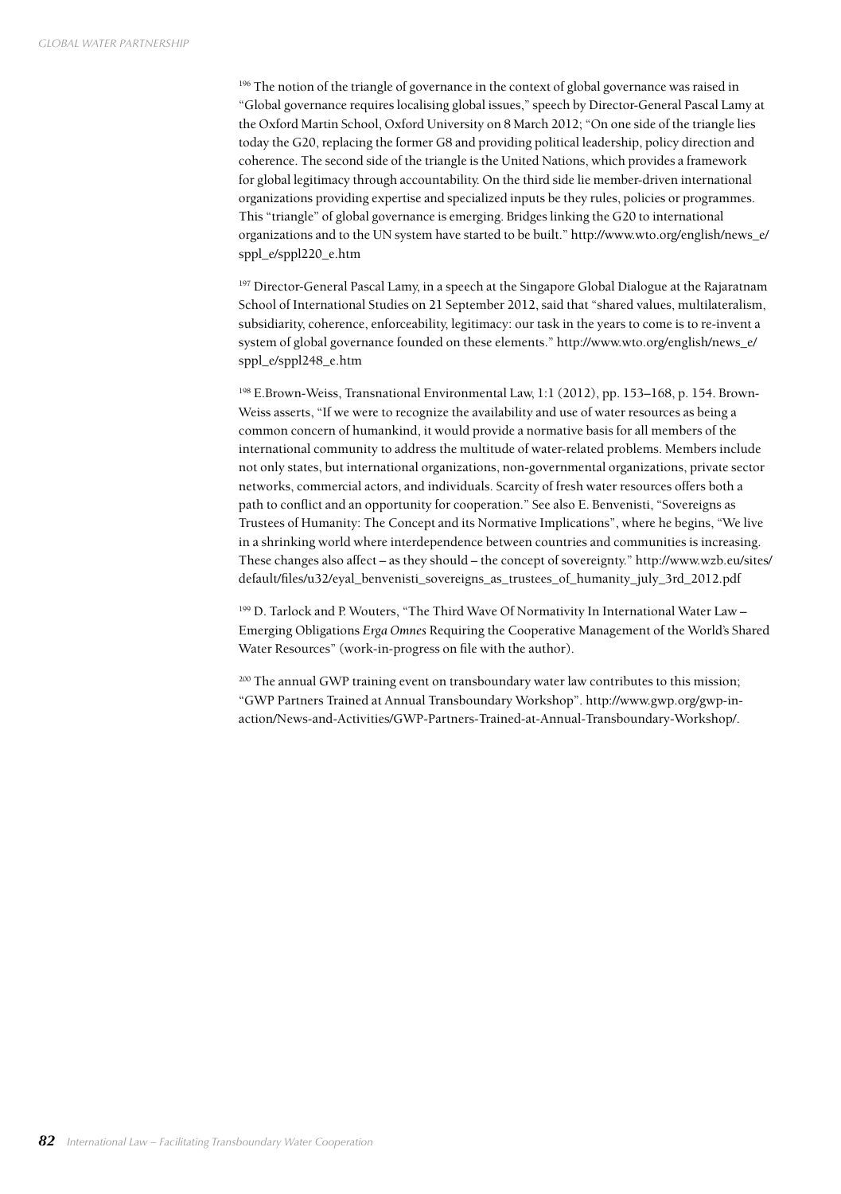[196] The notion of the triangle of governance in the context of global governance was raised in "Global governance requires localising global issues," speech by Director-General Pascal Lamy at the Oxford Martin School, Oxford University on 8 March 2012; "On one side of the triangle lies today the G20, replacing the former G8 and providing political leadership, policy direction and coherence. The second side of the triangle is the United Nations, which provides a framework for global legitimacy through accountability. On the third side lie member-driven international organizations providing expertise and specialized inputs be they rules, policies or programmes. This "triangle" of global governance is emerging. Bridges linking the G20 to international organizations and to the UN system have started to be built." http://www.wto.org/english/news_e/sppl_e/sppl220_e.htm

[197] Director-General Pascal Lamy, in a speech at the Singapore Global Dialogue at the Rajaratnam School of International Studies on 21 September 2012, said that "shared values, multilateralism, subsidiarity, coherence, enforceability, legitimacy: our task in the years to come is to re-invent a system of global governance founded on these elements." http://www.wto.org/english/news_e/sppl_e/sppl248_e.htm

[198] E.Brown-Weiss, Transnational Environmental Law, 1:1 (2012), pp. 153–168, p. 154. Brown-Weiss asserts, "If we were to recognize the availability and use of water resources as being a common concern of humankind, it would provide a normative basis for all members of the international community to address the multitude of water-related problems. Members include not only states, but international organizations, non-governmental organizations, private sector networks, commercial actors, and individuals. Scarcity of fresh water resources offers both a path to conflict and an opportunity for cooperation." See also E. Benvenisti, "Sovereigns as Trustees of Humanity: The Concept and its Normative Implications", where he begins, "We live in a shrinking world where interdependence between countries and communities is increasing. These changes also affect – as they should – the concept of sovereignty." http://www.wzb.eu/sites/default/files/u32/eyal_benvenisti_sovereigns_as_trustees_of_humanity_july_3rd_2012.pdf

[199] D. Tarlock and P. Wouters, "The Third Wave Of Normativity In International Water Law – Emerging Obligations *Erga Omnes* Requiring the Cooperative Management of the World's Shared Water Resources" (work-in-progress on file with the author).

[200] The annual GWP training event on transboundary water law contributes to this mission; "GWP Partners Trained at Annual Transboundary Workshop". http://www.gwp.org/gwp-in-action/News-and-Activities/GWP-Partners-Trained-at-Annual-Transboundary-Workshop/.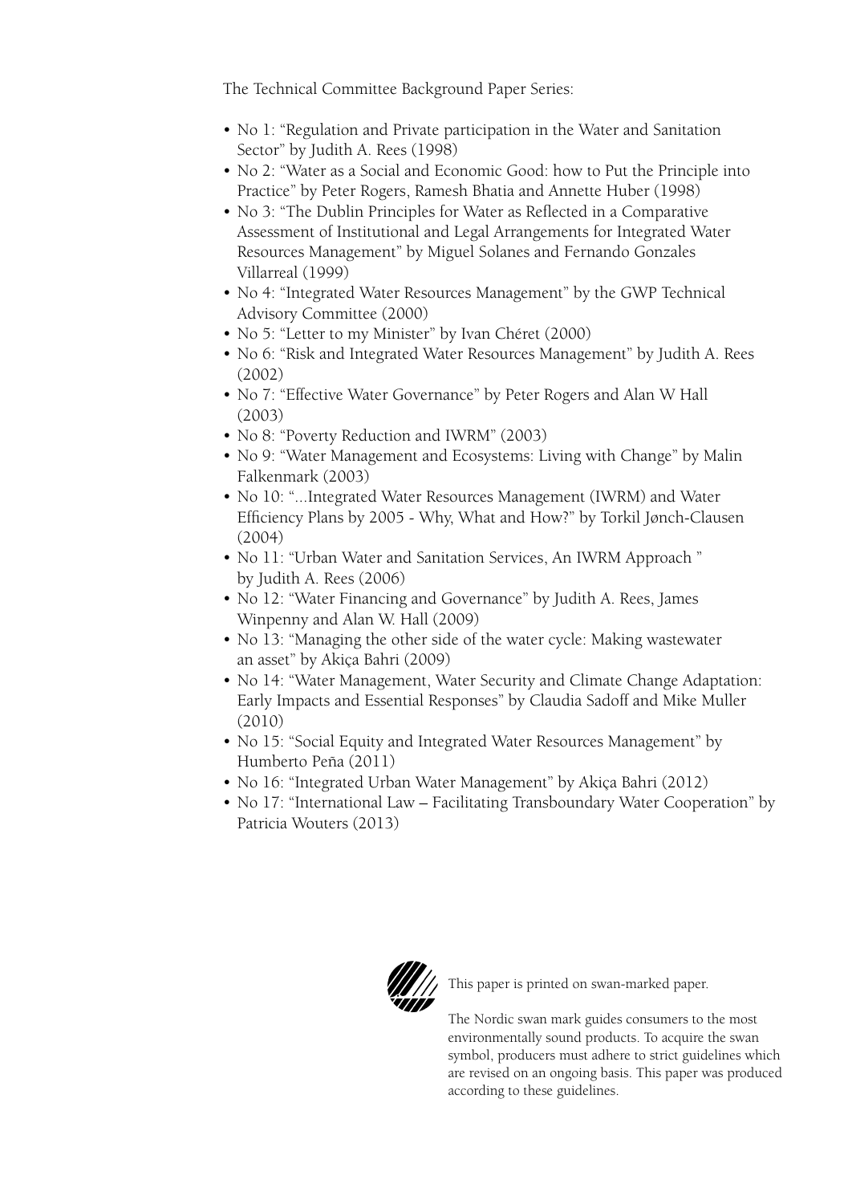The Technical Committee Background Paper Series:

- No 1: “Regulation and Private participation in the Water and Sanitation Sector” by Judith A. Rees (1998)
- No 2: “Water as a Social and Economic Good: how to Put the Principle into Practice” by Peter Rogers, Ramesh Bhatia and Annette Huber (1998)
- No 3: “The Dublin Principles for Water as Reflected in a Comparative Assessment of Institutional and Legal Arrangements for Integrated Water Resources Management” by Miguel Solanes and Fernando Gonzales Villarreal (1999)
- No 4: “Integrated Water Resources Management” by the GWP Technical Advisory Committee (2000)
- No 5: “Letter to my Minister” by Ivan Chéret (2000)
- No 6: “Risk and Integrated Water Resources Management” by Judith A. Rees (2002)
- No 7: “Effective Water Governance” by Peter Rogers and Alan W Hall (2003)
- No 8: “Poverty Reduction and IWRM” (2003)
- No 9: “Water Management and Ecosystems: Living with Change” by Malin Falkenmark (2003)
- No 10: “...Integrated Water Resources Management (IWRM) and Water Efficiency Plans by 2005 - Why, What and How?” by Torkil Jønch-Clausen (2004)
- No 11: “Urban Water and Sanitation Services, An IWRM Approach ” by Judith A. Rees (2006)
- No 12: “Water Financing and Governance” by Judith A. Rees, James Winpenny and Alan W. Hall (2009)
- No 13: “Managing the other side of the water cycle: Making wastewater an asset” by Akiça Bahri (2009)
- No 14: “Water Management, Water Security and Climate Change Adaptation: Early Impacts and Essential Responses” by Claudia Sadoff and Mike Muller (2010)
- No 15: “Social Equity and Integrated Water Resources Management” by Humberto Peña (2011)
- No 16: “Integrated Urban Water Management” by Akiça Bahri (2012)
- No 17: “International Law – Facilitating Transboundary Water Cooperation” by Patricia Wouters (2013)

This paper is printed on swan-marked paper.

The Nordic swan mark guides consumers to the most environmentally sound products. To acquire the swan symbol, producers must adhere to strict guidelines which are revised on an ongoing basis. This paper was produced according to these guidelines.